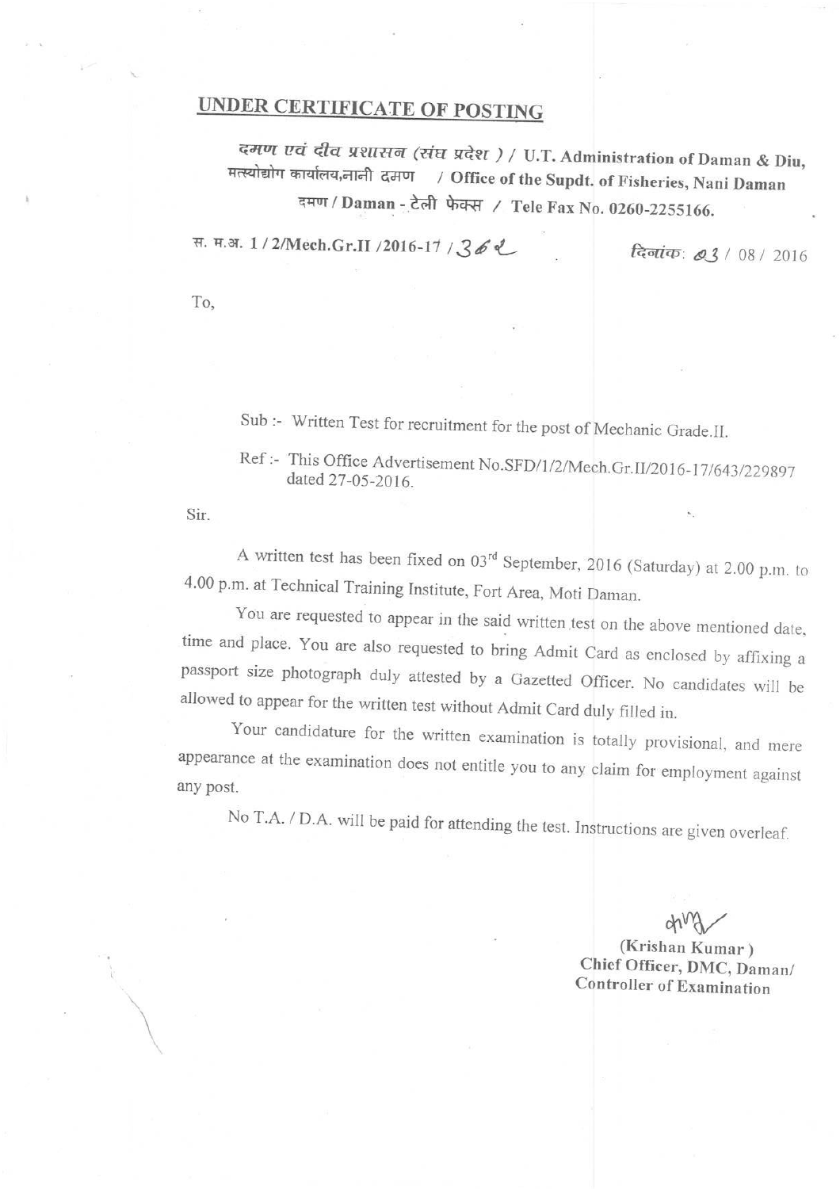# UNDER CERTIFICATE OF POSTING

दमण एवं दीव प्रशासन (संघ प्रदेश ) / U.T. Administration of Daman & Diu,
मत्स्योद्योग कार्यालय,नानी दमण / Office of the Supdt. of Fisheries, Nani Daman
दमण / Daman - टेली फेक्स / Tele Fax No. 0260-2255166.

स. म.अ. 1 / 2/Mech.Gr.II /2016-17 / 362 दिनांक: 03 / 08 / 2016

To,

Sub :- Written Test for recruitment for the post of Mechanic Grade.II.

Ref :- This Office Advertisement No.SFD/1/2/Mech.Gr.II/2016-17/643/229897 dated 27-05-2016.

Sir.

A written test has been fixed on 03rd September, 2016 (Saturday) at 2.00 p.m. to 4.00 p.m. at Technical Training Institute, Fort Area, Moti Daman.

You are requested to appear in the said written test on the above mentioned date, time and place. You are also requested to bring Admit Card as enclosed by affixing a passport size photograph duly attested by a Gazetted Officer. No candidates will be allowed to appear for the written test without Admit Card duly filled in.

Your candidature for the written examination is totally provisional, and mere appearance at the examination does not entitle you to any claim for employment against any post.

No T.A. / D.A. will be paid for attending the test. Instructions are given overleaf.

(Krishan Kumar)
Chief Officer, DMC, Daman/
Controller of Examination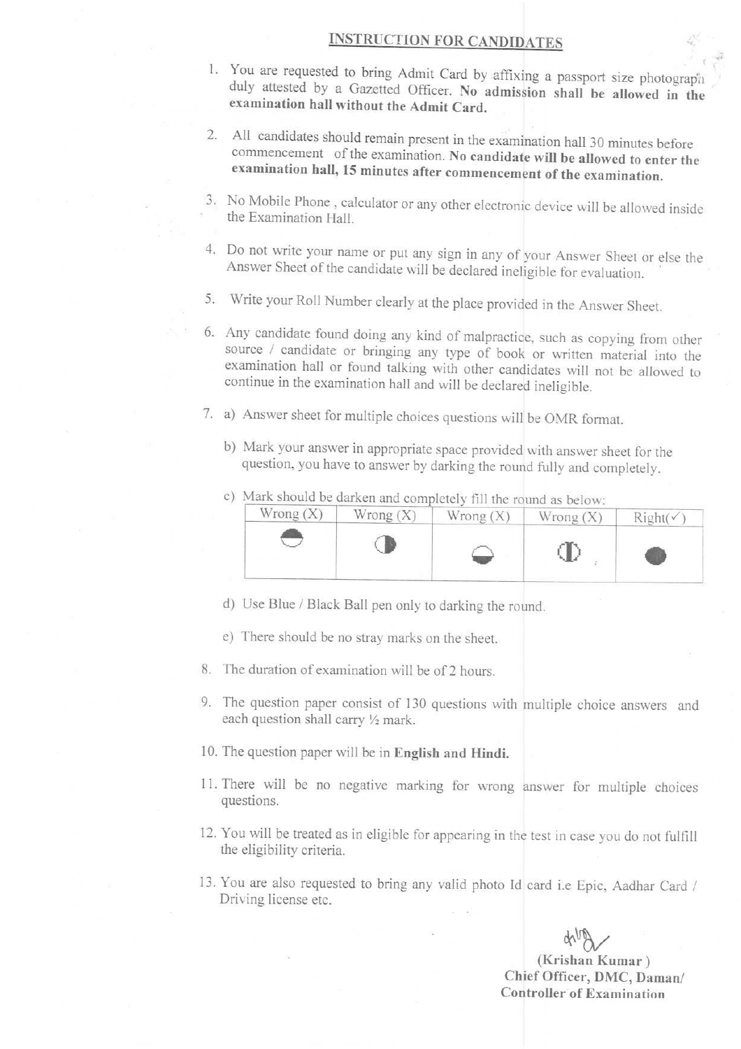## INSTRUCTION FOR CANDIDATES

1. You are requested to bring Admit Card by affixing a passport size photograph duly attested by a Gazetted Officer. **No admission shall be allowed in the examination hall without the Admit Card.**

2. All candidates should remain present in the examination hall 30 minutes before commencement of the examination. **No candidate will be allowed to enter the examination hall, 15 minutes after commencement of the examination.**

3. No Mobile Phone , calculator or any other electronic device will be allowed inside the Examination Hall.

4. Do not write your name or put any sign in any of your Answer Sheet or else the Answer Sheet of the candidate will be declared ineligible for evaluation.

5. Write your Roll Number clearly at the place provided in the Answer Sheet.

6. Any candidate found doing any kind of malpractice, such as copying from other source / candidate or bringing any type of book or written material into the examination hall or found talking with other candidates will not be allowed to continue in the examination hall and will be declared ineligible.

7. a) Answer sheet for multiple choices questions will be OMR format.

   b) Mark your answer in appropriate space provided with answer sheet for the question, you have to answer by darking the round fully and completely.

   c) Mark should be darken and completely fill the round as below:

| Wrong (X) | Wrong (X) | Wrong (X) | Wrong (X) | Right(✓) |
|---|---|---|---|---|
| ◓ | ◑ | ◒ | ◐ | ● |

   d) Use Blue / Black Ball pen only to darking the round.

   e) There should be no stray marks on the sheet.

8. The duration of examination will be of 2 hours.

9. The question paper consist of 130 questions with multiple choice answers and each question shall carry ½ mark.

10. The question paper will be in **English and Hindi.**

11. There will be no negative marking for wrong answer for multiple choices questions.

12. You will be treated as in eligible for appearing in the test in case you do not fulfill the eligibility criteria.

13. You are also requested to bring any valid photo Id card i.e Epic, Aadhar Card / Driving license etc.

**(Krishan Kumar )**
**Chief Officer, DMC, Daman/**
**Controller of Examination**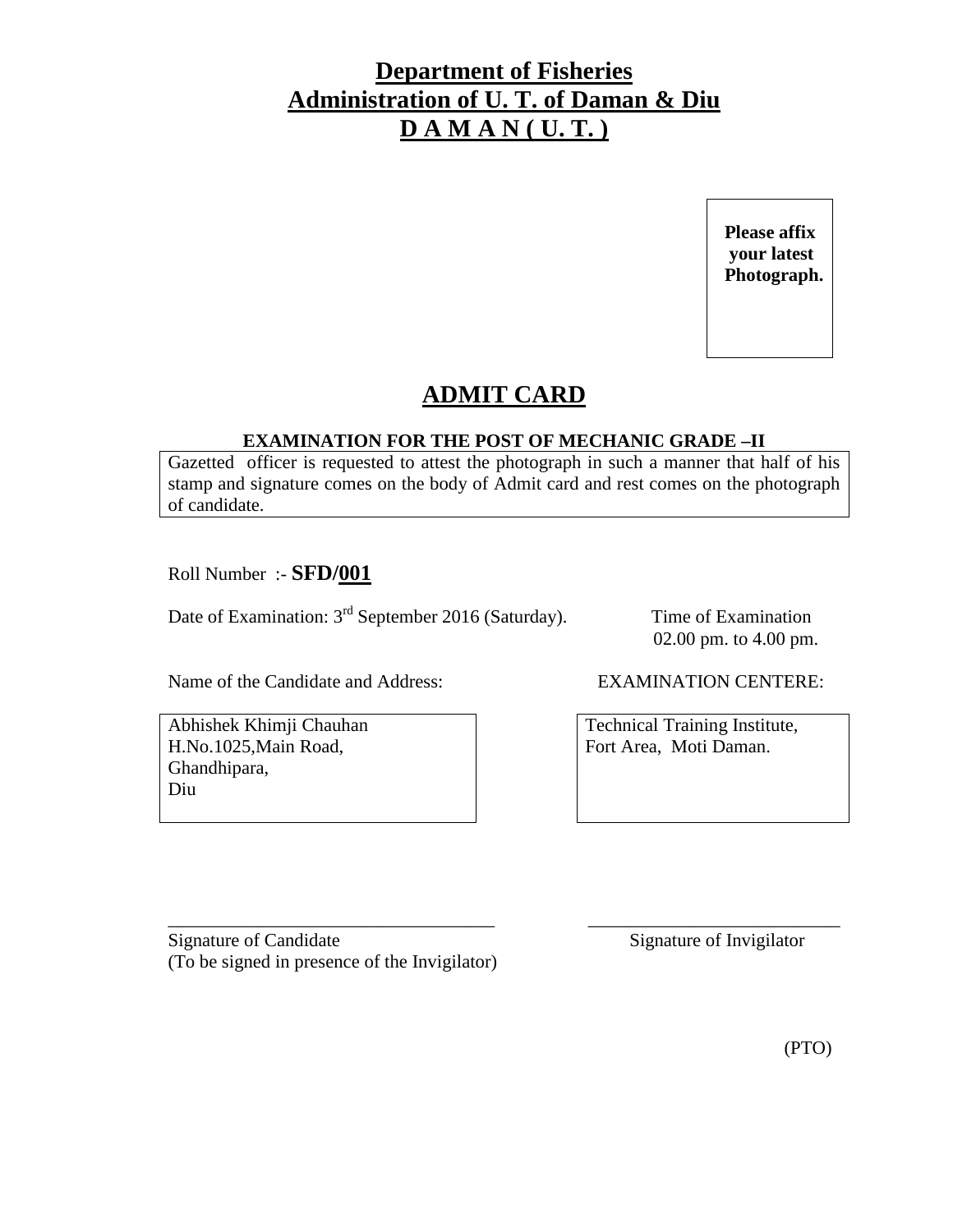# Department of Fisheries
# Administration of U. T. of Daman & Diu
# D A M A N ( U. T. )

**Please affix your latest Photograph.**

## ADMIT CARD

**EXAMINATION FOR THE POST OF MECHANIC GRADE –II**

Gazetted officer is requested to attest the photograph in such a manner that half of his stamp and signature comes on the body of Admit card and rest comes on the photograph of candidate.

Roll Number :- **SFD/001**

Date of Examination: 3rd September 2016 (Saturday).

Time of Examination
02.00 pm. to 4.00 pm.

Name of the Candidate and Address:

Abhishek Khimji Chauhan
H.No.1025,Main Road,
Ghandhipara,
Diu

EXAMINATION CENTERE:

Technical Training Institute,
Fort Area, Moti Daman.

\_\_\_\_\_\_\_\_\_\_\_\_\_\_\_\_\_\_\_\_\_\_\_\_\_\_\_\_\_\_\_\_\_\_\_\_
Signature of Candidate
(To be signed in presence of the Invigilator)

\_\_\_\_\_\_\_\_\_\_\_\_\_\_\_\_\_\_\_\_\_\_\_\_\_\_\_\_
Signature of Invigilator

(PTO)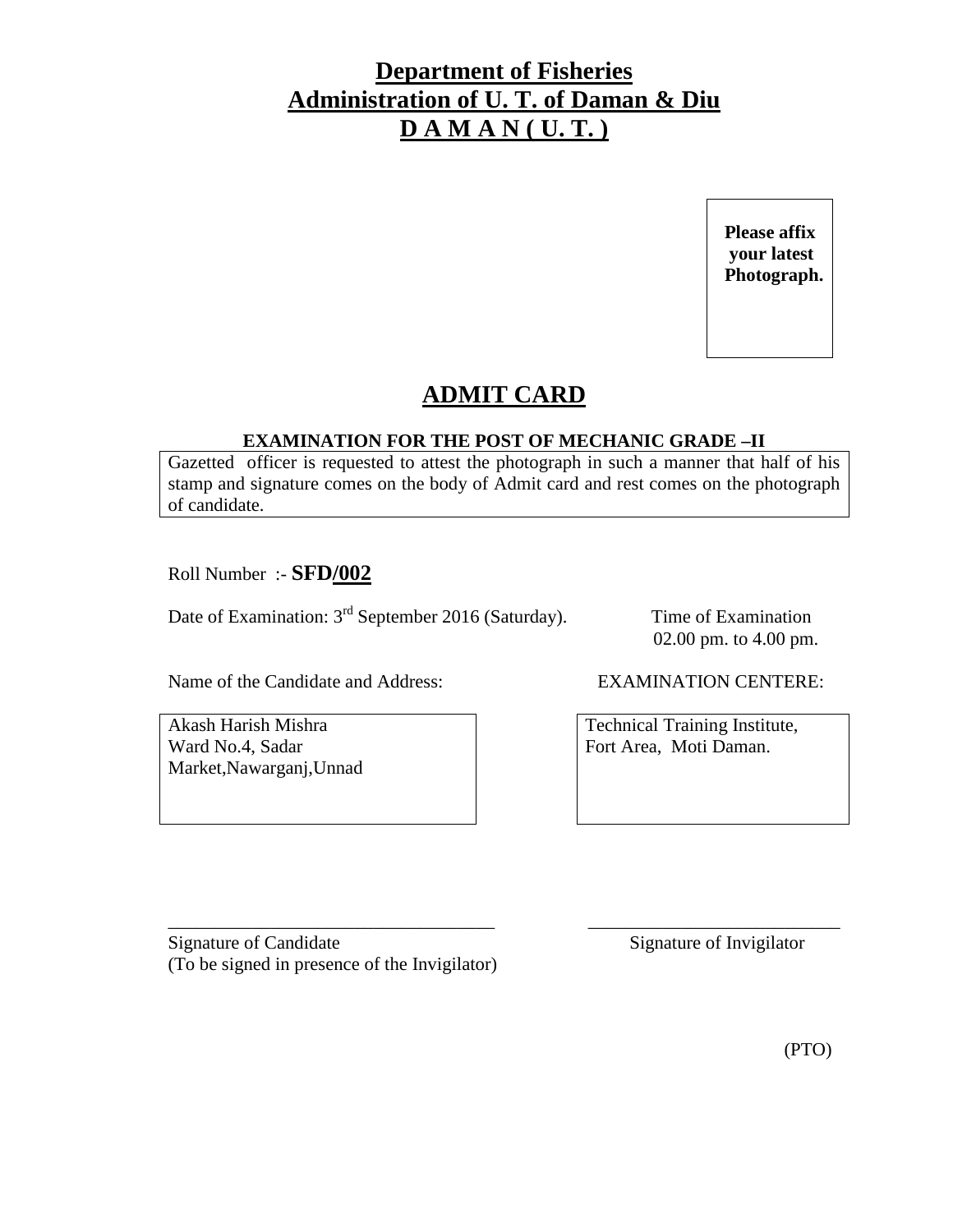# Department of Fisheries
# Administration of U. T. of Daman & Diu
# D A M A N ( U. T. )

**Please affix your latest Photograph.**

## ADMIT CARD

**EXAMINATION FOR THE POST OF MECHANIC GRADE –II**

Gazetted officer is requested to attest the photograph in such a manner that half of his stamp and signature comes on the body of Admit card and rest comes on the photograph of candidate.

Roll Number :- **SFD/002**

Date of Examination: 3rd September 2016 (Saturday).

Time of Examination
02.00 pm. to 4.00 pm.

Name of the Candidate and Address:

Akash Harish Mishra
Ward No.4, Sadar Market,Nawarganj,Unnad

EXAMINATION CENTERE:

Technical Training Institute,
Fort Area, Moti Daman.

\_\_\_\_\_\_\_\_\_\_\_\_\_\_\_\_\_\_\_\_\_\_\_\_\_\_\_\_\_\_\_\_\_\_\_
Signature of Candidate
(To be signed in presence of the Invigilator)

\_\_\_\_\_\_\_\_\_\_\_\_\_\_\_\_\_\_\_\_\_\_\_\_\_\_\_
Signature of Invigilator

(PTO)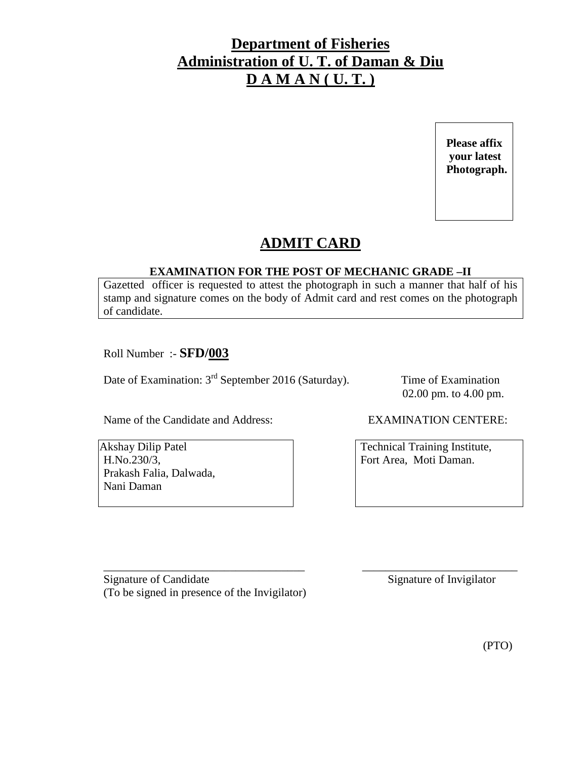# Department of Fisheries
# Administration of U. T. of Daman & Diu
# D A M A N ( U. T. )

**Please affix your latest Photograph.**

## ADMIT CARD

**EXAMINATION FOR THE POST OF MECHANIC GRADE –II**

Gazetted officer is requested to attest the photograph in such a manner that half of his stamp and signature comes on the body of Admit card and rest comes on the photograph of candidate.

Roll Number :- **SFD/003**

Date of Examination: 3rd September 2016 (Saturday).

Time of Examination 02.00 pm. to 4.00 pm.

| Name of the Candidate and Address: | EXAMINATION CENTERE: |
|---|---|
| Akshay Dilip Patel<br>H.No.230/3,<br>Prakash Falia, Dalwada,<br>Nani Daman | Technical Training Institute,<br>Fort Area, Moti Daman. |

\_\_\_\_\_\_\_\_\_\_\_\_\_\_\_\_\_\_\_\_\_\_\_\_\_\_\_\_\_\_\_\_\_\_\_\_
Signature of Candidate
(To be signed in presence of the Invigilator)

\_\_\_\_\_\_\_\_\_\_\_\_\_\_\_\_\_\_\_\_\_\_\_\_\_\_\_\_
Signature of Invigilator

(PTO)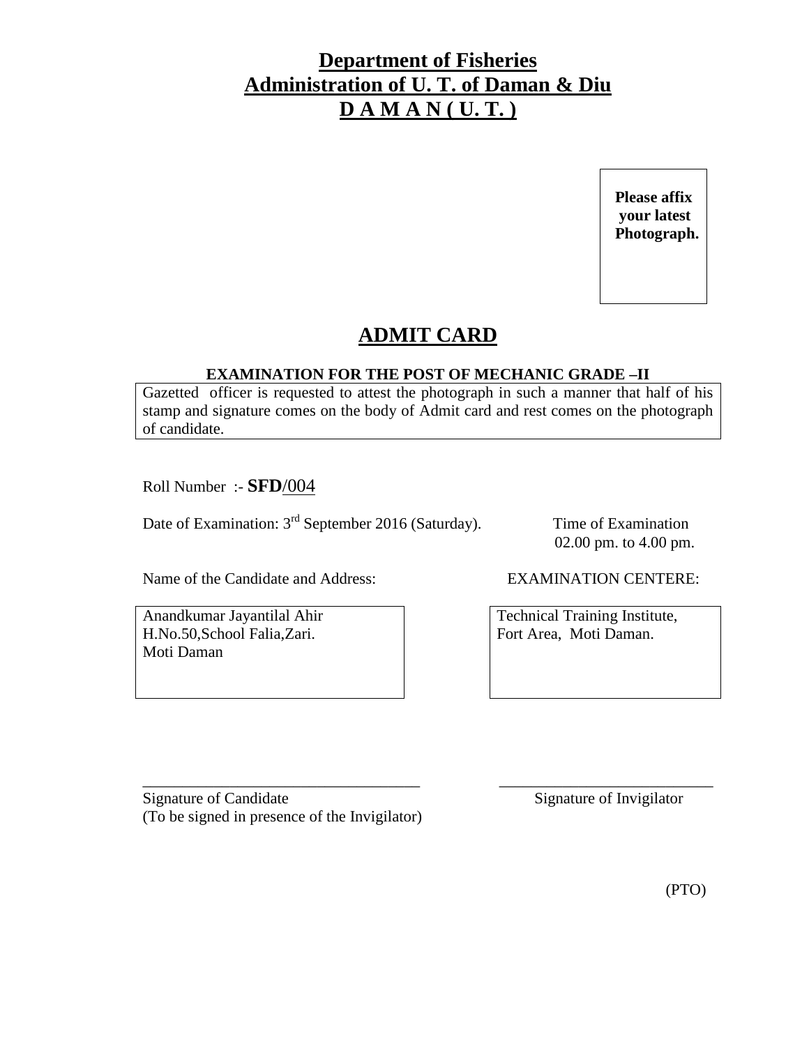# Department of Fisheries
## Administration of U. T. of Daman & Diu
## D A M A N ( U. T. )

**Please affix your latest Photograph.**

## ADMIT CARD

**EXAMINATION FOR THE POST OF MECHANIC GRADE –II**

Gazetted officer is requested to attest the photograph in such a manner that half of his stamp and signature comes on the body of Admit card and rest comes on the photograph of candidate.

Roll Number :- **SFD**/004

Date of Examination: 3rd September 2016 (Saturday).

Time of Examination
02.00 pm. to 4.00 pm.

Name of the Candidate and Address:

Anandkumar Jayantilal Ahir
H.No.50,School Falia,Zari.
Moti Daman

EXAMINATION CENTERE:

Technical Training Institute,
Fort Area, Moti Daman.

___________________________________
Signature of Candidate
(To be signed in presence of the Invigilator)

___________________________
Signature of Invigilator

(PTO)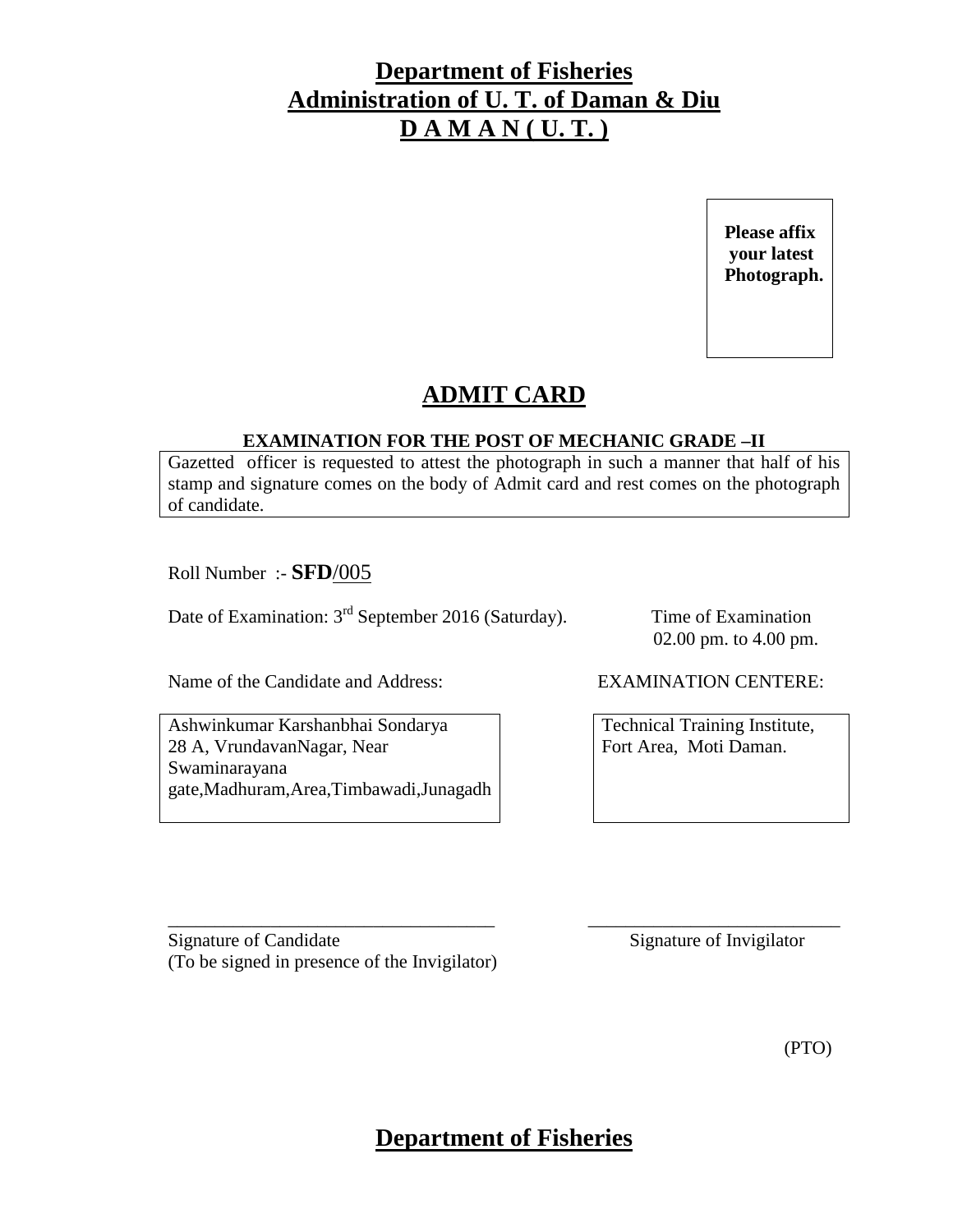# Department of Fisheries
# Administration of U. T. of Daman & Diu
# D A M A N ( U. T. )

**Please affix your latest Photograph.**

## ADMIT CARD

**EXAMINATION FOR THE POST OF MECHANIC GRADE –II**

Gazetted officer is requested to attest the photograph in such a manner that half of his stamp and signature comes on the body of Admit card and rest comes on the photograph of candidate.

Roll Number :- **SFD**/005

Date of Examination: 3rd September 2016 (Saturday).

Time of Examination
02.00 pm. to 4.00 pm.

Name of the Candidate and Address:

Ashwinkumar Karshanbhai Sondarya
28 A, VrundavanNagar, Near Swaminarayana gate,Madhuram,Area,Timbawadi,Junagadh

EXAMINATION CENTERE:

Technical Training Institute,
Fort Area, Moti Daman.

___________________________________
Signature of Candidate
(To be signed in presence of the Invigilator)

___________________________
Signature of Invigilator

(PTO)

# Department of Fisheries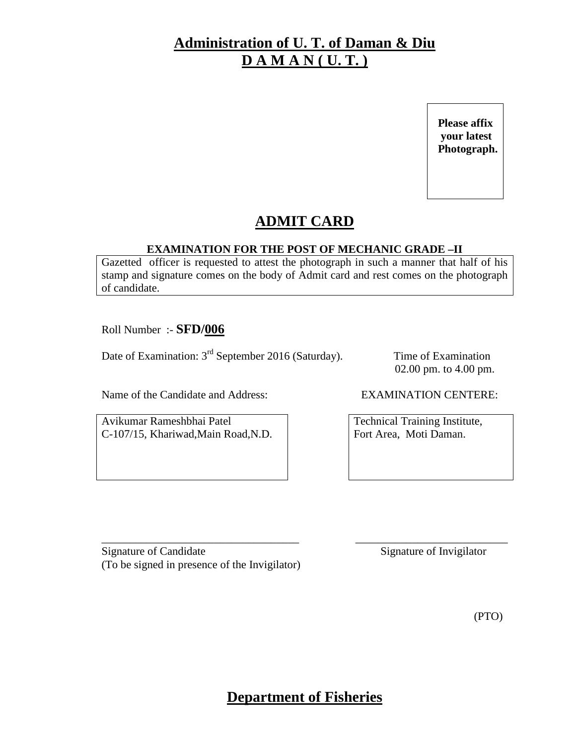# Administration of U. T. of Daman & Diu
## D A M A N ( U. T. )

**Please affix your latest Photograph.**

## ADMIT CARD

**EXAMINATION FOR THE POST OF MECHANIC GRADE –II**

Gazetted officer is requested to attest the photograph in such a manner that half of his stamp and signature comes on the body of Admit card and rest comes on the photograph of candidate.

Roll Number :- **SFD/006**

Date of Examination: 3rd September 2016 (Saturday).

Time of Examination 02.00 pm. to 4.00 pm.

Name of the Candidate and Address:

Avikumar Rameshbhai Patel
C-107/15, Khariwad,Main Road,N.D.

EXAMINATION CENTERE:

Technical Training Institute,
Fort Area, Moti Daman.

\_\_\_\_\_\_\_\_\_\_\_\_\_\_\_\_\_\_\_\_\_\_\_\_\_\_\_\_\_\_\_\_\_\_\_\_

Signature of Candidate
(To be signed in presence of the Invigilator)

\_\_\_\_\_\_\_\_\_\_\_\_\_\_\_\_\_\_\_\_\_\_\_\_\_\_\_\_

Signature of Invigilator

(PTO)

## Department of Fisheries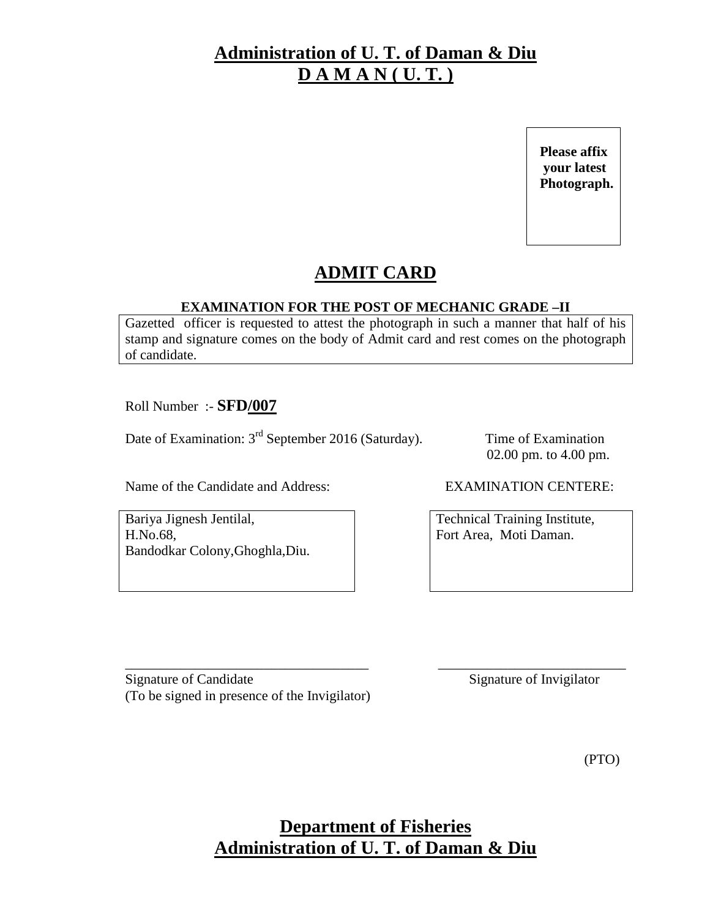# Administration of U. T. of Daman & Diu
## D A M A N ( U. T. )

**Please affix your latest Photograph.**

## ADMIT CARD

**EXAMINATION FOR THE POST OF MECHANIC GRADE –II**

Gazetted officer is requested to attest the photograph in such a manner that half of his stamp and signature comes on the body of Admit card and rest comes on the photograph of candidate.

Roll Number :- **SFD/007**

Date of Examination: 3rd September 2016 (Saturday).

Time of Examination
02.00 pm. to 4.00 pm.

Name of the Candidate and Address:

Bariya Jignesh Jentilal,
H.No.68,
Bandodkar Colony,Ghoghla,Diu.

EXAMINATION CENTERE:

Technical Training Institute,
Fort Area, Moti Daman.

___________________________________
Signature of Candidate
(To be signed in presence of the Invigilator)

___________________________
Signature of Invigilator

(PTO)

# Department of Fisheries
# Administration of U. T. of Daman & Diu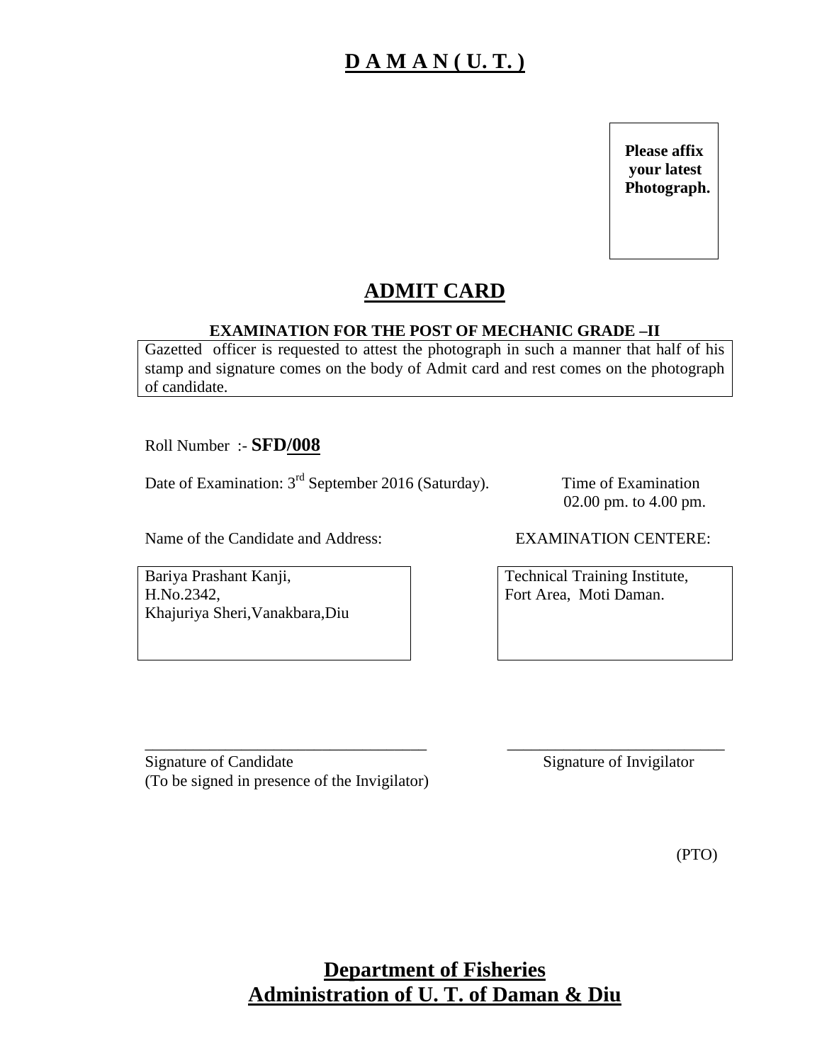# D A M A N ( U. T. )

**Please affix your latest Photograph.**

## ADMIT CARD

**EXAMINATION FOR THE POST OF MECHANIC GRADE –II**

Gazetted officer is requested to attest the photograph in such a manner that half of his stamp and signature comes on the body of Admit card and rest comes on the photograph of candidate.

Roll Number :- **SFD/008**

Date of Examination: 3rd September 2016 (Saturday).

Time of Examination
02.00 pm. to 4.00 pm.

Name of the Candidate and Address:

Bariya Prashant Kanji,
H.No.2342,
Khajuriya Sheri,Vanakbara,Diu

EXAMINATION CENTERE:

Technical Training Institute,
Fort Area, Moti Daman.

___________________________________
Signature of Candidate
(To be signed in presence of the Invigilator)

___________________________
Signature of Invigilator

(PTO)

## Department of Fisheries
## Administration of U. T. of Daman & Diu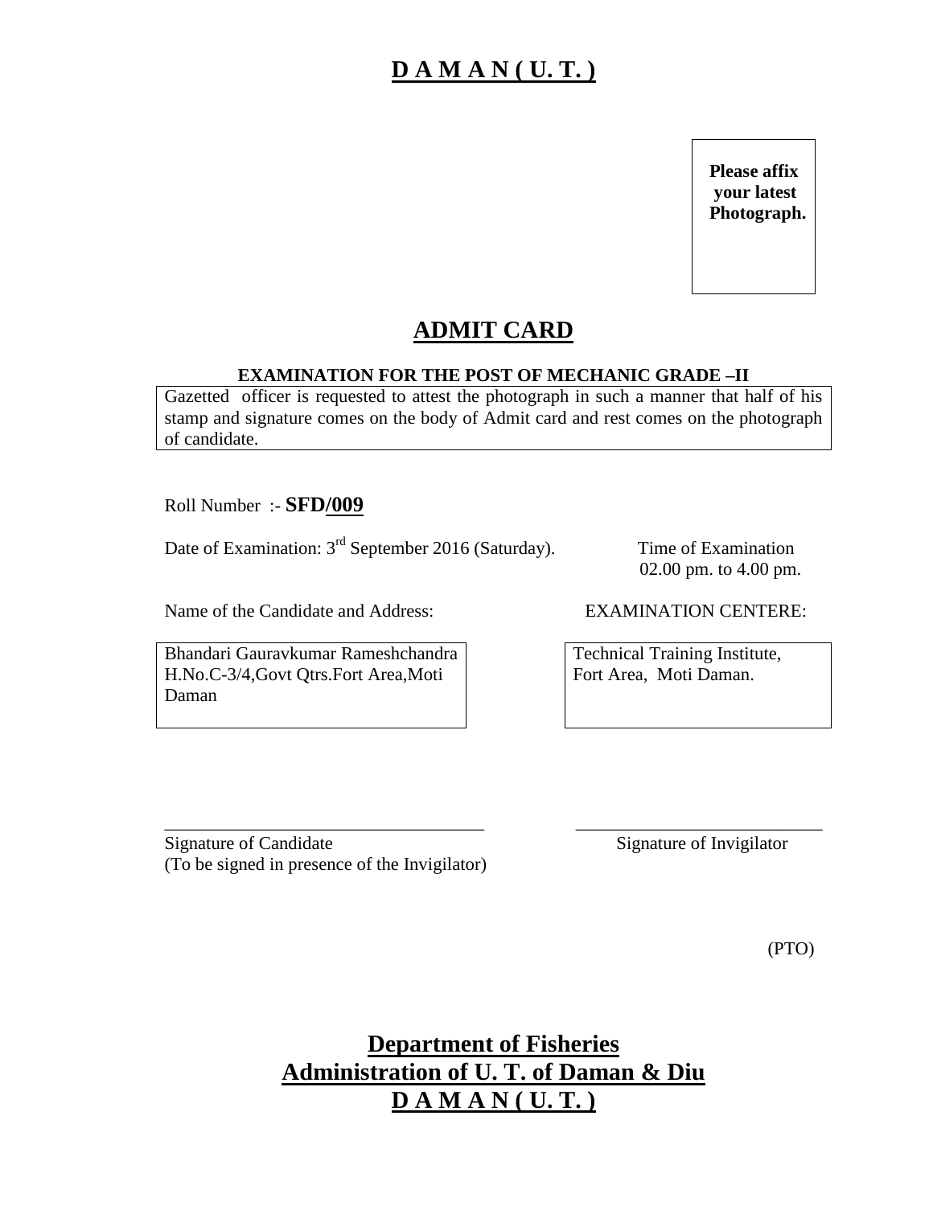# D A M A N ( U. T. )

**Please affix your latest Photograph.**

## ADMIT CARD

**EXAMINATION FOR THE POST OF MECHANIC GRADE –II**

Gazetted officer is requested to attest the photograph in such a manner that half of his stamp and signature comes on the body of Admit card and rest comes on the photograph of candidate.

Roll Number :- **SFD/009**

Date of Examination: 3rd September 2016 (Saturday).

Time of Examination 02.00 pm. to 4.00 pm.

| Name of the Candidate and Address: | EXAMINATION CENTERE: |
|---|---|
| Bhandari Gauravkumar Rameshchandra H.No.C-3/4,Govt Qtrs.Fort Area,Moti Daman | Technical Training Institute, Fort Area, Moti Daman. |

\_\_\_\_\_\_\_\_\_\_\_\_\_\_\_\_\_\_\_\_\_\_\_\_\_\_\_\_\_\_\_\_\_\_\_
Signature of Candidate
(To be signed in presence of the Invigilator)

\_\_\_\_\_\_\_\_\_\_\_\_\_\_\_\_\_\_\_\_\_\_\_\_\_\_\_\_
Signature of Invigilator

(PTO)

# Department of Fisheries
# Administration of U. T. of Daman & Diu
# D A M A N ( U. T. )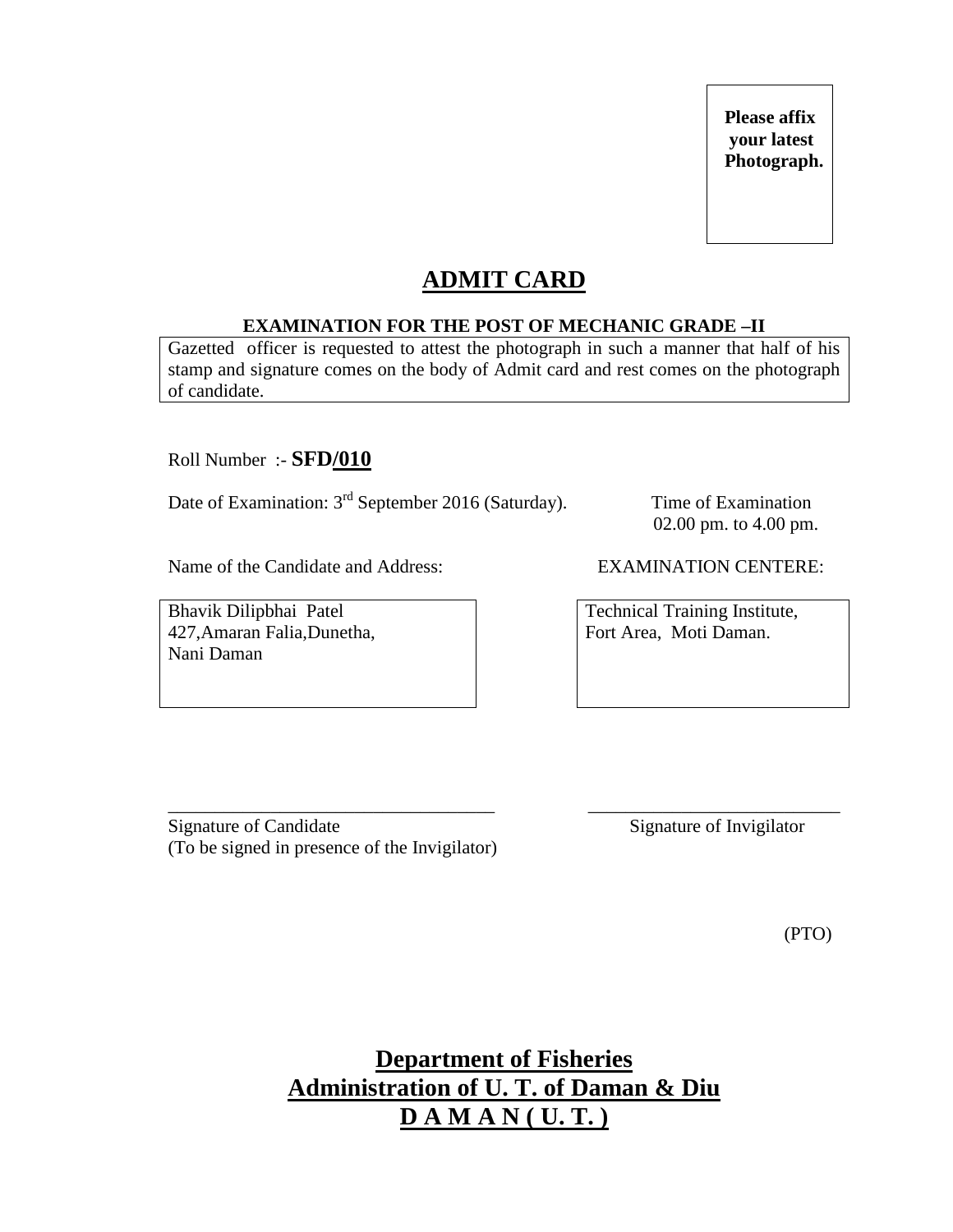**Please affix your latest Photograph.**

# ADMIT CARD

**EXAMINATION FOR THE POST OF MECHANIC GRADE –II**

Gazetted officer is requested to attest the photograph in such a manner that half of his stamp and signature comes on the body of Admit card and rest comes on the photograph of candidate.

Roll Number :- **SFD/010**

Date of Examination: 3rd September 2016 (Saturday).

Time of Examination 02.00 pm. to 4.00 pm.

Name of the Candidate and Address:

Bhavik Dilipbhai Patel
427,Amaran Falia,Dunetha,
Nani Daman

EXAMINATION CENTERE:

Technical Training Institute,
Fort Area, Moti Daman.

___________________________________
Signature of Candidate
(To be signed in presence of the Invigilator)

___________________________
Signature of Invigilator

(PTO)

**Department of Fisheries**
**Administration of U. T. of Daman & Diu**
**D A M A N ( U. T. )**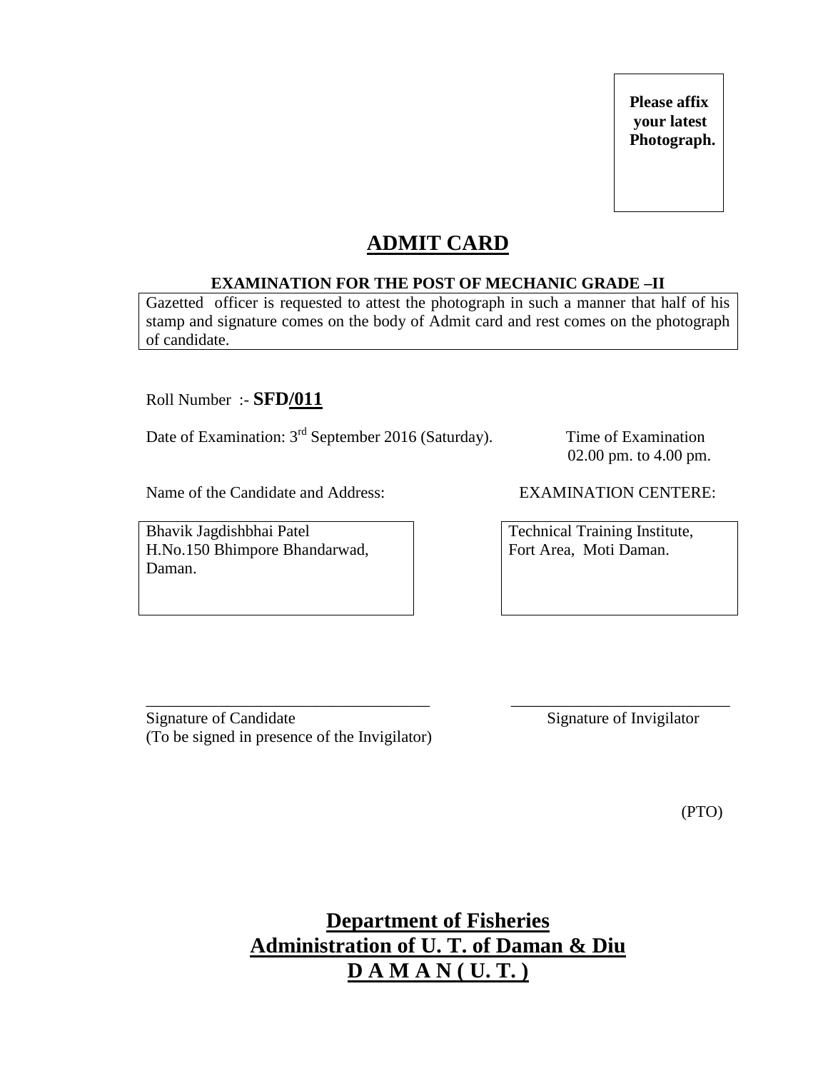Please affix your latest Photograph.

# ADMIT CARD

**EXAMINATION FOR THE POST OF MECHANIC GRADE –II**

Gazetted officer is requested to attest the photograph in such a manner that half of his stamp and signature comes on the body of Admit card and rest comes on the photograph of candidate.

Roll Number :- **SFD/011**

Date of Examination: 3rd September 2016 (Saturday).

Time of Examination
02.00 pm. to 4.00 pm.

| Name of the Candidate and Address: | EXAMINATION CENTERE: |
|---|---|
| Bhavik Jagdishbhai Patel<br>H.No.150 Bhimpore Bhandarwad,<br>Daman. | Technical Training Institute,<br>Fort Area, Moti Daman. |

____________________________________
Signature of Candidate
(To be signed in presence of the Invigilator)

____________________________
Signature of Invigilator

(PTO)

## Department of Fisheries
## Administration of U. T. of Daman & Diu
## D A M A N ( U. T. )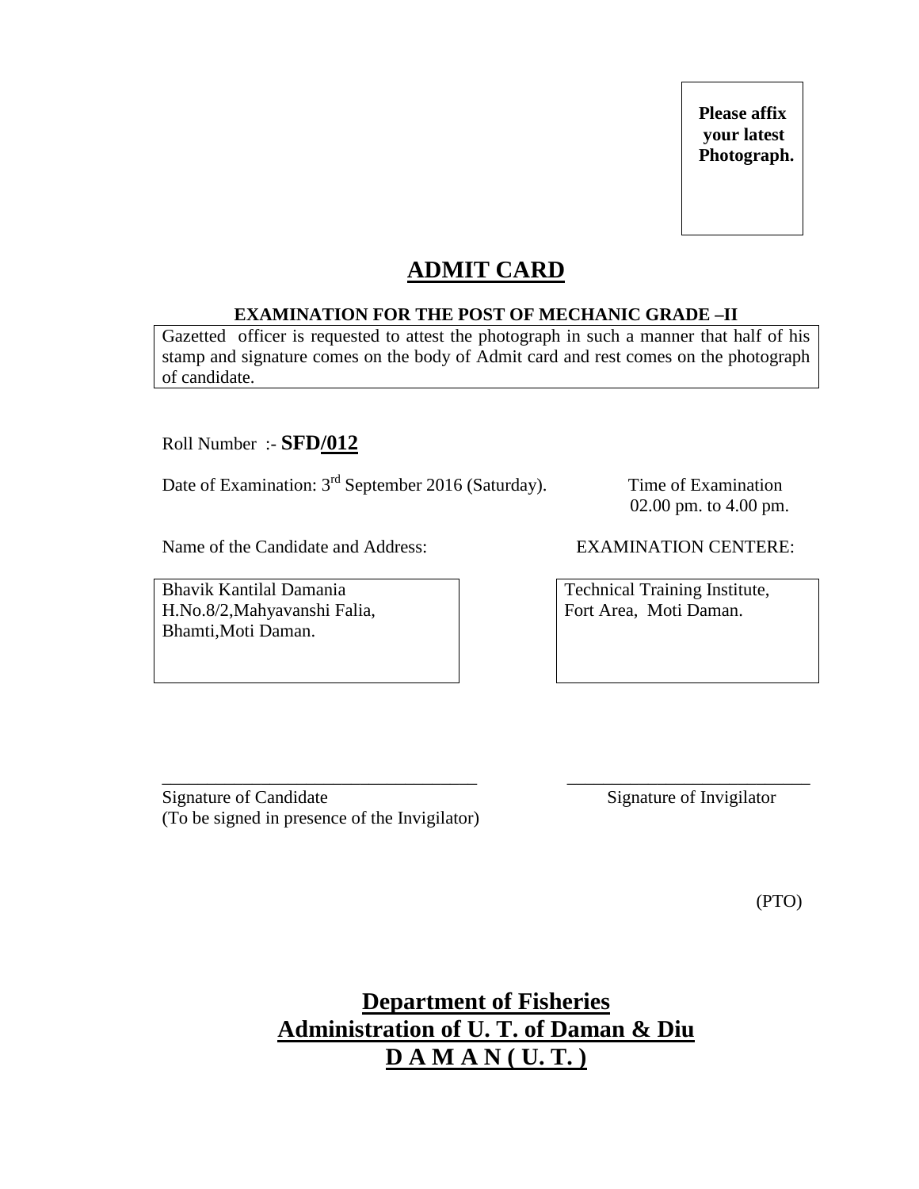Please affix your latest Photograph.

# ADMIT CARD

**EXAMINATION FOR THE POST OF MECHANIC GRADE –II**

Gazetted officer is requested to attest the photograph in such a manner that half of his stamp and signature comes on the body of Admit card and rest comes on the photograph of candidate.

Roll Number :- **SFD/012**

Date of Examination: 3rd September 2016 (Saturday).

Time of Examination
02.00 pm. to 4.00 pm.

Name of the Candidate and Address:

Bhavik Kantilal Damania
H.No.8/2,Mahyavanshi Falia,
Bhamti,Moti Daman.

EXAMINATION CENTERE:

Technical Training Institute,
Fort Area, Moti Daman.

____________________________________
Signature of Candidate
(To be signed in presence of the Invigilator)

____________________________
Signature of Invigilator

(PTO)

## Department of Fisheries
## Administration of U. T. of Daman & Diu
## D A M A N ( U. T. )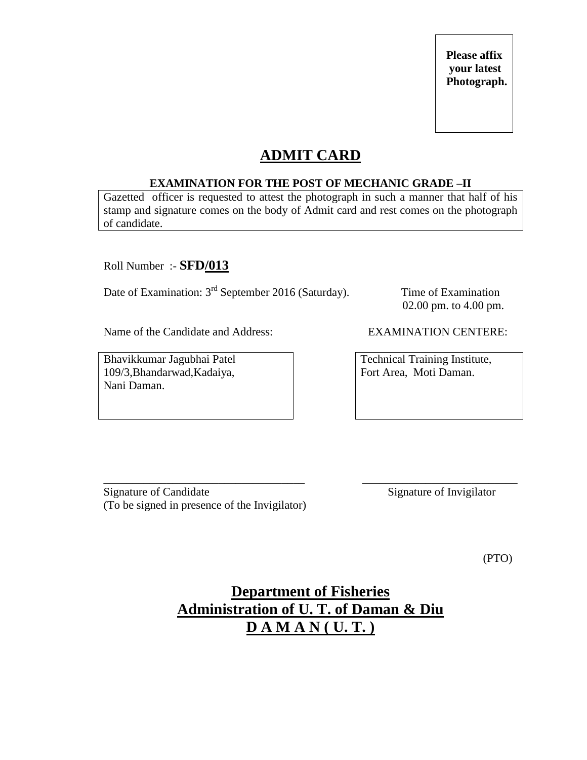Please affix your latest Photograph.

# ADMIT CARD

**EXAMINATION FOR THE POST OF MECHANIC GRADE –II**

Gazetted officer is requested to attest the photograph in such a manner that half of his stamp and signature comes on the body of Admit card and rest comes on the photograph of candidate.

Roll Number :- **SFD/013**

Date of Examination: 3rd September 2016 (Saturday).

Time of Examination
02.00 pm. to 4.00 pm.

Name of the Candidate and Address:

Bhavikkumar Jagubhai Patel
109/3,Bhandarwad,Kadaiya,
Nani Daman.

EXAMINATION CENTERE:

Technical Training Institute,
Fort Area, Moti Daman.

___________________________________
Signature of Candidate
(To be signed in presence of the Invigilator)

___________________________
Signature of Invigilator

(PTO)

## Department of Fisheries
## Administration of U. T. of Daman & Diu
## D A M A N ( U. T. )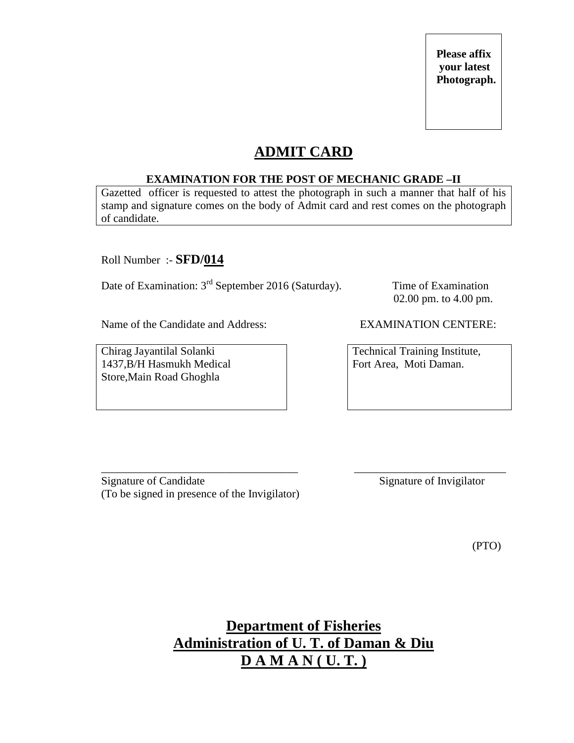**Please affix your latest Photograph.**

# ADMIT CARD

**EXAMINATION FOR THE POST OF MECHANIC GRADE –II**

Gazetted officer is requested to attest the photograph in such a manner that half of his stamp and signature comes on the body of Admit card and rest comes on the photograph of candidate.

Roll Number :- **SFD/014**

Date of Examination: 3rd September 2016 (Saturday).

Time of Examination 02.00 pm. to 4.00 pm.

| Name of the Candidate and Address: | EXAMINATION CENTERE: |
|---|---|
| Chirag Jayantilal Solanki<br>1437,B/H Hasmukh Medical Store,Main Road Ghoghla | Technical Training Institute,<br>Fort Area, Moti Daman. |

___________________________________

Signature of Candidate
(To be signed in presence of the Invigilator)

___________________________

Signature of Invigilator

(PTO)

**Department of Fisheries**
**Administration of U. T. of Daman & Diu**
**D A M A N ( U. T. )**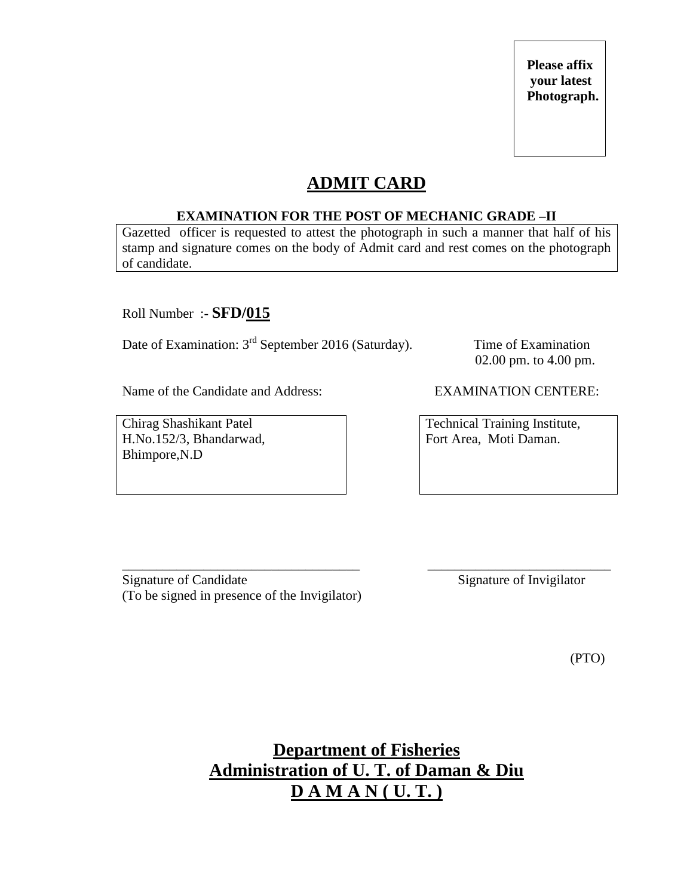Please affix your latest Photograph.

# ADMIT CARD

**EXAMINATION FOR THE POST OF MECHANIC GRADE –II**

Gazetted officer is requested to attest the photograph in such a manner that half of his stamp and signature comes on the body of Admit card and rest comes on the photograph of candidate.

Roll Number :- **SFD/015**

Date of Examination: 3rd September 2016 (Saturday).

Time of Examination
02.00 pm. to 4.00 pm.

Name of the Candidate and Address:

Chirag Shashikant Patel
H.No.152/3, Bhandarwad,
Bhimpore,N.D

EXAMINATION CENTERE:

Technical Training Institute,
Fort Area, Moti Daman.

Signature of Candidate
(To be signed in presence of the Invigilator)

Signature of Invigilator

(PTO)

## Department of Fisheries
## Administration of U. T. of Daman & Diu
## D A M A N ( U. T. )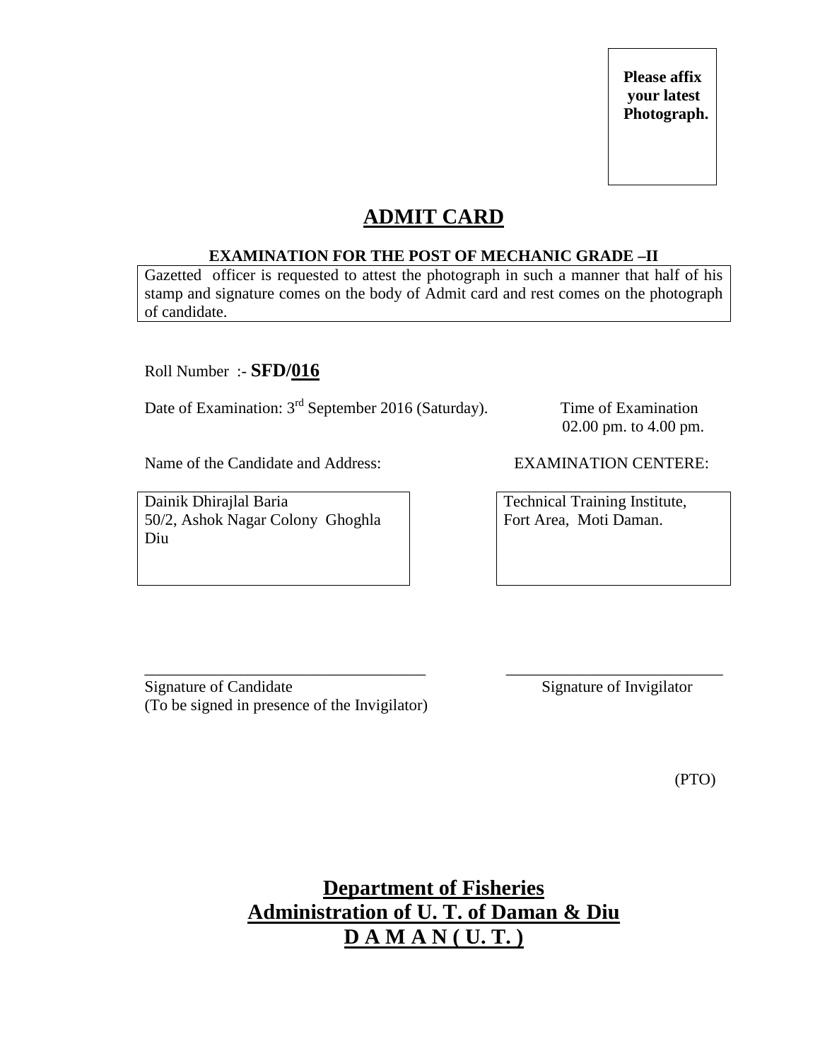**Please affix your latest Photograph.**

# ADMIT CARD

**EXAMINATION FOR THE POST OF MECHANIC GRADE –II**

Gazetted officer is requested to attest the photograph in such a manner that half of his stamp and signature comes on the body of Admit card and rest comes on the photograph of candidate.

Roll Number :- **SFD/016**

Date of Examination: 3rd September 2016 (Saturday).

Time of Examination
02.00 pm. to 4.00 pm.

| Name of the Candidate and Address: | EXAMINATION CENTERE: |
| --- | --- |
| Dainik Dhirajlal Baria<br>50/2, Ashok Nagar Colony Ghoghla<br>Diu | Technical Training Institute,<br>Fort Area, Moti Daman. |

\_\_\_\_\_\_\_\_\_\_\_\_\_\_\_\_\_\_\_\_\_\_\_\_\_\_\_\_\_\_\_\_\_\_\_\_
Signature of Candidate
(To be signed in presence of the Invigilator)

\_\_\_\_\_\_\_\_\_\_\_\_\_\_\_\_\_\_\_\_\_\_\_\_\_\_\_\_
Signature of Invigilator

(PTO)

## Department of Fisheries
## Administration of U. T. of Daman & Diu
## D A M A N ( U. T. )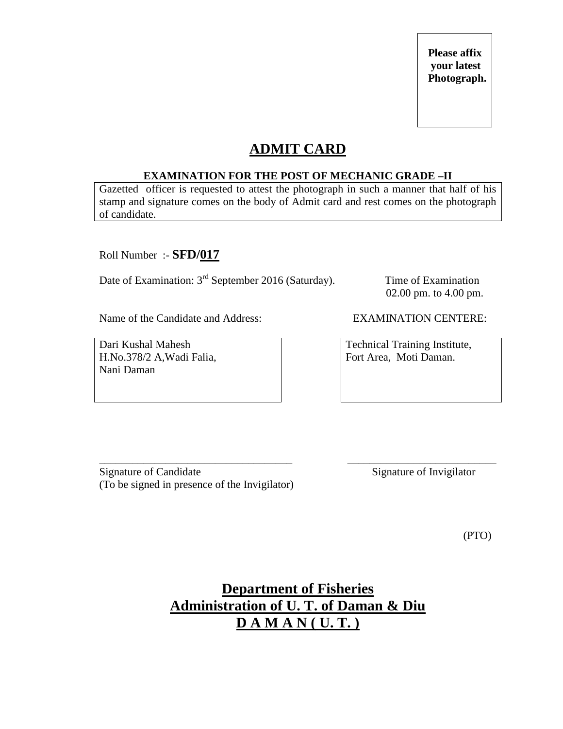**Please affix your latest Photograph.**

# ADMIT CARD

**EXAMINATION FOR THE POST OF MECHANIC GRADE –II**

Gazetted officer is requested to attest the photograph in such a manner that half of his stamp and signature comes on the body of Admit card and rest comes on the photograph of candidate.

Roll Number :- **SFD/017**

Date of Examination: 3rd September 2016 (Saturday).

Time of Examination 02.00 pm. to 4.00 pm.

Name of the Candidate and Address:

Dari Kushal Mahesh
H.No.378/2 A,Wadi Falia,
Nani Daman

EXAMINATION CENTERE:

Technical Training Institute,
Fort Area, Moti Daman.

\_\_\_\_\_\_\_\_\_\_\_\_\_\_\_\_\_\_\_\_\_\_\_\_\_\_\_\_\_\_\_\_\_\_\_
Signature of Candidate
(To be signed in presence of the Invigilator)

\_\_\_\_\_\_\_\_\_\_\_\_\_\_\_\_\_\_\_\_\_\_\_\_\_\_\_
Signature of Invigilator

(PTO)

**Department of Fisheries**
**Administration of U. T. of Daman & Diu**
**D A M A N ( U. T. )**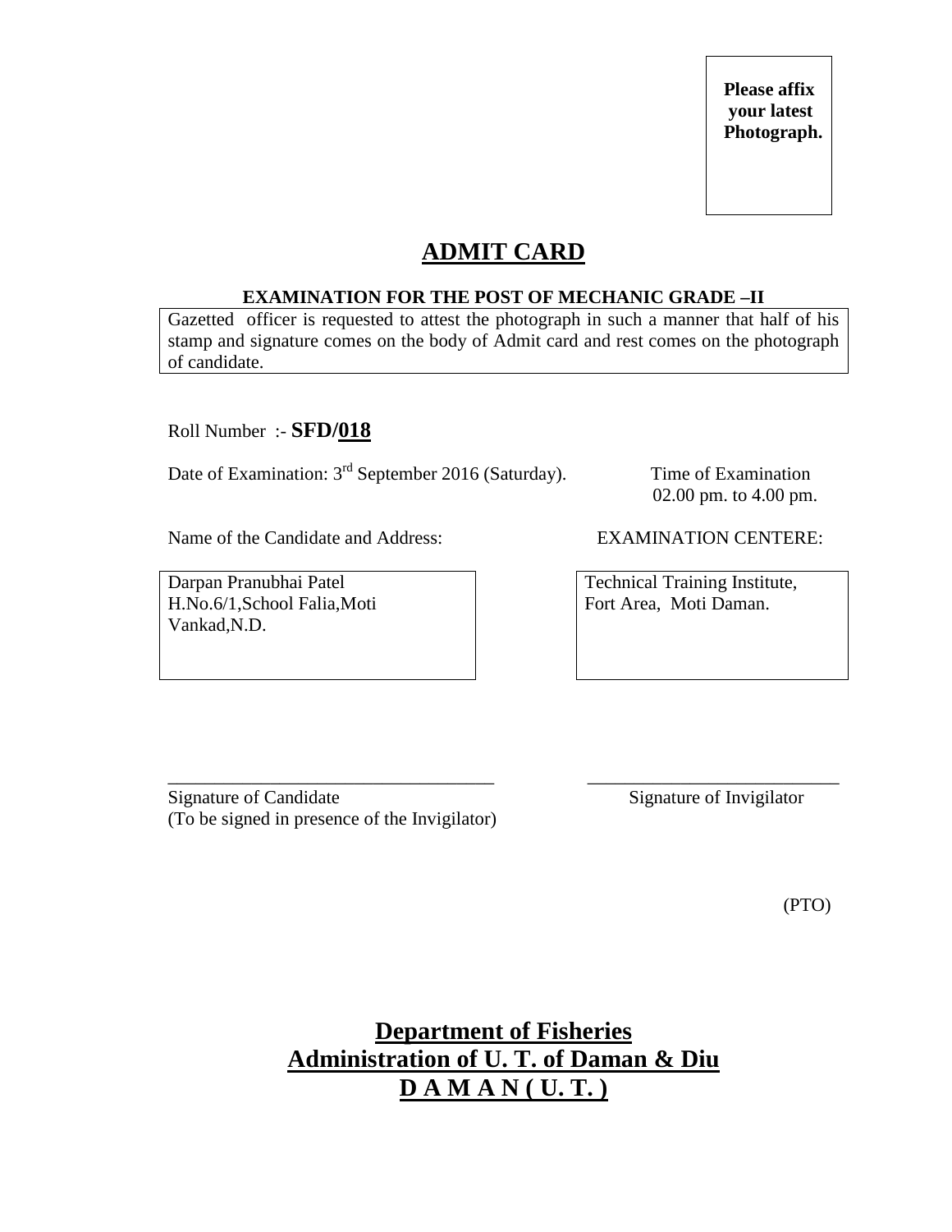**Please affix your latest Photograph.**

# ADMIT CARD

**EXAMINATION FOR THE POST OF MECHANIC GRADE –II**

Gazetted officer is requested to attest the photograph in such a manner that half of his stamp and signature comes on the body of Admit card and rest comes on the photograph of candidate.

Roll Number :- **SFD/018**

Date of Examination: 3rd September 2016 (Saturday).

Time of Examination 02.00 pm. to 4.00 pm.

Name of the Candidate and Address:

Darpan Pranubhai Patel
H.No.6/1,School Falia,Moti Vankad,N.D.

EXAMINATION CENTERE:

Technical Training Institute,
Fort Area, Moti Daman.

\_\_\_\_\_\_\_\_\_\_\_\_\_\_\_\_\_\_\_\_\_\_\_\_\_\_\_\_\_\_\_\_\_\_\_
Signature of Candidate
(To be signed in presence of the Invigilator)

\_\_\_\_\_\_\_\_\_\_\_\_\_\_\_\_\_\_\_\_\_\_\_\_\_\_\_
Signature of Invigilator

(PTO)

**Department of Fisheries**
**Administration of U. T. of Daman & Diu**
**D A M A N ( U. T. )**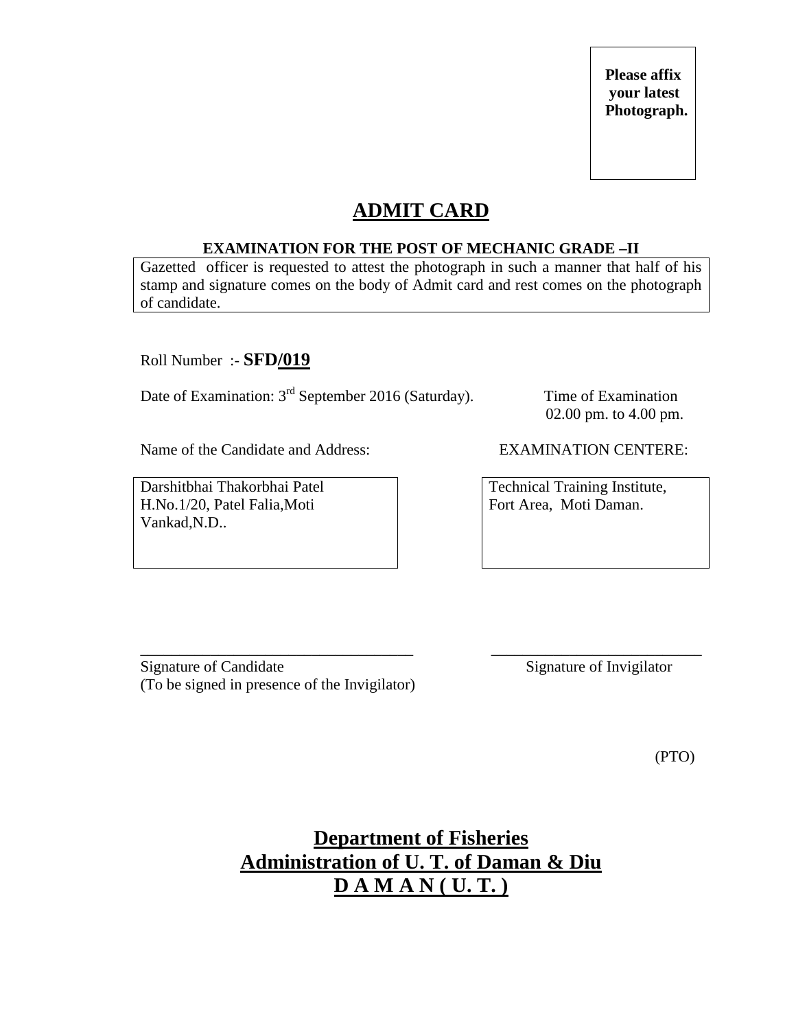Please affix your latest Photograph.

# ADMIT CARD

**EXAMINATION FOR THE POST OF MECHANIC GRADE –II**

Gazetted officer is requested to attest the photograph in such a manner that half of his stamp and signature comes on the body of Admit card and rest comes on the photograph of candidate.

Roll Number :- **SFD/019**

Date of Examination: 3rd September 2016 (Saturday).

Time of Examination
02.00 pm. to 4.00 pm.

Name of the Candidate and Address:

Darshitbhai Thakorbhai Patel
H.No.1/20, Patel Falia,Moti
Vankad,N.D..

EXAMINATION CENTERE:

Technical Training Institute,
Fort Area, Moti Daman.

\_\_\_\_\_\_\_\_\_\_\_\_\_\_\_\_\_\_\_\_\_\_\_\_\_\_\_\_\_\_\_\_\_\_\_\_
Signature of Candidate
(To be signed in presence of the Invigilator)

\_\_\_\_\_\_\_\_\_\_\_\_\_\_\_\_\_\_\_\_\_\_\_\_\_\_\_\_
Signature of Invigilator

(PTO)

## Department of Fisheries
## Administration of U. T. of Daman & Diu
## D A M A N ( U. T. )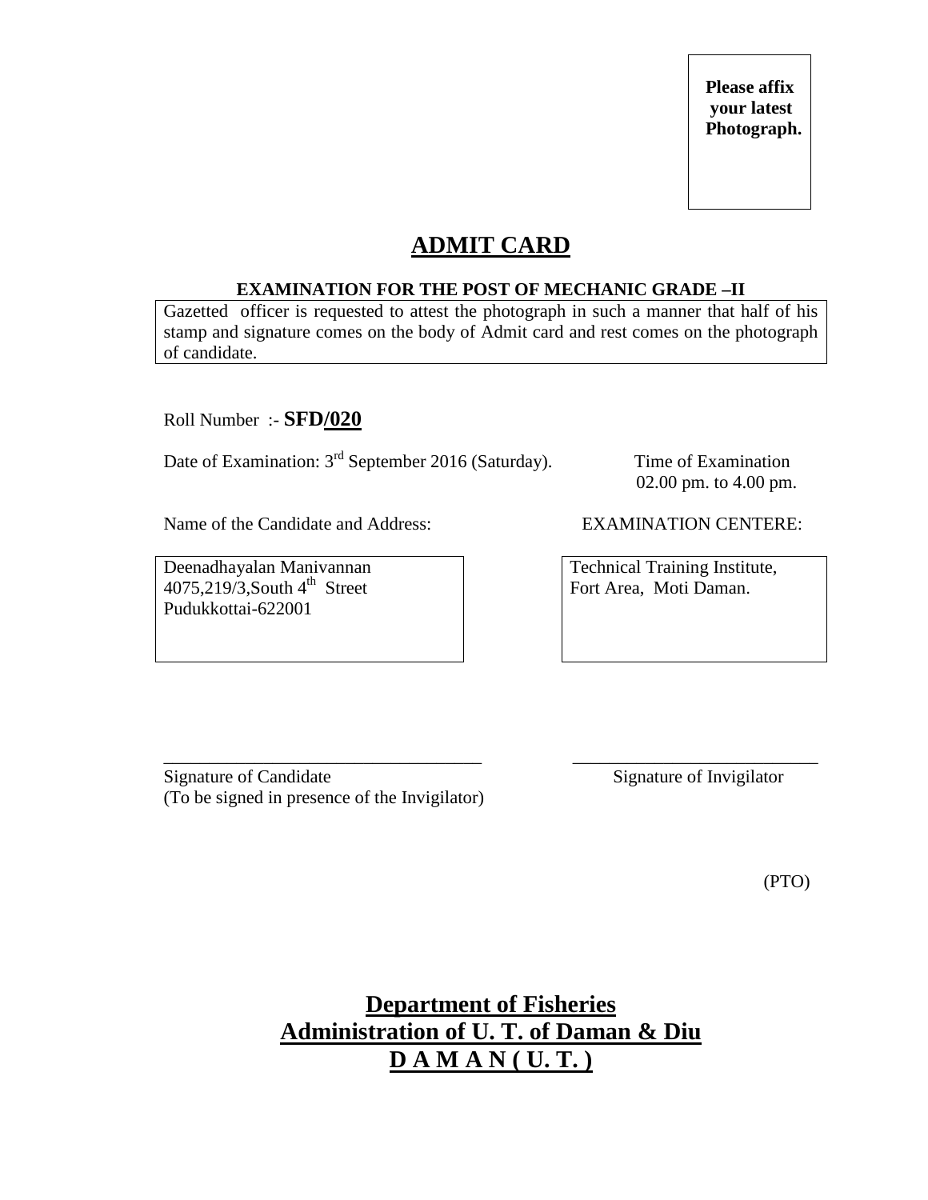Please affix your latest Photograph.

# ADMIT CARD

**EXAMINATION FOR THE POST OF MECHANIC GRADE –II**

Gazetted officer is requested to attest the photograph in such a manner that half of his stamp and signature comes on the body of Admit card and rest comes on the photograph of candidate.

Roll Number :- **SFD/020**

Date of Examination: 3rd September 2016 (Saturday).

Time of Examination
02.00 pm. to 4.00 pm.

Name of the Candidate and Address:

Deenadhayalan Manivannan
4075,219/3,South 4th Street
Pudukkottai-622001

EXAMINATION CENTERE:

Technical Training Institute,
Fort Area, Moti Daman.

\_\_\_\_\_\_\_\_\_\_\_\_\_\_\_\_\_\_\_\_\_\_\_\_\_\_\_\_\_\_\_\_\_\_\_\_
Signature of Candidate
(To be signed in presence of the Invigilator)

\_\_\_\_\_\_\_\_\_\_\_\_\_\_\_\_\_\_\_\_\_\_\_\_\_\_\_\_
Signature of Invigilator

(PTO)

## Department of Fisheries
## Administration of U. T. of Daman & Diu
## D A M A N ( U. T. )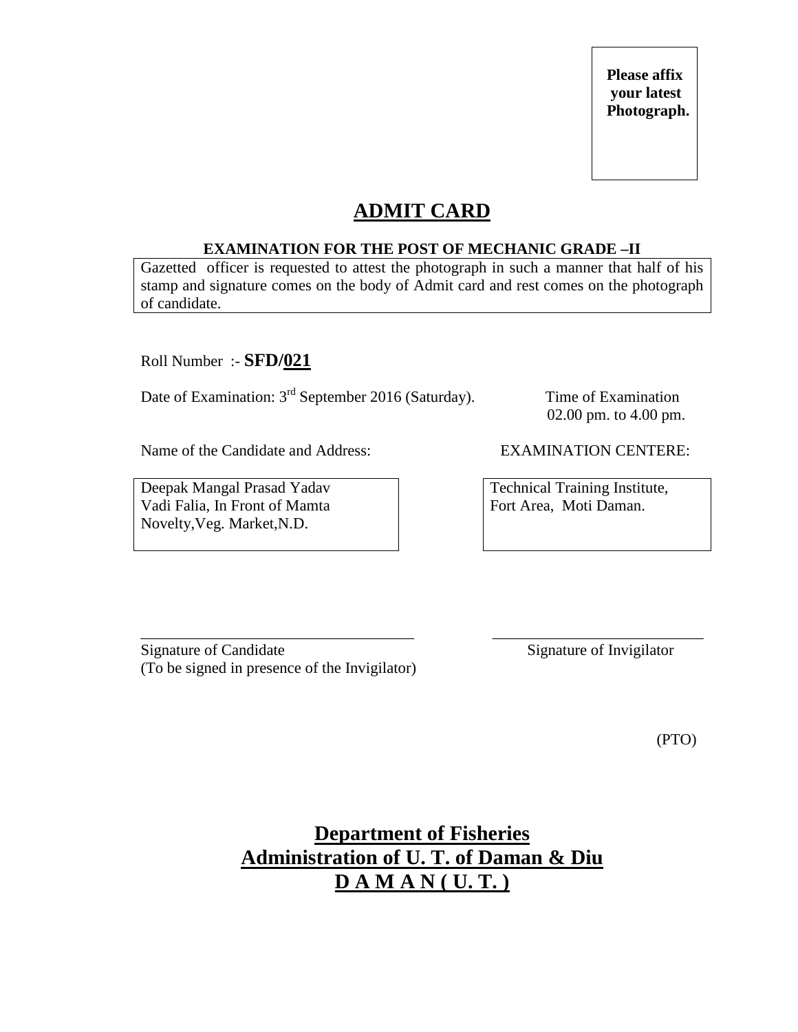**Please affix your latest Photograph.**

# ADMIT CARD

**EXAMINATION FOR THE POST OF MECHANIC GRADE –II**

Gazetted officer is requested to attest the photograph in such a manner that half of his stamp and signature comes on the body of Admit card and rest comes on the photograph of candidate.

Roll Number :- **SFD/021**

Date of Examination: 3rd September 2016 (Saturday).

Time of Examination 02.00 pm. to 4.00 pm.

Name of the Candidate and Address:

Deepak Mangal Prasad Yadav
Vadi Falia, In Front of Mamta
Novelty,Veg. Market,N.D.

EXAMINATION CENTERE:

Technical Training Institute,
Fort Area, Moti Daman.

\_\_\_\_\_\_\_\_\_\_\_\_\_\_\_\_\_\_\_\_\_\_\_\_\_\_\_\_\_\_\_\_\_\_\_\_
Signature of Candidate
(To be signed in presence of the Invigilator)

\_\_\_\_\_\_\_\_\_\_\_\_\_\_\_\_\_\_\_\_\_\_\_\_\_\_\_\_
Signature of Invigilator

(PTO)

**Department of Fisheries**
**Administration of U. T. of Daman & Diu**
**D A M A N ( U. T. )**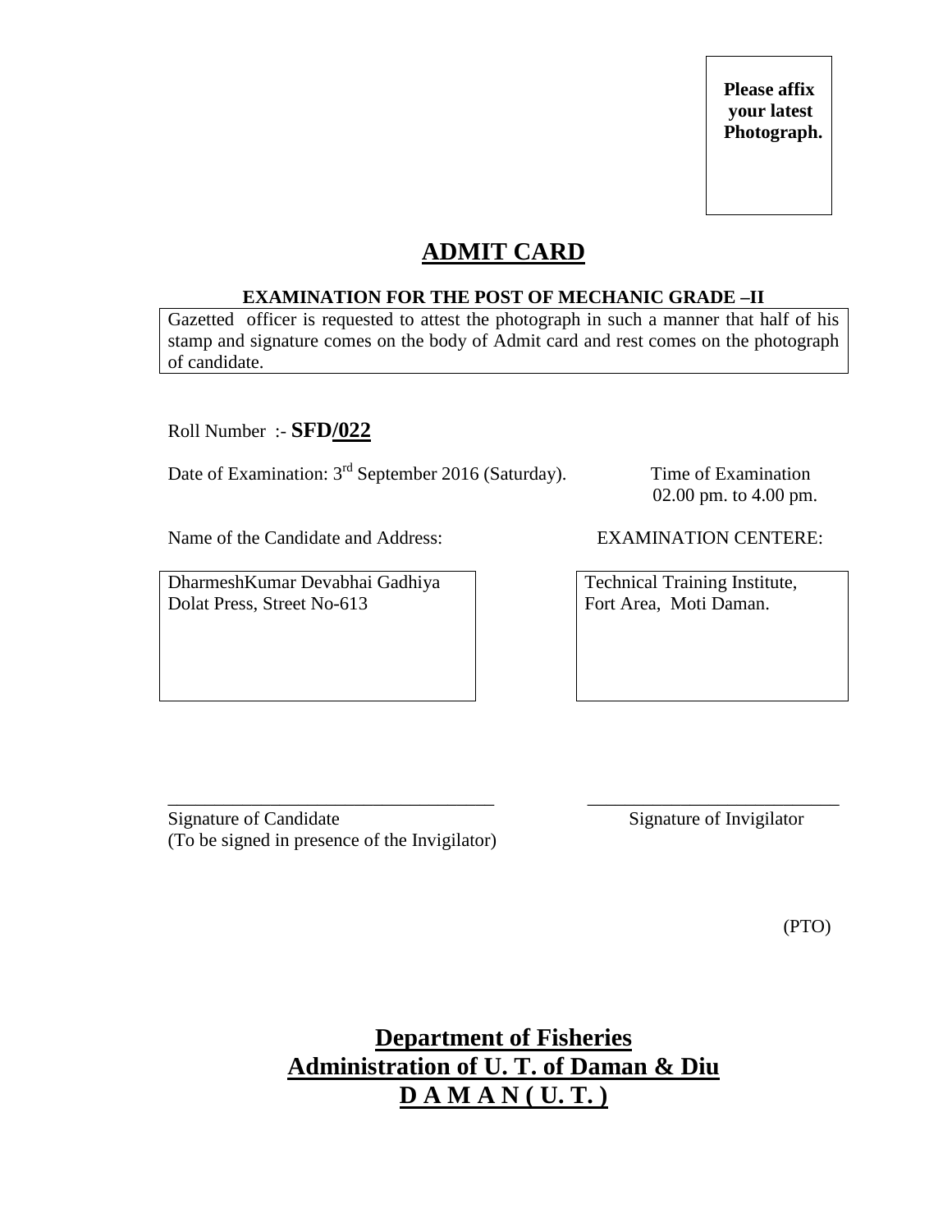**Please affix your latest Photograph.**

# ADMIT CARD

**EXAMINATION FOR THE POST OF MECHANIC GRADE –II**

Gazetted officer is requested to attest the photograph in such a manner that half of his stamp and signature comes on the body of Admit card and rest comes on the photograph of candidate.

Roll Number :- **SFD/022**

Date of Examination: 3rd September 2016 (Saturday).

Time of Examination
02.00 pm. to 4.00 pm.

Name of the Candidate and Address:

DharmeshKumar Devabhai Gadhiya
Dolat Press, Street No-613

EXAMINATION CENTERE:

Technical Training Institute,
Fort Area, Moti Daman.

Signature of Candidate
(To be signed in presence of the Invigilator)

Signature of Invigilator

(PTO)

**Department of Fisheries**
**Administration of U. T. of Daman & Diu**
**D A M A N ( U. T. )**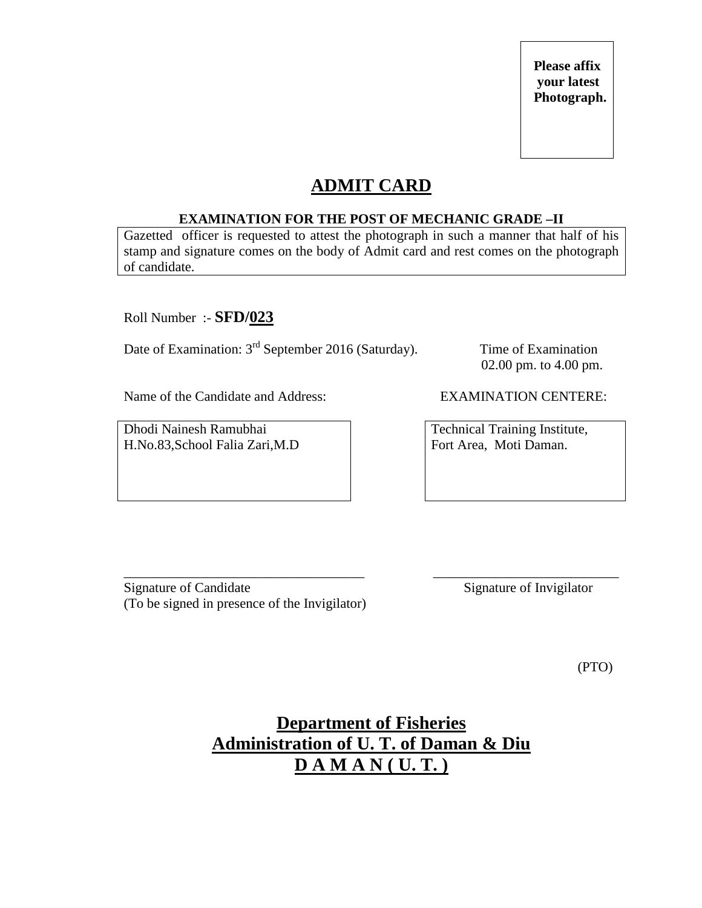**Please affix your latest Photograph.**

# ADMIT CARD

**EXAMINATION FOR THE POST OF MECHANIC GRADE –II**

Gazetted officer is requested to attest the photograph in such a manner that half of his stamp and signature comes on the body of Admit card and rest comes on the photograph of candidate.

Roll Number :- **SFD/023**

Date of Examination: 3rd September 2016 (Saturday).

Time of Examination 02.00 pm. to 4.00 pm.

Name of the Candidate and Address:

Dhodi Nainesh Ramubhai
H.No.83,School Falia Zari,M.D

EXAMINATION CENTERE:

Technical Training Institute,
Fort Area, Moti Daman.

\_\_\_\_\_\_\_\_\_\_\_\_\_\_\_\_\_\_\_\_\_\_\_\_\_\_\_\_\_\_\_\_\_\_\_\_
Signature of Candidate
(To be signed in presence of the Invigilator)

\_\_\_\_\_\_\_\_\_\_\_\_\_\_\_\_\_\_\_\_\_\_\_\_\_\_\_\_
Signature of Invigilator

(PTO)

**Department of Fisheries**
**Administration of U. T. of Daman & Diu**
**D A M A N ( U. T. )**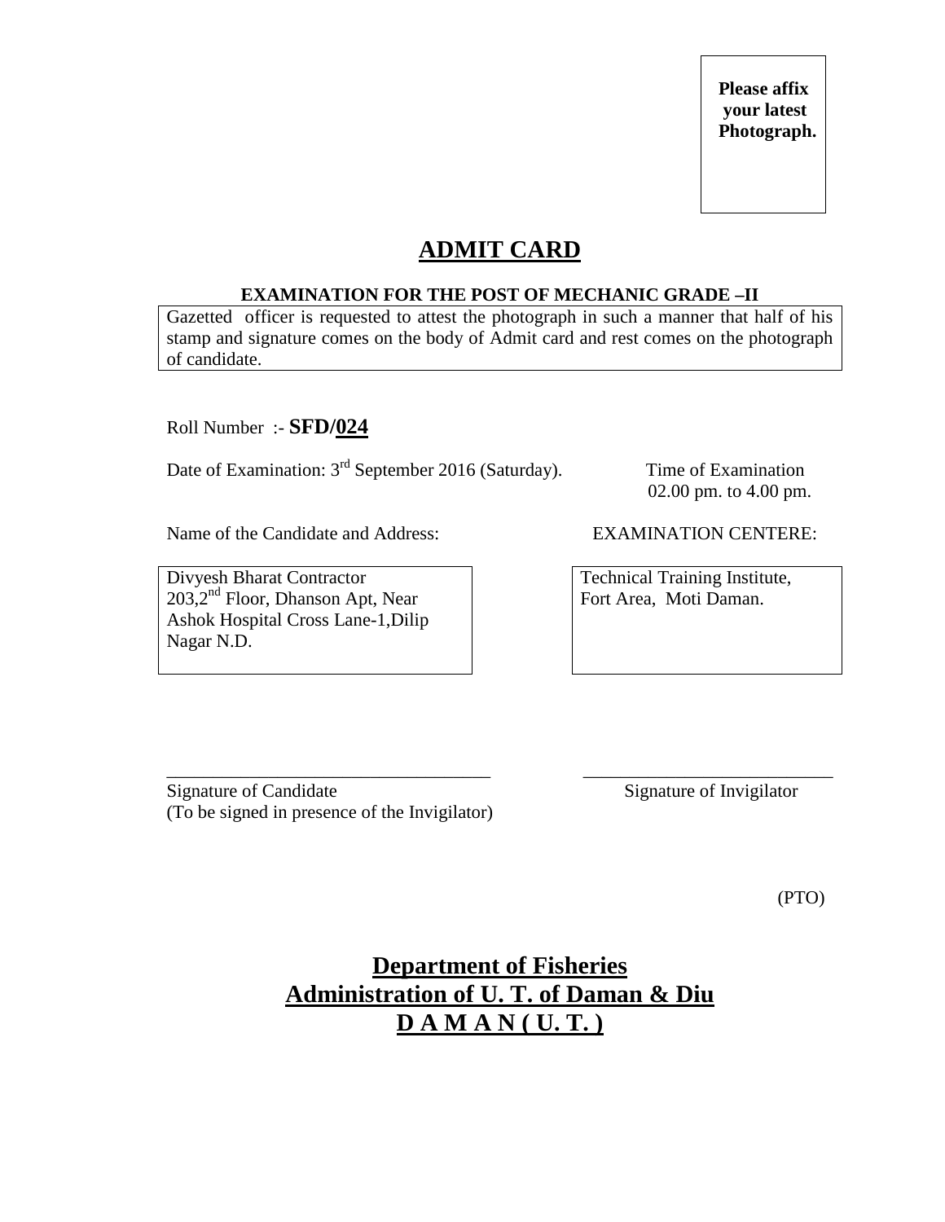**Please affix your latest Photograph.**

# ADMIT CARD

**EXAMINATION FOR THE POST OF MECHANIC GRADE –II**

Gazetted officer is requested to attest the photograph in such a manner that half of his stamp and signature comes on the body of Admit card and rest comes on the photograph of candidate.

Roll Number :- **SFD/024**

Date of Examination: 3rd September 2016 (Saturday).

Time of Examination
02.00 pm. to 4.00 pm.

Name of the Candidate and Address:

Divyesh Bharat Contractor
203,2nd Floor, Dhanson Apt, Near Ashok Hospital Cross Lane-1,Dilip Nagar N.D.

EXAMINATION CENTERE:

Technical Training Institute,
Fort Area, Moti Daman.

___________________________________
Signature of Candidate
(To be signed in presence of the Invigilator)

___________________________
Signature of Invigilator

(PTO)

**Department of Fisheries**
**Administration of U. T. of Daman & Diu**
**D A M A N ( U. T. )**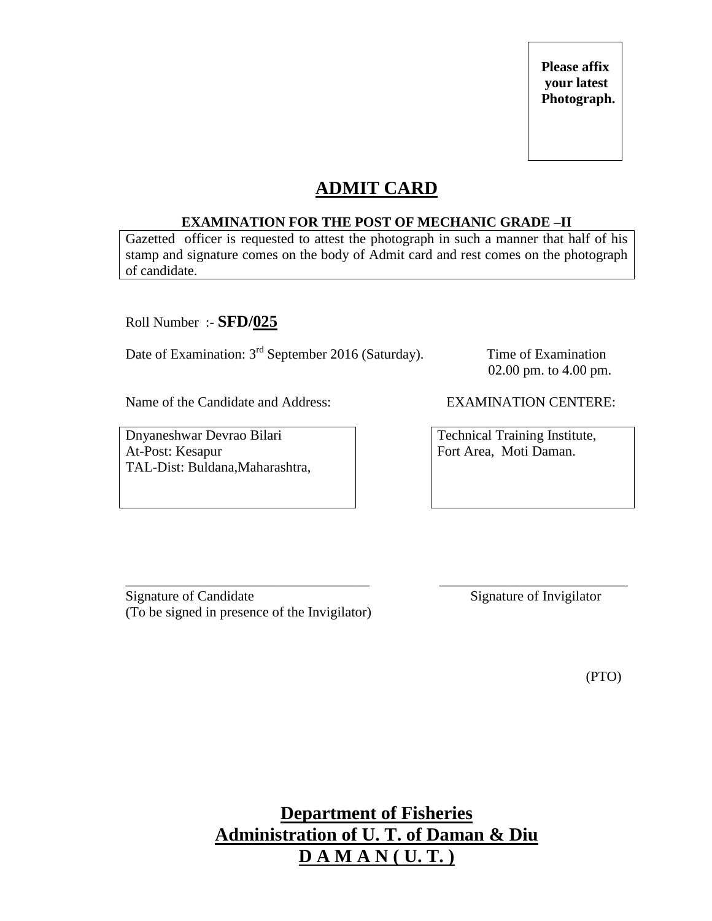**Please affix your latest Photograph.**

# ADMIT CARD

**EXAMINATION FOR THE POST OF MECHANIC GRADE –II**

Gazetted officer is requested to attest the photograph in such a manner that half of his stamp and signature comes on the body of Admit card and rest comes on the photograph of candidate.

Roll Number :- **SFD/025**

Date of Examination: 3rd September 2016 (Saturday).

Time of Examination
02.00 pm. to 4.00 pm.

| Name of the Candidate and Address: | EXAMINATION CENTERE: |
|---|---|
| Dnyaneshwar Devrao Bilari<br>At-Post: Kesapur<br>TAL-Dist: Buldana,Maharashtra, | Technical Training Institute,<br>Fort Area, Moti Daman. |

___________________________________
Signature of Candidate
(To be signed in presence of the Invigilator)

___________________________
Signature of Invigilator

(PTO)

**Department of Fisheries**
**Administration of U. T. of Daman & Diu**
**D A M A N ( U. T. )**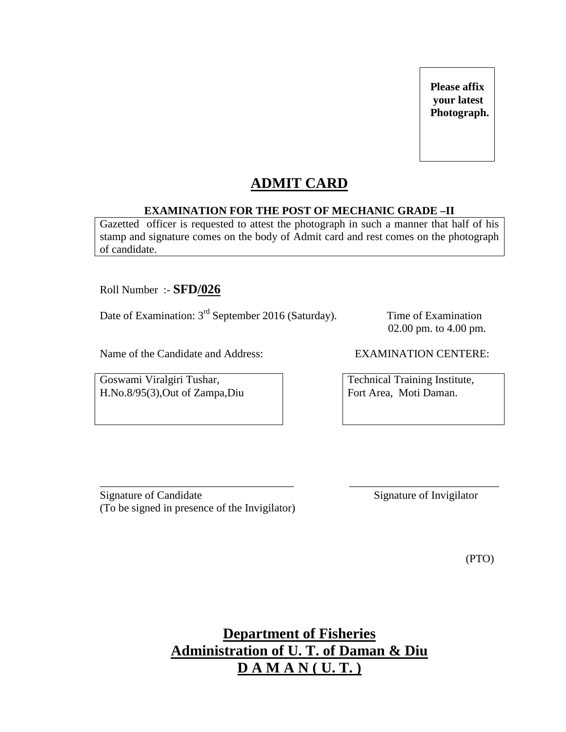Please affix your latest Photograph.

# ADMIT CARD

**EXAMINATION FOR THE POST OF MECHANIC GRADE –II**

Gazetted officer is requested to attest the photograph in such a manner that half of his stamp and signature comes on the body of Admit card and rest comes on the photograph of candidate.

Roll Number :- **SFD/026**

Date of Examination: 3rd September 2016 (Saturday).

Time of Examination
02.00 pm. to 4.00 pm.

Name of the Candidate and Address:

Goswami Viralgiri Tushar,
H.No.8/95(3),Out of Zampa,Diu

EXAMINATION CENTERE:

Technical Training Institute,
Fort Area, Moti Daman.

\_\_\_\_\_\_\_\_\_\_\_\_\_\_\_\_\_\_\_\_\_\_\_\_\_\_\_\_\_\_\_\_\_\_\_\_
Signature of Candidate
(To be signed in presence of the Invigilator)

\_\_\_\_\_\_\_\_\_\_\_\_\_\_\_\_\_\_\_\_\_\_\_\_\_\_\_\_
Signature of Invigilator

(PTO)

**Department of Fisheries**
**Administration of U. T. of Daman & Diu**
**D A M A N ( U. T. )**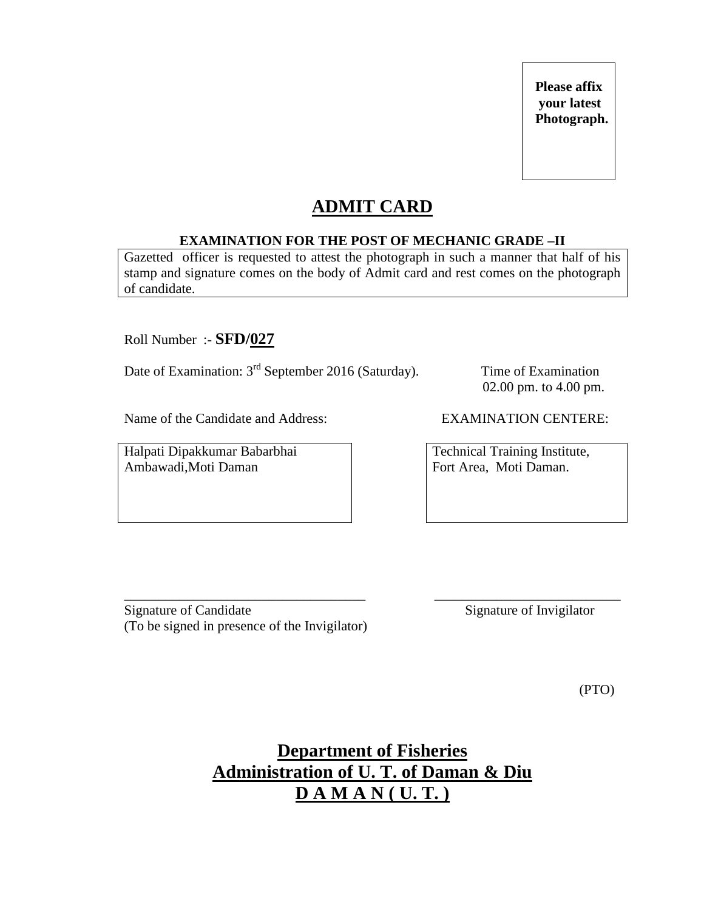**Please affix your latest Photograph.**

# ADMIT CARD

**EXAMINATION FOR THE POST OF MECHANIC GRADE –II**

Gazetted officer is requested to attest the photograph in such a manner that half of his stamp and signature comes on the body of Admit card and rest comes on the photograph of candidate.

Roll Number :- **SFD/027**

Date of Examination: 3rd September 2016 (Saturday).

Time of Examination
02.00 pm. to 4.00 pm.

| Name of the Candidate and Address: | EXAMINATION CENTERE: |
|---|---|
| Halpati Dipakkumar Babarbhai<br>Ambawadi,Moti Daman | Technical Training Institute,<br>Fort Area, Moti Daman. |

___________________________________ ___________________________

Signature of Candidate
(To be signed in presence of the Invigilator)

Signature of Invigilator

(PTO)

## Department of Fisheries
## Administration of U. T. of Daman & Diu
## D A M A N ( U. T. )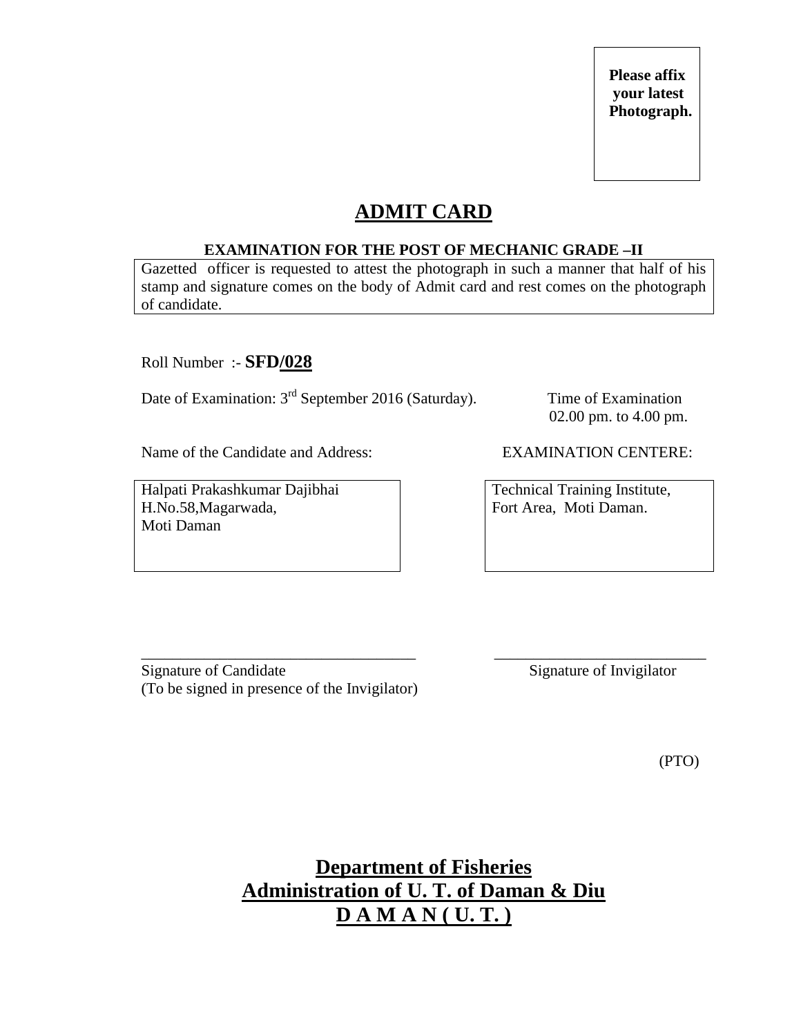**Please affix your latest Photograph.**

# ADMIT CARD

**EXAMINATION FOR THE POST OF MECHANIC GRADE –II**

Gazetted officer is requested to attest the photograph in such a manner that half of his stamp and signature comes on the body of Admit card and rest comes on the photograph of candidate.

Roll Number :- **SFD/028**

Date of Examination: 3rd September 2016 (Saturday).

Time of Examination
02.00 pm. to 4.00 pm.

Name of the Candidate and Address:

Halpati Prakashkumar Dajibhai
H.No.58,Magarwada,
Moti Daman

EXAMINATION CENTERE:

Technical Training Institute,
Fort Area, Moti Daman.

\_\_\_\_\_\_\_\_\_\_\_\_\_\_\_\_\_\_\_\_\_\_\_\_\_\_\_\_\_\_\_\_\_\_\_
Signature of Candidate
(To be signed in presence of the Invigilator)

\_\_\_\_\_\_\_\_\_\_\_\_\_\_\_\_\_\_\_\_\_\_\_\_\_\_\_
Signature of Invigilator

(PTO)

**Department of Fisheries**
**Administration of U. T. of Daman & Diu**
**D A M A N ( U. T. )**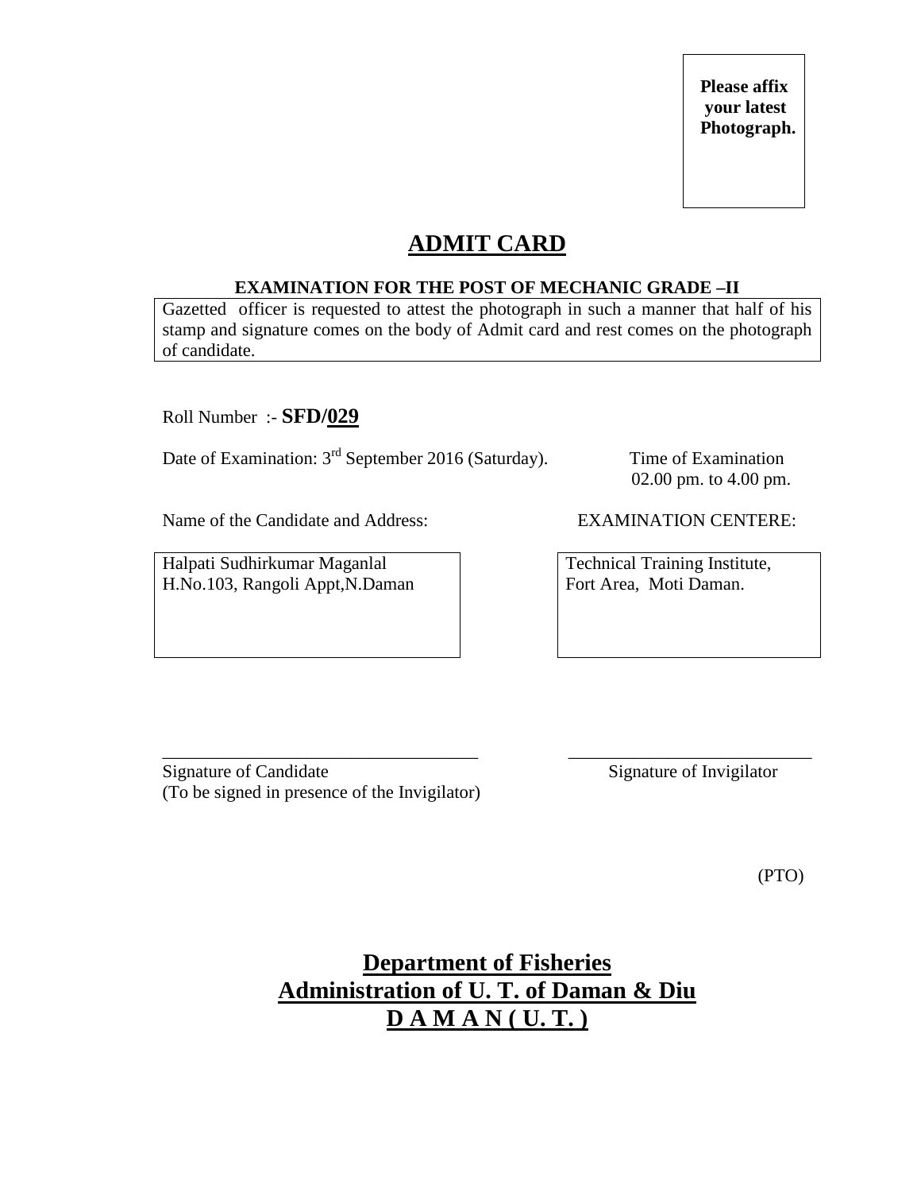**Please affix your latest Photograph.**

# ADMIT CARD

**EXAMINATION FOR THE POST OF MECHANIC GRADE –II**

Gazetted officer is requested to attest the photograph in such a manner that half of his stamp and signature comes on the body of Admit card and rest comes on the photograph of candidate.

Roll Number :- **SFD/029**

Date of Examination: 3rd September 2016 (Saturday).

Time of Examination
02.00 pm. to 4.00 pm.

Name of the Candidate and Address:

Halpati Sudhirkumar Maganlal
H.No.103, Rangoli Appt,N.Daman

EXAMINATION CENTERE:

Technical Training Institute,
Fort Area, Moti Daman.

\_\_\_\_\_\_\_\_\_\_\_\_\_\_\_\_\_\_\_\_\_\_\_\_\_\_\_\_\_\_\_\_\_\_\_\_
Signature of Candidate
(To be signed in presence of the Invigilator)

\_\_\_\_\_\_\_\_\_\_\_\_\_\_\_\_\_\_\_\_\_\_\_\_\_\_\_\_
Signature of Invigilator

(PTO)

## Department of Fisheries
## Administration of U. T. of Daman & Diu
## D A M A N ( U. T. )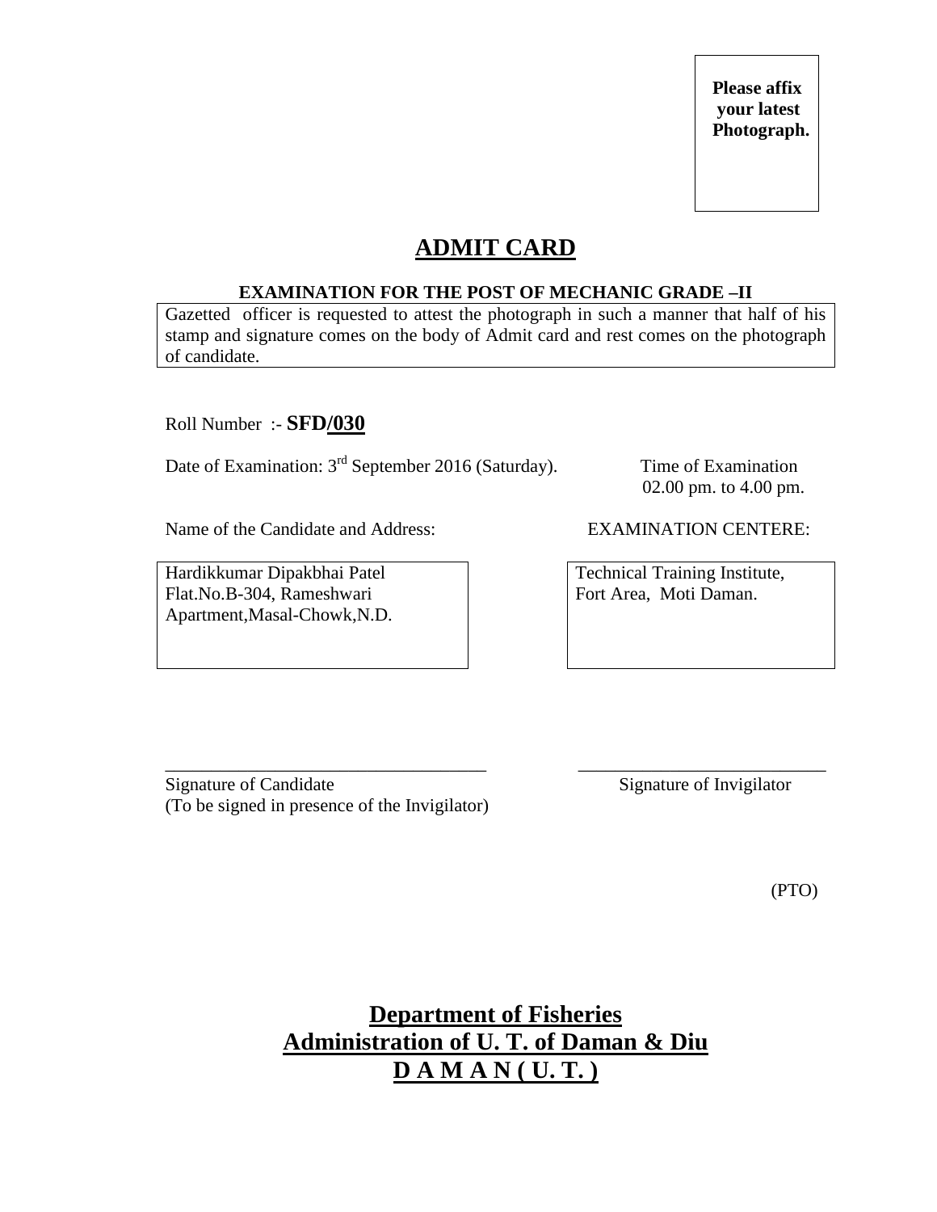**Please affix your latest Photograph.**

# ADMIT CARD

**EXAMINATION FOR THE POST OF MECHANIC GRADE –II**

Gazetted officer is requested to attest the photograph in such a manner that half of his stamp and signature comes on the body of Admit card and rest comes on the photograph of candidate.

Roll Number :- **SFD/030**

Date of Examination: 3rd September 2016 (Saturday).

Time of Examination 02.00 pm. to 4.00 pm.

Name of the Candidate and Address:

Hardikkumar Dipakbhai Patel
Flat.No.B-304, Rameshwari
Apartment,Masal-Chowk,N.D.

EXAMINATION CENTERE:

Technical Training Institute,
Fort Area, Moti Daman.

\_\_\_\_\_\_\_\_\_\_\_\_\_\_\_\_\_\_\_\_\_\_\_\_\_\_\_\_\_\_\_\_\_\_\_\_
Signature of Candidate
(To be signed in presence of the Invigilator)

\_\_\_\_\_\_\_\_\_\_\_\_\_\_\_\_\_\_\_\_\_\_\_\_\_\_\_\_
Signature of Invigilator

(PTO)

## Department of Fisheries
## Administration of U. T. of Daman & Diu
## D A M A N ( U. T. )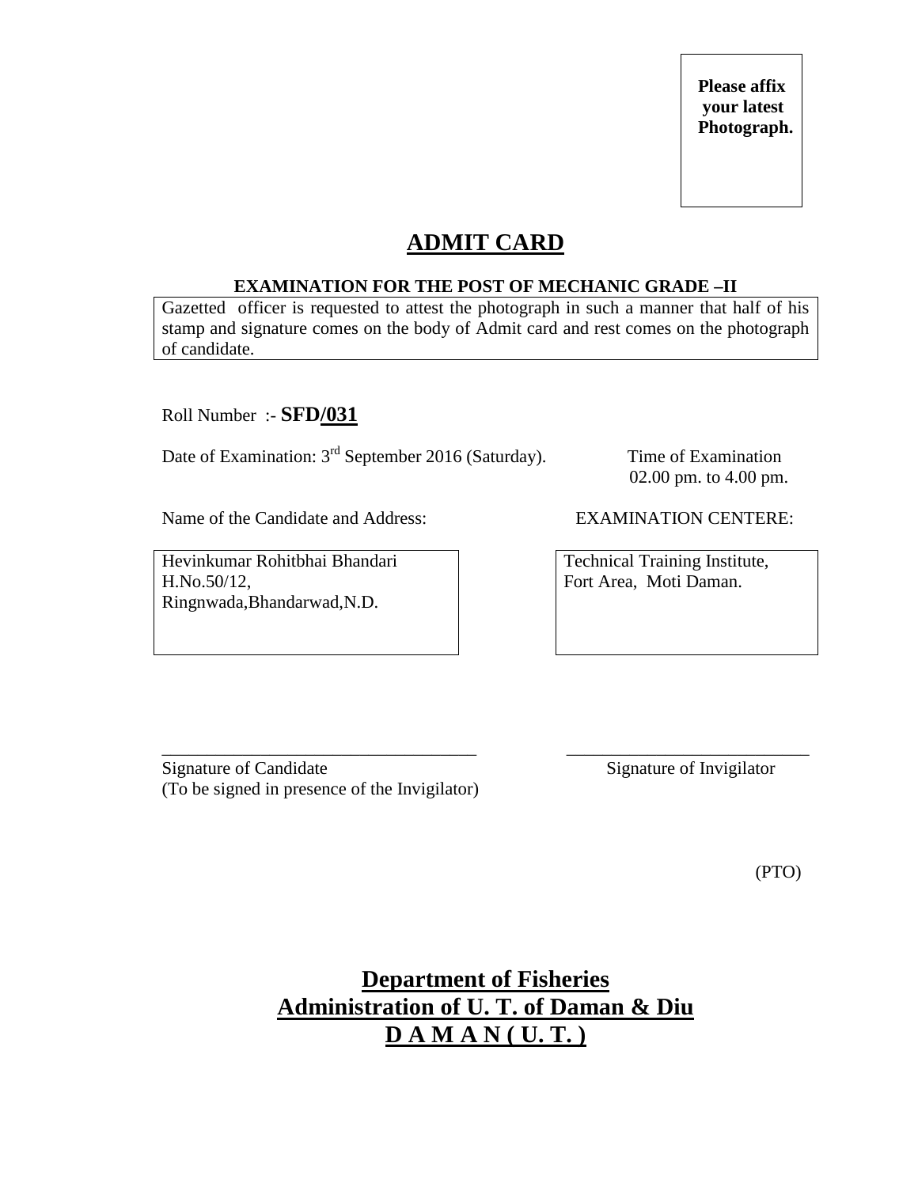**Please affix your latest Photograph.**

# ADMIT CARD

**EXAMINATION FOR THE POST OF MECHANIC GRADE –II**

Gazetted officer is requested to attest the photograph in such a manner that half of his stamp and signature comes on the body of Admit card and rest comes on the photograph of candidate.

Roll Number :- **SFD/031**

Date of Examination: 3rd September 2016 (Saturday).

Time of Examination 02.00 pm. to 4.00 pm.

Name of the Candidate and Address:

Hevinkumar Rohitbhai Bhandari
H.No.50/12,
Ringnwada,Bhandarwad,N.D.

EXAMINATION CENTERE:

Technical Training Institute,
Fort Area, Moti Daman.

___________________________________
Signature of Candidate
(To be signed in presence of the Invigilator)

___________________________
Signature of Invigilator

(PTO)

**Department of Fisheries**
**Administration of U. T. of Daman & Diu**
**D A M A N ( U. T. )**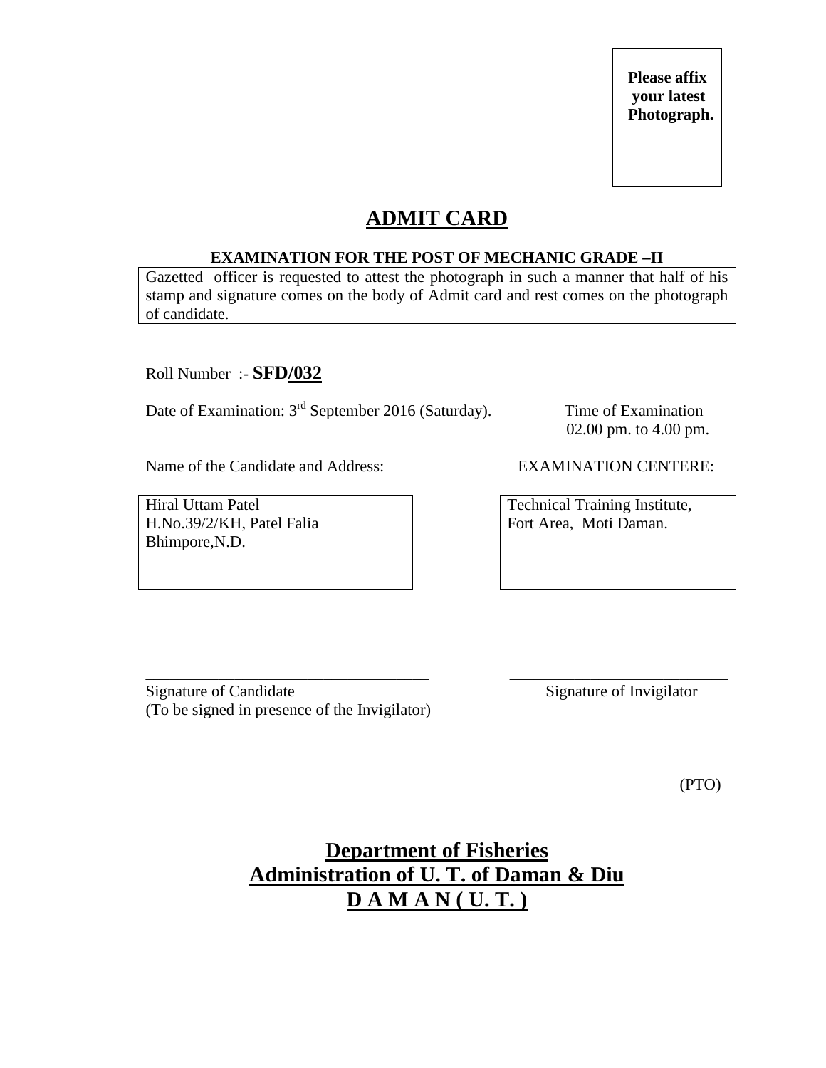Please affix your latest Photograph.

# ADMIT CARD

**EXAMINATION FOR THE POST OF MECHANIC GRADE –II**

Gazetted officer is requested to attest the photograph in such a manner that half of his stamp and signature comes on the body of Admit card and rest comes on the photograph of candidate.

Roll Number :- **SFD/032**

Date of Examination: 3rd September 2016 (Saturday).

Time of Examination
02.00 pm. to 4.00 pm.

Name of the Candidate and Address:

Hiral Uttam Patel
H.No.39/2/KH, Patel Falia
Bhimpore,N.D.

EXAMINATION CENTERE:

Technical Training Institute,
Fort Area, Moti Daman.

___________________________________

Signature of Candidate
(To be signed in presence of the Invigilator)

___________________________

Signature of Invigilator

(PTO)

**Department of Fisheries**
**Administration of U. T. of Daman & Diu**
**D A M A N ( U. T. )**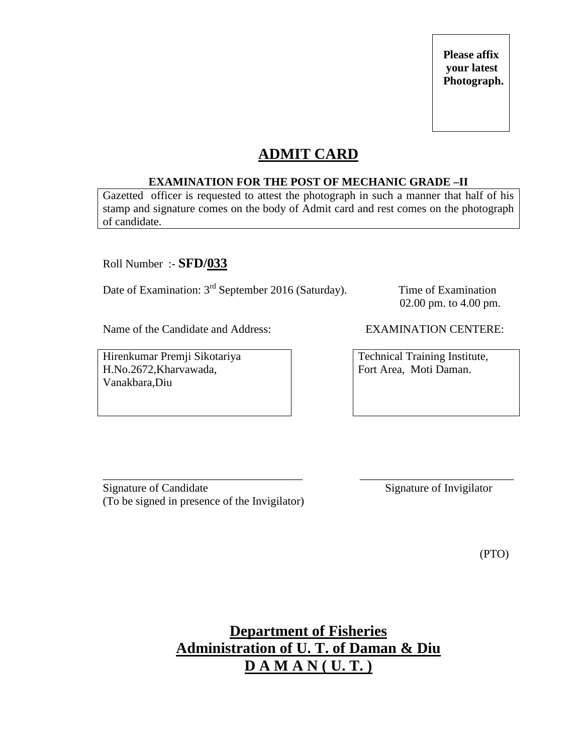Please affix your latest Photograph.

# ADMIT CARD

**EXAMINATION FOR THE POST OF MECHANIC GRADE –II**

Gazetted officer is requested to attest the photograph in such a manner that half of his stamp and signature comes on the body of Admit card and rest comes on the photograph of candidate.

Roll Number :- **SFD/033**

Date of Examination: 3rd September 2016 (Saturday).

Time of Examination
02.00 pm. to 4.00 pm.

Name of the Candidate and Address:

Hirenkumar Premji Sikotariya
H.No.2672,Kharvawada,
Vanakbara,Diu

EXAMINATION CENTERE:

Technical Training Institute,
Fort Area, Moti Daman.

_________________________________
Signature of Candidate
(To be signed in presence of the Invigilator)

_________________________________
Signature of Invigilator

(PTO)

## Department of Fisheries
## Administration of U. T. of Daman & Diu
## D A M A N ( U. T. )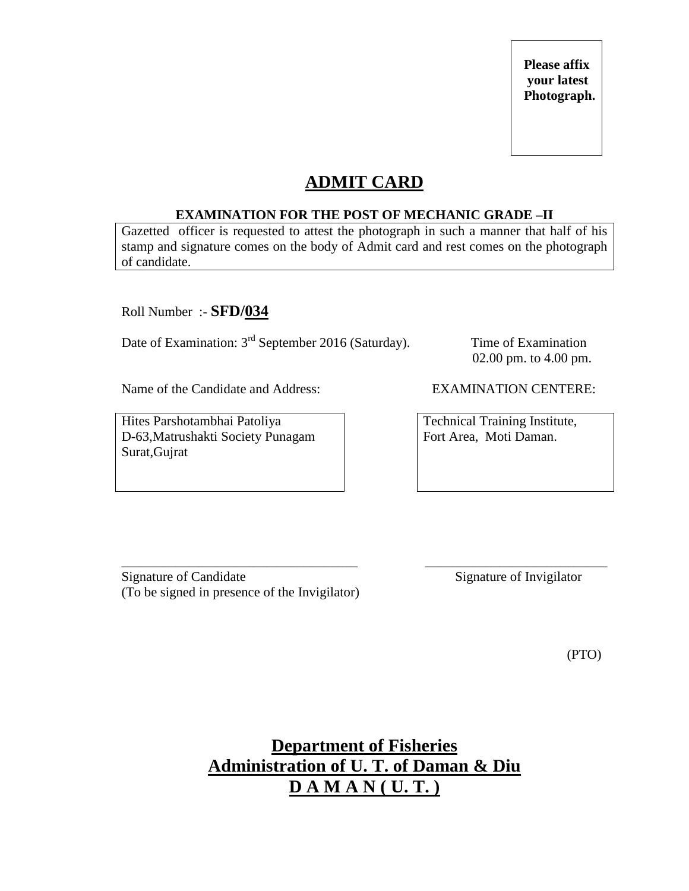**Please affix your latest Photograph.**

# ADMIT CARD

**EXAMINATION FOR THE POST OF MECHANIC GRADE –II**

Gazetted officer is requested to attest the photograph in such a manner that half of his stamp and signature comes on the body of Admit card and rest comes on the photograph of candidate.

Roll Number :- **SFD/034**

Date of Examination: 3rd September 2016 (Saturday).

Time of Examination
02.00 pm. to 4.00 pm.

Name of the Candidate and Address:

Hites Parshotambhai Patoliya
D-63,Matrushakti Society Punagam
Surat,Gujrat

EXAMINATION CENTERE:

Technical Training Institute,
Fort Area, Moti Daman.

\_\_\_\_\_\_\_\_\_\_\_\_\_\_\_\_\_\_\_\_\_\_\_\_\_\_\_\_\_\_\_\_\_\_\_\_
Signature of Candidate
(To be signed in presence of the Invigilator)

\_\_\_\_\_\_\_\_\_\_\_\_\_\_\_\_\_\_\_\_\_\_\_\_\_\_\_\_
Signature of Invigilator

(PTO)

## Department of Fisheries
## Administration of U. T. of Daman & Diu
## D A M A N ( U. T. )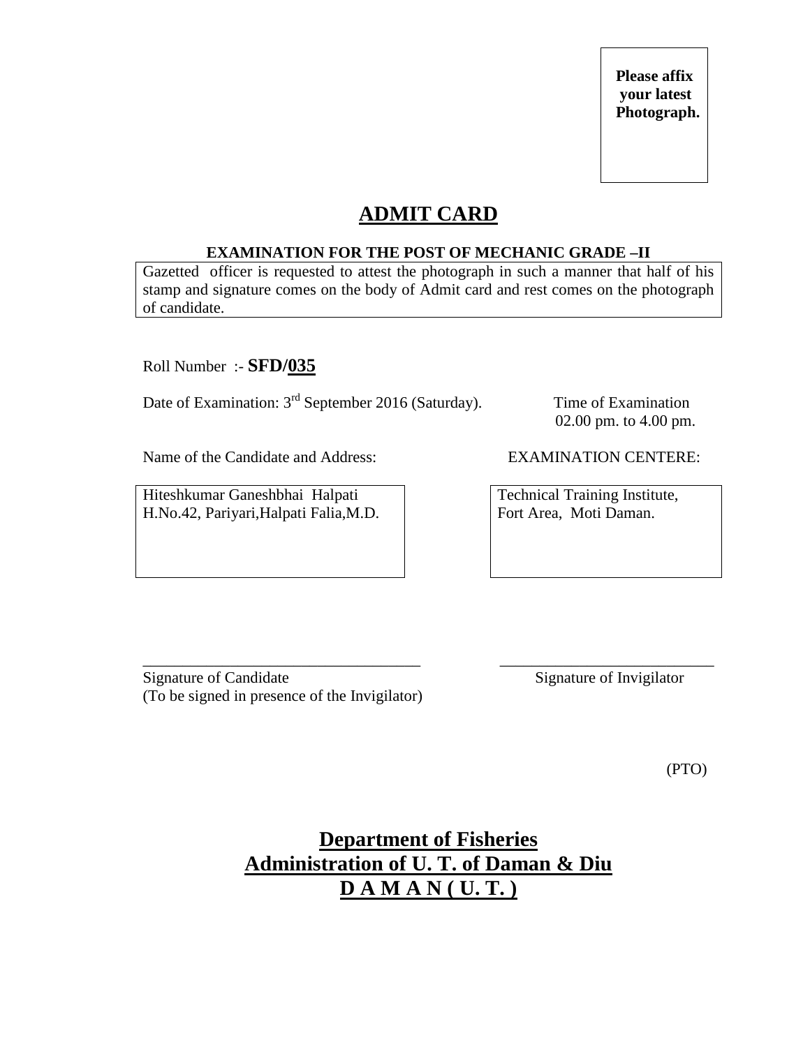Please affix your latest Photograph.

# ADMIT CARD

**EXAMINATION FOR THE POST OF MECHANIC GRADE –II**

Gazetted officer is requested to attest the photograph in such a manner that half of his stamp and signature comes on the body of Admit card and rest comes on the photograph of candidate.

Roll Number :- **SFD/035**

Date of Examination: 3rd September 2016 (Saturday).

Time of Examination
02.00 pm. to 4.00 pm.

Name of the Candidate and Address:

Hiteshkumar Ganeshbhai Halpati
H.No.42, Pariyari,Halpati Falia,M.D.

EXAMINATION CENTERE:

Technical Training Institute,
Fort Area, Moti Daman.

Signature of Candidate
(To be signed in presence of the Invigilator)

Signature of Invigilator

(PTO)

## Department of Fisheries
## Administration of U. T. of Daman & Diu
## D A M A N ( U. T. )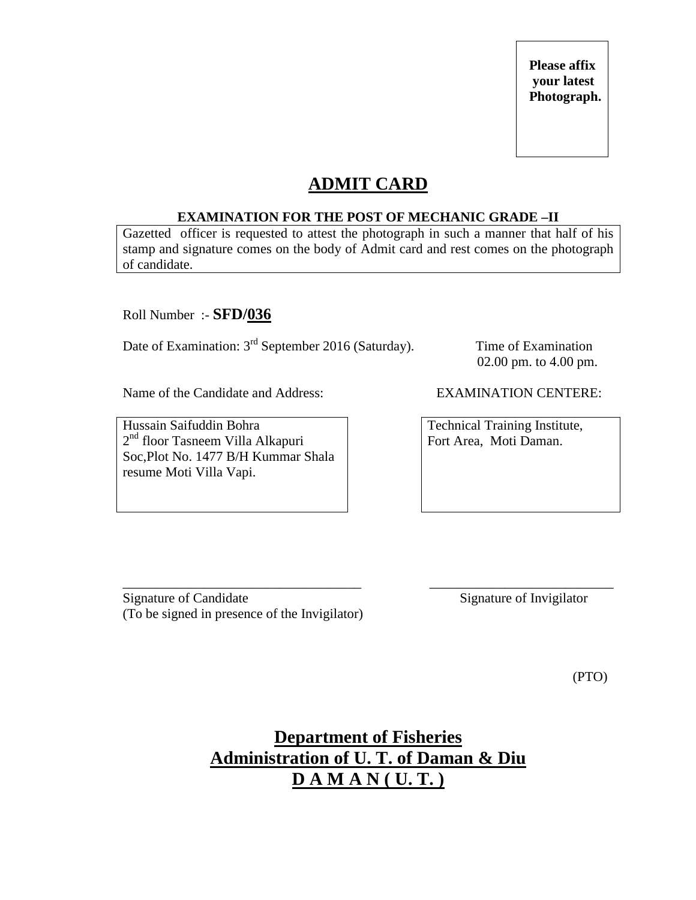**Please affix your latest Photograph.**

# ADMIT CARD

**EXAMINATION FOR THE POST OF MECHANIC GRADE –II**

Gazetted officer is requested to attest the photograph in such a manner that half of his stamp and signature comes on the body of Admit card and rest comes on the photograph of candidate.

Roll Number :- **SFD/036**

Date of Examination: 3rd September 2016 (Saturday).

Time of Examination 02.00 pm. to 4.00 pm.

Name of the Candidate and Address:

Hussain Saifuddin Bohra
2nd floor Tasneem Villa Alkapuri Soc,Plot No. 1477 B/H Kummar Shala resume Moti Villa Vapi.

EXAMINATION CENTERE:

Technical Training Institute,
Fort Area, Moti Daman.

Signature of Candidate
(To be signed in presence of the Invigilator)

Signature of Invigilator

(PTO)

## Department of Fisheries
## Administration of U. T. of Daman & Diu
## D A M A N ( U. T. )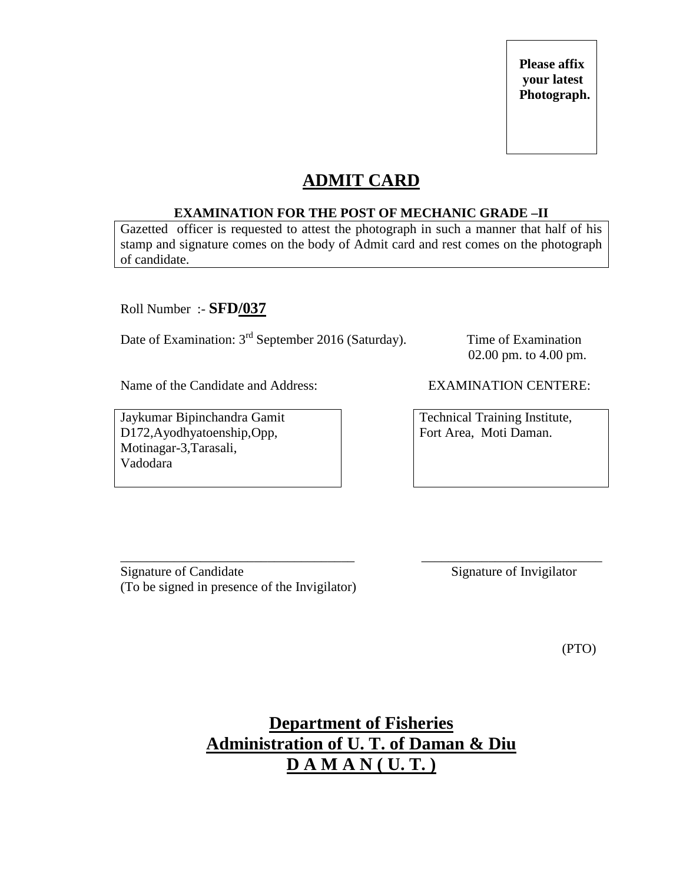**Please affix your latest Photograph.**

# ADMIT CARD

**EXAMINATION FOR THE POST OF MECHANIC GRADE –II**

Gazetted officer is requested to attest the photograph in such a manner that half of his stamp and signature comes on the body of Admit card and rest comes on the photograph of candidate.

Roll Number :- **SFD/037**

Date of Examination: 3rd September 2016 (Saturday).

Time of Examination
02.00 pm. to 4.00 pm.

Name of the Candidate and Address:

Jaykumar Bipinchandra Gamit
D172,Ayodhyatoenship,Opp,
Motinagar-3,Tarasali,
Vadodara

EXAMINATION CENTERE:

Technical Training Institute,
Fort Area, Moti Daman.

___________________________________
Signature of Candidate
(To be signed in presence of the Invigilator)

___________________________
Signature of Invigilator

(PTO)

## Department of Fisheries
## Administration of U. T. of Daman & Diu
## D A M A N ( U. T. )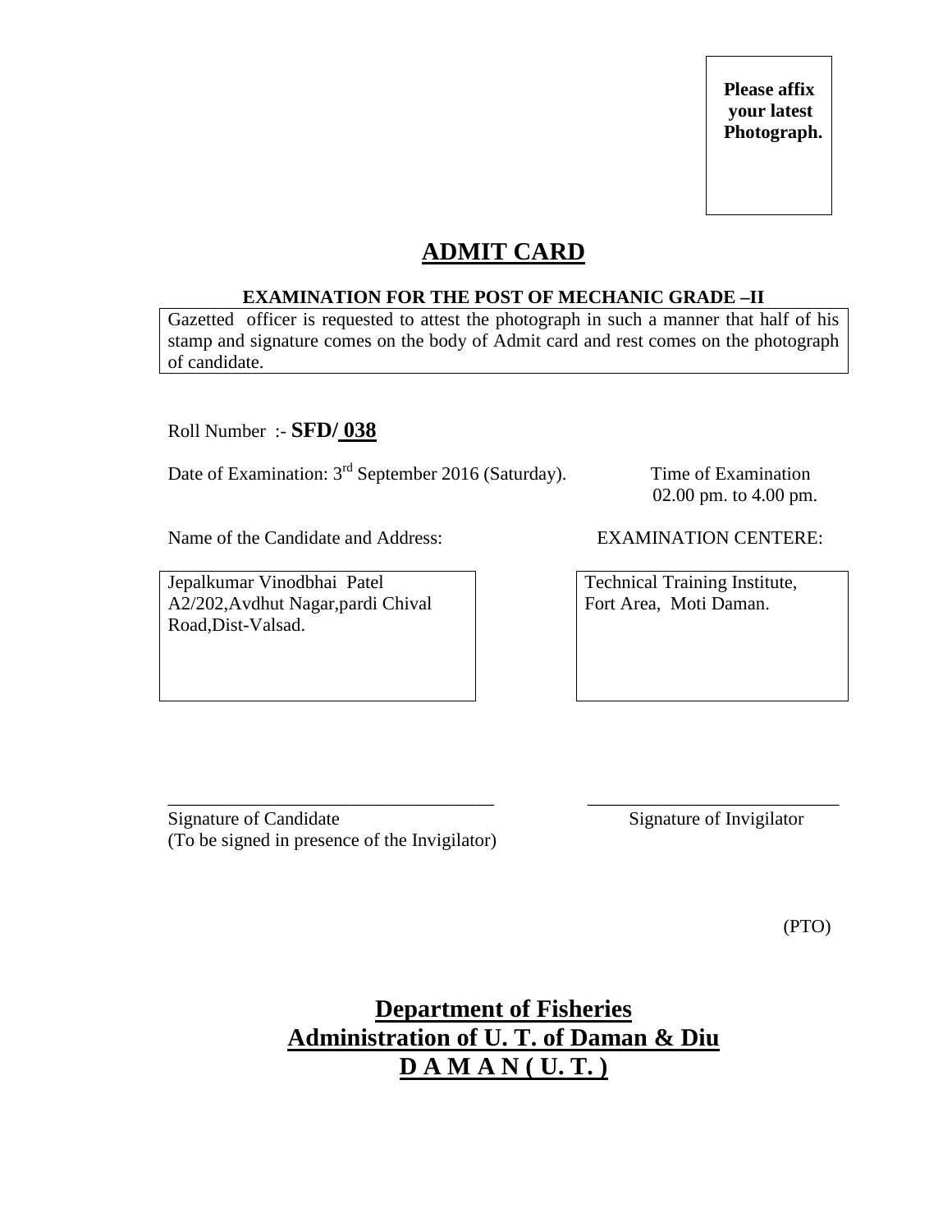Please affix your latest Photograph.

# ADMIT CARD

**EXAMINATION FOR THE POST OF MECHANIC GRADE –II**

Gazetted officer is requested to attest the photograph in such a manner that half of his stamp and signature comes on the body of Admit card and rest comes on the photograph of candidate.

Roll Number :- **SFD/ 038**

Date of Examination: 3rd September 2016 (Saturday).

Time of Examination
02.00 pm. to 4.00 pm.

Name of the Candidate and Address:

Jepalkumar Vinodbhai Patel
A2/202,Avdhut Nagar,pardi Chival Road,Dist-Valsad.

EXAMINATION CENTERE:

Technical Training Institute,
Fort Area, Moti Daman.

\_\_\_\_\_\_\_\_\_\_\_\_\_\_\_\_\_\_\_\_\_\_\_\_\_\_\_\_\_\_\_\_\_\_\_
Signature of Candidate
(To be signed in presence of the Invigilator)

\_\_\_\_\_\_\_\_\_\_\_\_\_\_\_\_\_\_\_\_\_\_\_\_\_\_\_
Signature of Invigilator

(PTO)

## Department of Fisheries
## Administration of U. T. of Daman & Diu
## D A M A N ( U. T. )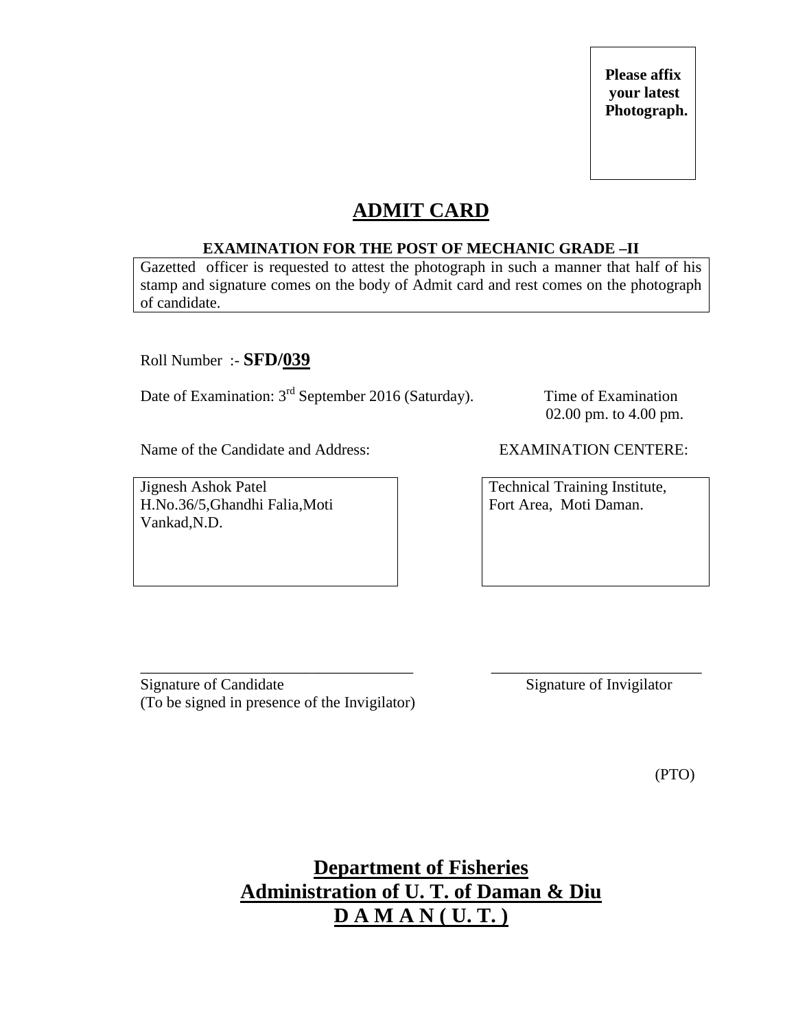Please affix your latest Photograph.

# ADMIT CARD

**EXAMINATION FOR THE POST OF MECHANIC GRADE –II**

Gazetted officer is requested to attest the photograph in such a manner that half of his stamp and signature comes on the body of Admit card and rest comes on the photograph of candidate.

Roll Number :- **SFD/039**

Date of Examination: 3rd September 2016 (Saturday).

Time of Examination 02.00 pm. to 4.00 pm.

Name of the Candidate and Address:

Jignesh Ashok Patel
H.No.36/5,Ghandhi Falia,Moti Vankad,N.D.

EXAMINATION CENTERE:

Technical Training Institute,
Fort Area, Moti Daman.

\_\_\_\_\_\_\_\_\_\_\_\_\_\_\_\_\_\_\_\_\_\_\_\_\_\_\_\_\_\_\_\_\_\_\_\_
Signature of Candidate
(To be signed in presence of the Invigilator)

\_\_\_\_\_\_\_\_\_\_\_\_\_\_\_\_\_\_\_\_\_\_\_\_\_\_\_\_
Signature of Invigilator

(PTO)

## Department of Fisheries
## Administration of U. T. of Daman & Diu
## D A M A N ( U. T. )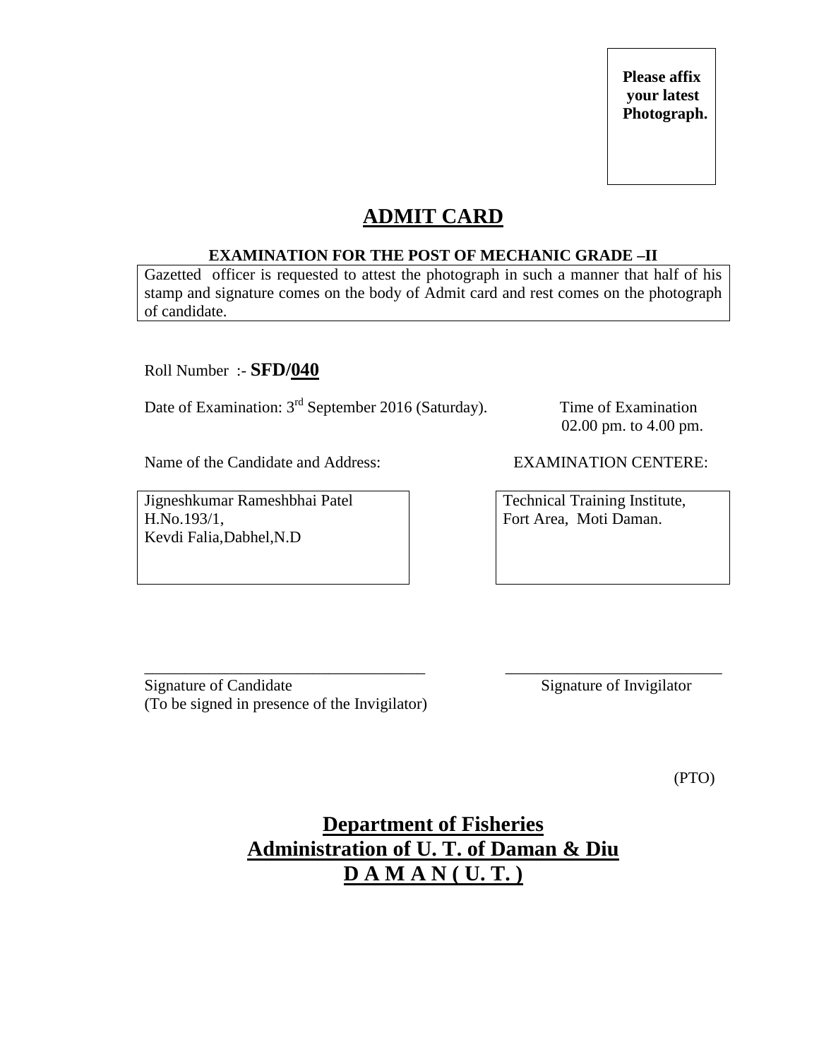**Please affix your latest Photograph.**

# ADMIT CARD

**EXAMINATION FOR THE POST OF MECHANIC GRADE –II**

Gazetted officer is requested to attest the photograph in such a manner that half of his stamp and signature comes on the body of Admit card and rest comes on the photograph of candidate.

Roll Number :- **SFD/040**

Date of Examination: 3rd September 2016 (Saturday).

Time of Examination 02.00 pm. to 4.00 pm.

Name of the Candidate and Address:

Jigneshkumar Rameshbhai Patel
H.No.193/1,
Kevdi Falia,Dabhel,N.D

EXAMINATION CENTERE:

Technical Training Institute,
Fort Area, Moti Daman.

\_\_\_\_\_\_\_\_\_\_\_\_\_\_\_\_\_\_\_\_\_\_\_\_\_\_\_\_\_\_\_\_\_\_
Signature of Candidate
(To be signed in presence of the Invigilator)

\_\_\_\_\_\_\_\_\_\_\_\_\_\_\_\_\_\_\_\_\_\_\_\_\_\_\_\_\_\_
Signature of Invigilator

(PTO)

## Department of Fisheries
## Administration of U. T. of Daman & Diu
## D A M A N ( U. T. )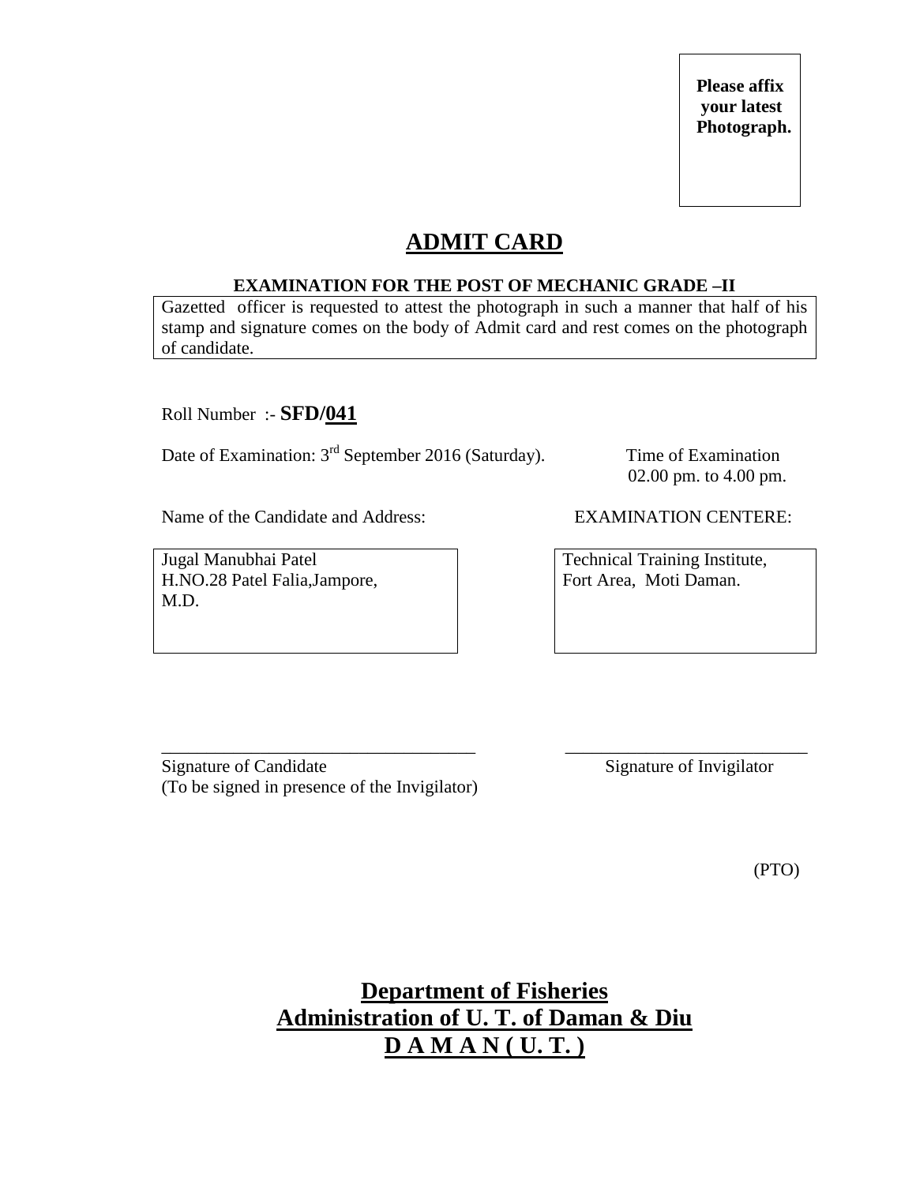**Please affix your latest Photograph.**

# ADMIT CARD

**EXAMINATION FOR THE POST OF MECHANIC GRADE –II**

Gazetted officer is requested to attest the photograph in such a manner that half of his stamp and signature comes on the body of Admit card and rest comes on the photograph of candidate.

Roll Number :- **SFD/041**

Date of Examination: 3rd September 2016 (Saturday).

Time of Examination 02.00 pm. to 4.00 pm.

Name of the Candidate and Address:

Jugal Manubhai Patel
H.NO.28 Patel Falia,Jampore,
M.D.

EXAMINATION CENTERE:

Technical Training Institute,
Fort Area, Moti Daman.

\_\_\_\_\_\_\_\_\_\_\_\_\_\_\_\_\_\_\_\_\_\_\_\_\_\_\_\_\_\_\_\_\_\_\_
Signature of Candidate
(To be signed in presence of the Invigilator)

\_\_\_\_\_\_\_\_\_\_\_\_\_\_\_\_\_\_\_\_\_\_\_\_\_\_\_
Signature of Invigilator

(PTO)

## Department of Fisheries
## Administration of U. T. of Daman & Diu
## D A M A N ( U. T. )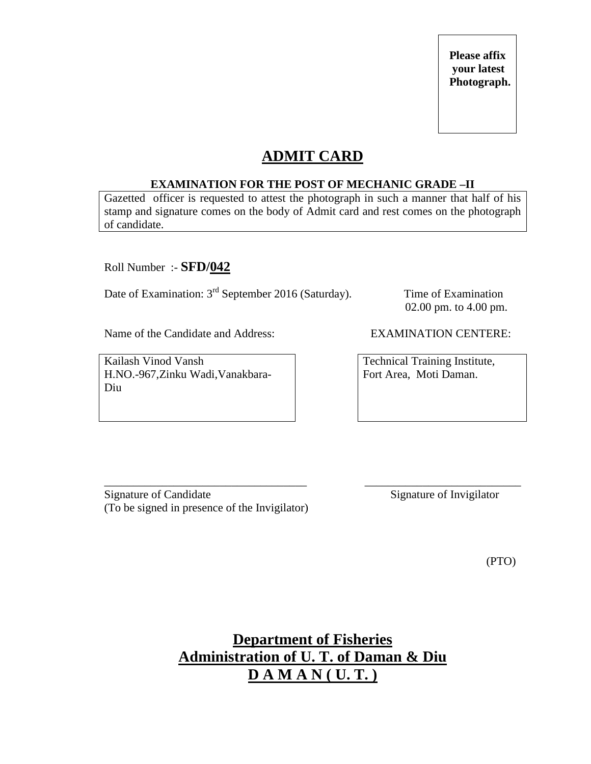**Please affix your latest Photograph.**

# ADMIT CARD

**EXAMINATION FOR THE POST OF MECHANIC GRADE –II**

Gazetted officer is requested to attest the photograph in such a manner that half of his stamp and signature comes on the body of Admit card and rest comes on the photograph of candidate.

Roll Number :- **SFD/042**

Date of Examination: 3rd September 2016 (Saturday).

Time of Examination
02.00 pm. to 4.00 pm.

| Name of the Candidate and Address: | EXAMINATION CENTERE: |
|---|---|
| Kailash Vinod Vansh<br>H.NO.-967,Zinku Wadi,Vanakbara-Diu | Technical Training Institute,<br>Fort Area, Moti Daman. |

\_\_\_\_\_\_\_\_\_\_\_\_\_\_\_\_\_\_\_\_\_\_\_\_\_\_\_\_\_\_\_\_\_\_\_
Signature of Candidate
(To be signed in presence of the Invigilator)

\_\_\_\_\_\_\_\_\_\_\_\_\_\_\_\_\_\_\_\_\_\_\_\_\_\_\_
Signature of Invigilator

(PTO)

## Department of Fisheries
## Administration of U. T. of Daman & Diu
## D A M A N ( U. T. )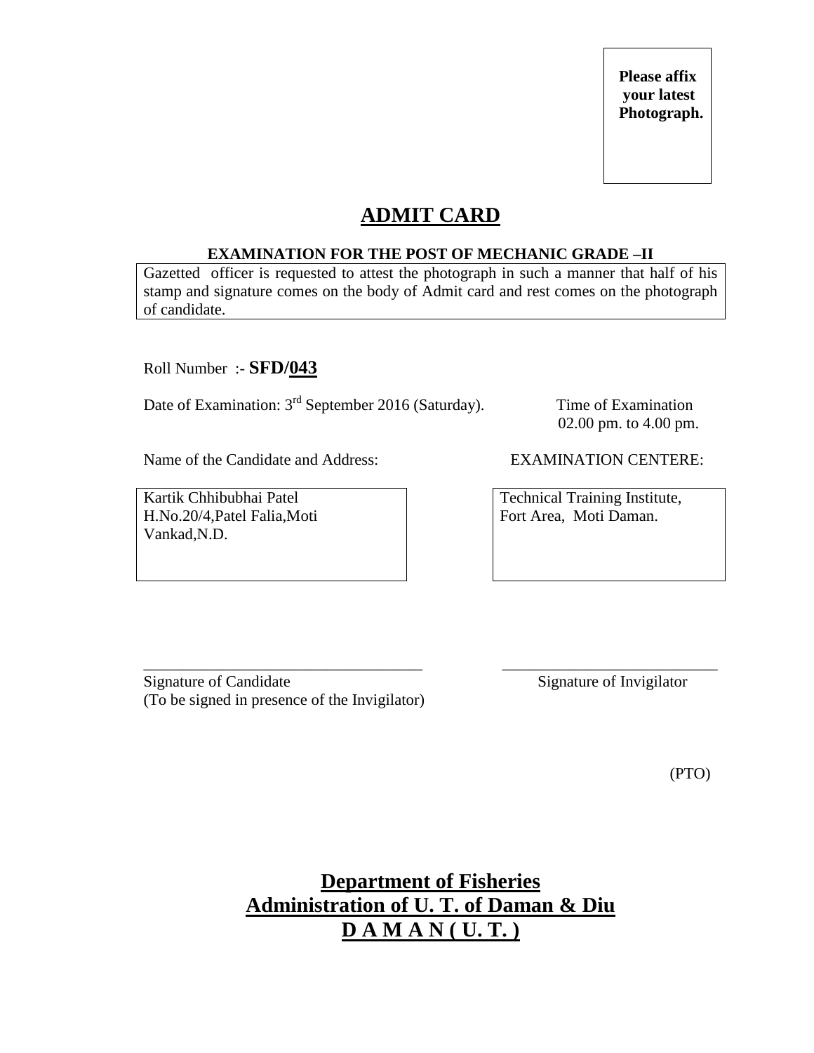**Please affix your latest Photograph.**

# ADMIT CARD

**EXAMINATION FOR THE POST OF MECHANIC GRADE –II**

Gazetted officer is requested to attest the photograph in such a manner that half of his stamp and signature comes on the body of Admit card and rest comes on the photograph of candidate.

Roll Number :- **SFD/043**

Date of Examination: 3rd September 2016 (Saturday).

Time of Examination 02.00 pm. to 4.00 pm.

Name of the Candidate and Address:

Kartik Chhibubhai Patel
H.No.20/4,Patel Falia,Moti Vankad,N.D.

EXAMINATION CENTERE:

Technical Training Institute,
Fort Area, Moti Daman.

\_\_\_\_\_\_\_\_\_\_\_\_\_\_\_\_\_\_\_\_\_\_\_\_\_\_\_\_\_\_\_\_\_\_\_
Signature of Candidate
(To be signed in presence of the Invigilator)

\_\_\_\_\_\_\_\_\_\_\_\_\_\_\_\_\_\_\_\_\_\_\_\_\_\_\_
Signature of Invigilator

(PTO)

**Department of Fisheries**
**Administration of U. T. of Daman & Diu**
**D A M A N ( U. T. )**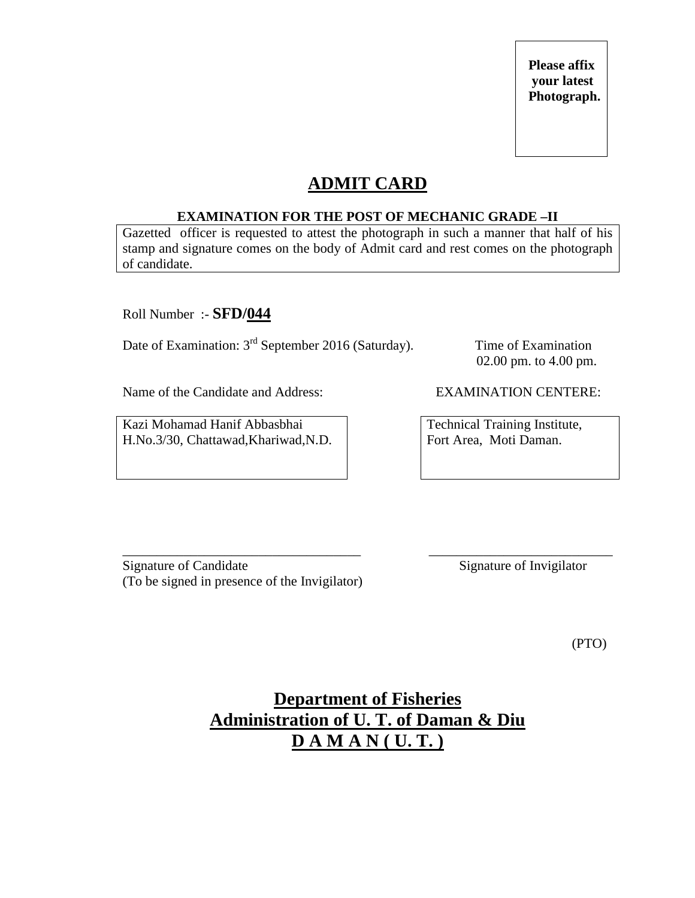Please affix your latest Photograph.

# ADMIT CARD

**EXAMINATION FOR THE POST OF MECHANIC GRADE –II**

Gazetted officer is requested to attest the photograph in such a manner that half of his stamp and signature comes on the body of Admit card and rest comes on the photograph of candidate.

Roll Number :- **SFD/044**

Date of Examination: 3rd September 2016 (Saturday).

Time of Examination
02.00 pm. to 4.00 pm.

Name of the Candidate and Address:

Kazi Mohamad Hanif Abbasbhai
H.No.3/30, Chattawad,Khariwad,N.D.

EXAMINATION CENTERE:

Technical Training Institute,
Fort Area, Moti Daman.

___________________________________
Signature of Candidate
(To be signed in presence of the Invigilator)

___________________________
Signature of Invigilator

(PTO)

## Department of Fisheries
## Administration of U. T. of Daman & Diu
## D A M A N ( U. T. )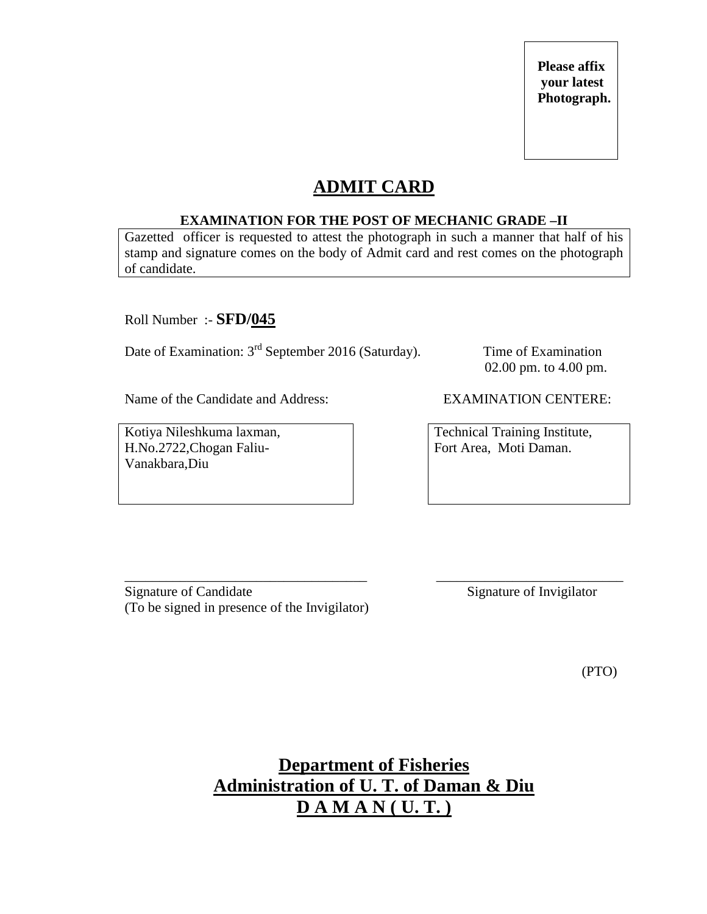**Please affix your latest Photograph.**

# ADMIT CARD

**EXAMINATION FOR THE POST OF MECHANIC GRADE –II**

Gazetted officer is requested to attest the photograph in such a manner that half of his stamp and signature comes on the body of Admit card and rest comes on the photograph of candidate.

Roll Number :- **SFD/045**

Date of Examination: 3rd September 2016 (Saturday).

Time of Examination 02.00 pm. to 4.00 pm.

| Name of the Candidate and Address: | EXAMINATION CENTERE: |
| --- | --- |
| Kotiya Nileshkuma laxman, H.No.2722,Chogan Faliu-Vanakbara,Diu | Technical Training Institute, Fort Area, Moti Daman. |

\_\_\_\_\_\_\_\_\_\_\_\_\_\_\_\_\_\_\_\_\_\_\_\_\_\_\_\_\_\_\_\_\_\_\_
Signature of Candidate
(To be signed in presence of the Invigilator)

\_\_\_\_\_\_\_\_\_\_\_\_\_\_\_\_\_\_\_\_\_\_\_\_\_\_\_
Signature of Invigilator

(PTO)

## Department of Fisheries
## Administration of U. T. of Daman & Diu
## D A M A N ( U. T. )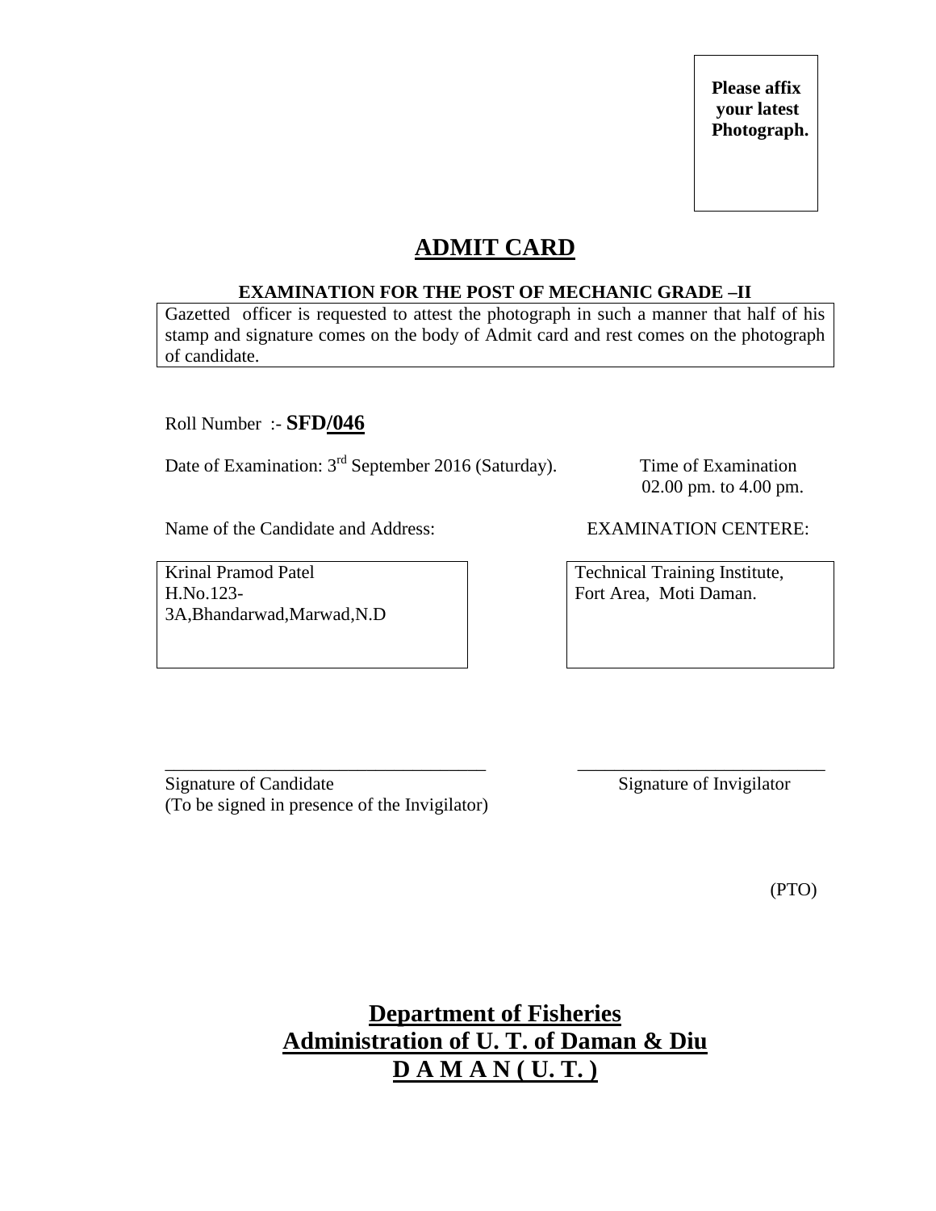**Please affix your latest Photograph.**

# ADMIT CARD

**EXAMINATION FOR THE POST OF MECHANIC GRADE –II**

Gazetted officer is requested to attest the photograph in such a manner that half of his stamp and signature comes on the body of Admit card and rest comes on the photograph of candidate.

Roll Number :- **SFD/046**

Date of Examination: 3rd September 2016 (Saturday).

Time of Examination 02.00 pm. to 4.00 pm.

Name of the Candidate and Address:

Krinal Pramod Patel
H.No.123-3A,Bhandarwad,Marwad,N.D

EXAMINATION CENTERE:

Technical Training Institute,
Fort Area, Moti Daman.

___________________________________
Signature of Candidate
(To be signed in presence of the Invigilator)

___________________________
Signature of Invigilator

(PTO)

**Department of Fisheries**
**Administration of U. T. of Daman & Diu**
**D A M A N ( U. T. )**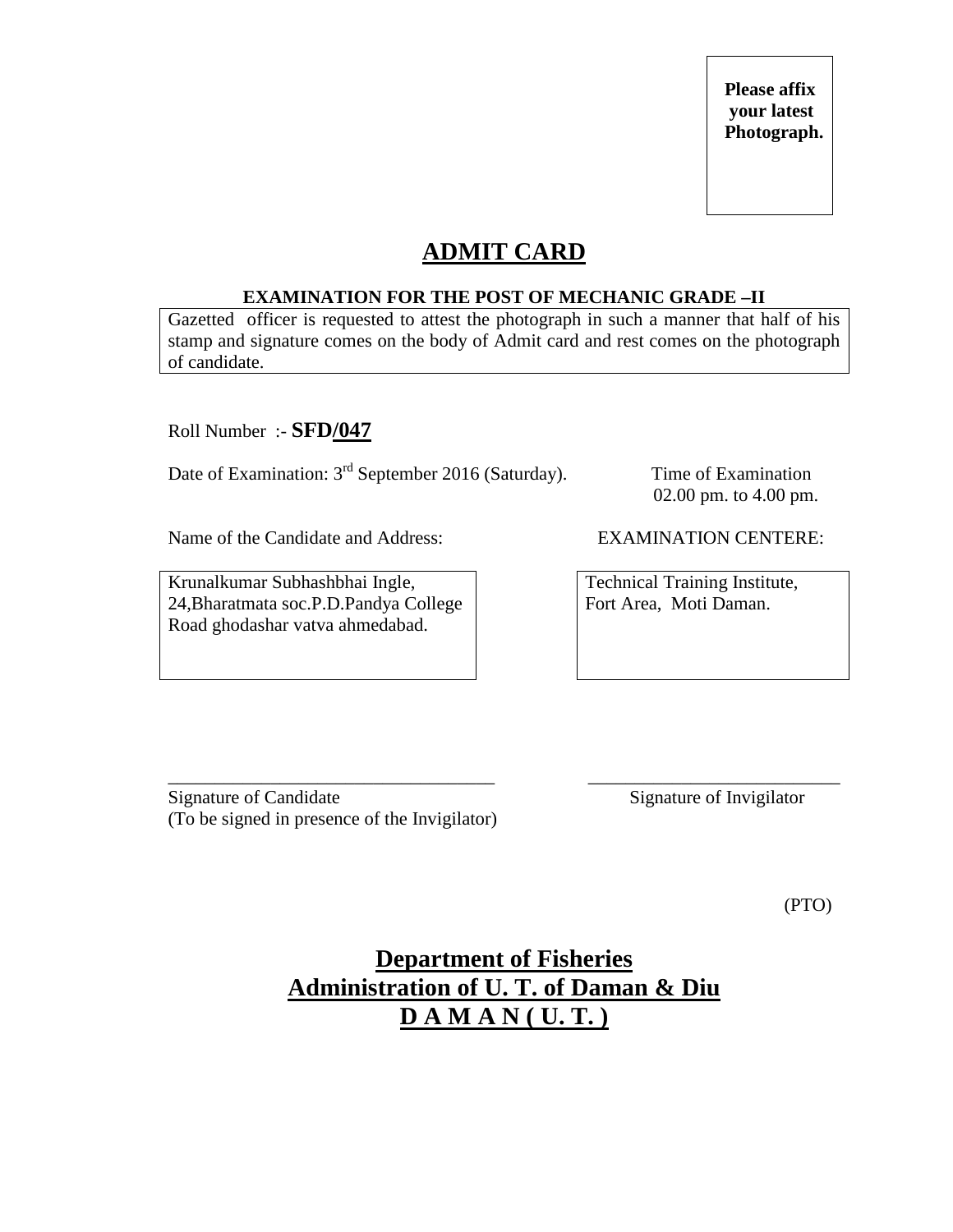**Please affix your latest Photograph.**

# ADMIT CARD

**EXAMINATION FOR THE POST OF MECHANIC GRADE –II**

Gazetted officer is requested to attest the photograph in such a manner that half of his stamp and signature comes on the body of Admit card and rest comes on the photograph of candidate.

Roll Number :- **SFD/047**

Date of Examination: 3rd September 2016 (Saturday).

Time of Examination 02.00 pm. to 4.00 pm.

Name of the Candidate and Address:

Krunalkumar Subhashbhai Ingle,
24,Bharatmata soc.P.D.Pandya College Road ghodashar vatva ahmedabad.

EXAMINATION CENTERE:

Technical Training Institute,
Fort Area, Moti Daman.

___________________________________

Signature of Candidate
(To be signed in presence of the Invigilator)

___________________________

Signature of Invigilator

(PTO)

## Department of Fisheries
## Administration of U. T. of Daman & Diu
## D A M A N ( U. T. )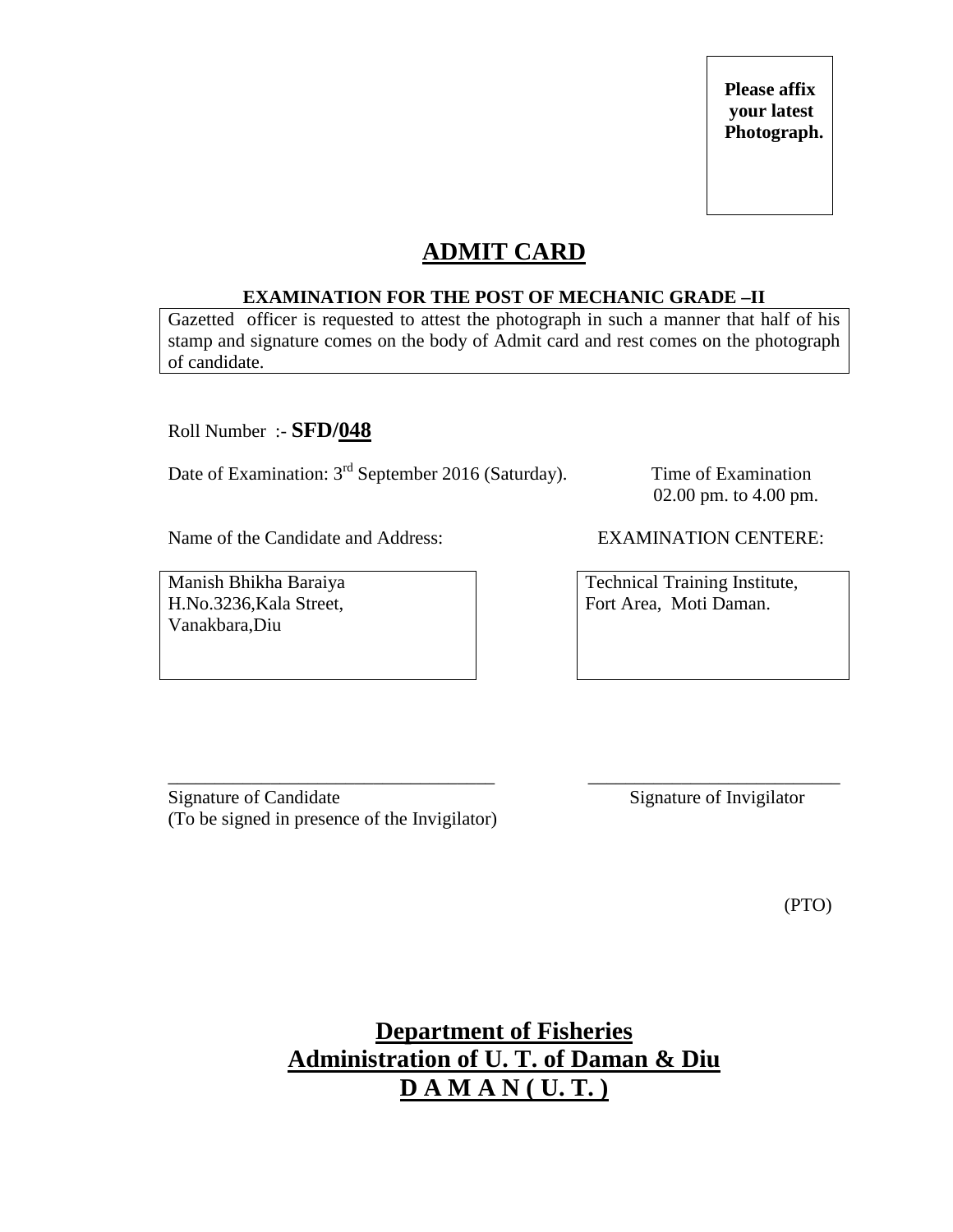**Please affix your latest Photograph.**

# ADMIT CARD

**EXAMINATION FOR THE POST OF MECHANIC GRADE –II**

Gazetted officer is requested to attest the photograph in such a manner that half of his stamp and signature comes on the body of Admit card and rest comes on the photograph of candidate.

Roll Number :- **SFD/048**

Date of Examination: 3rd September 2016 (Saturday).

Time of Examination 02.00 pm. to 4.00 pm.

Name of the Candidate and Address:

Manish Bhikha Baraiya
H.No.3236,Kala Street,
Vanakbara,Diu

EXAMINATION CENTERE:

Technical Training Institute,
Fort Area, Moti Daman.

___________________________________

Signature of Candidate
(To be signed in presence of the Invigilator)

___________________________

Signature of Invigilator

(PTO)

**Department of Fisheries**
**Administration of U. T. of Daman & Diu**
**D A M A N ( U. T. )**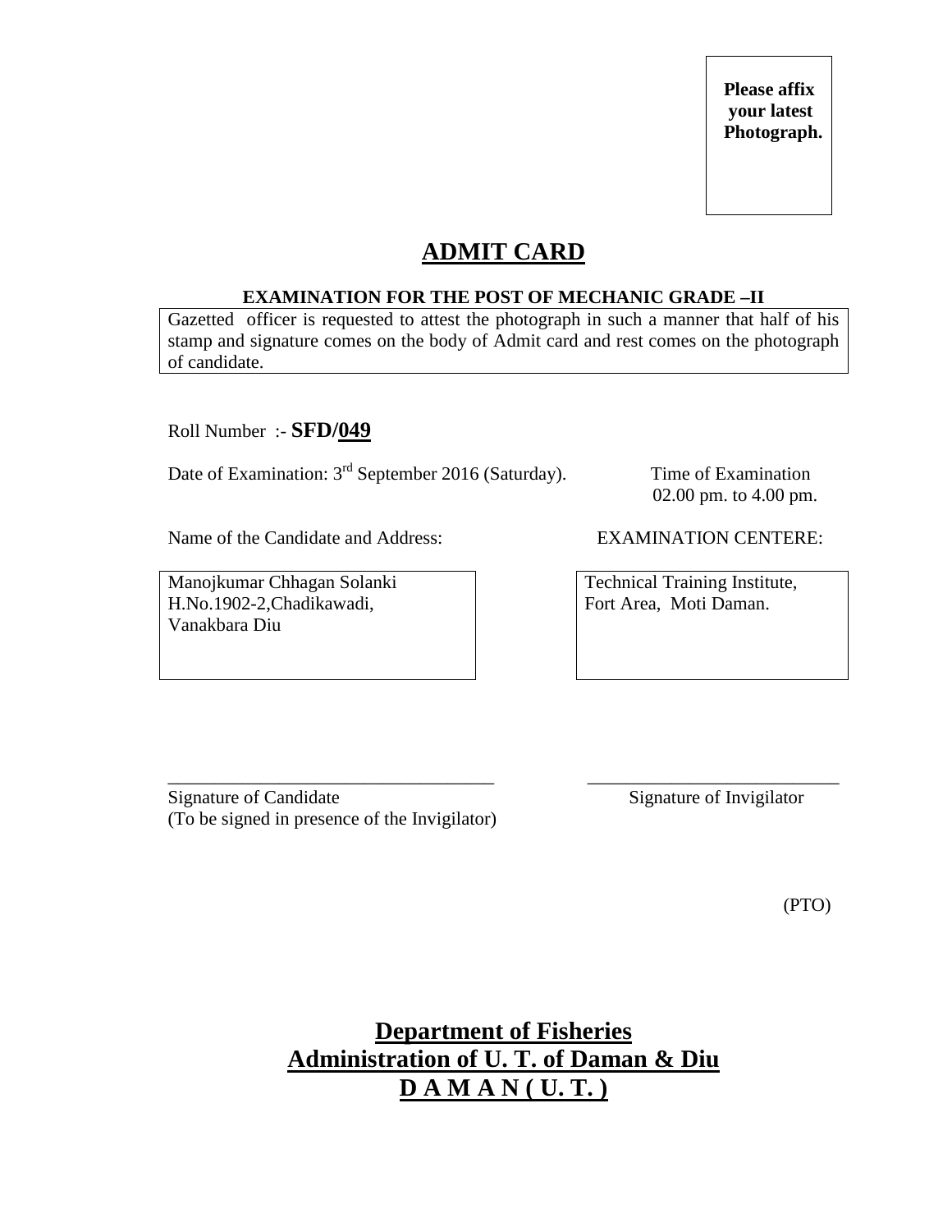**Please affix your latest Photograph.**

# ADMIT CARD

**EXAMINATION FOR THE POST OF MECHANIC GRADE –II**

Gazetted officer is requested to attest the photograph in such a manner that half of his stamp and signature comes on the body of Admit card and rest comes on the photograph of candidate.

Roll Number :- **SFD/049**

Date of Examination: 3rd September 2016 (Saturday).

Time of Examination
02.00 pm. to 4.00 pm.

Name of the Candidate and Address:

Manojkumar Chhagan Solanki
H.No.1902-2,Chadikawadi,
Vanakbara Diu

EXAMINATION CENTERE:

Technical Training Institute,
Fort Area, Moti Daman.

\_\_\_\_\_\_\_\_\_\_\_\_\_\_\_\_\_\_\_\_\_\_\_\_\_\_\_\_\_\_\_\_\_\_\_
Signature of Candidate
(To be signed in presence of the Invigilator)

\_\_\_\_\_\_\_\_\_\_\_\_\_\_\_\_\_\_\_\_\_\_\_\_\_\_\_\_
Signature of Invigilator

(PTO)

**Department of Fisheries**
**Administration of U. T. of Daman & Diu**
**D A M A N ( U. T. )**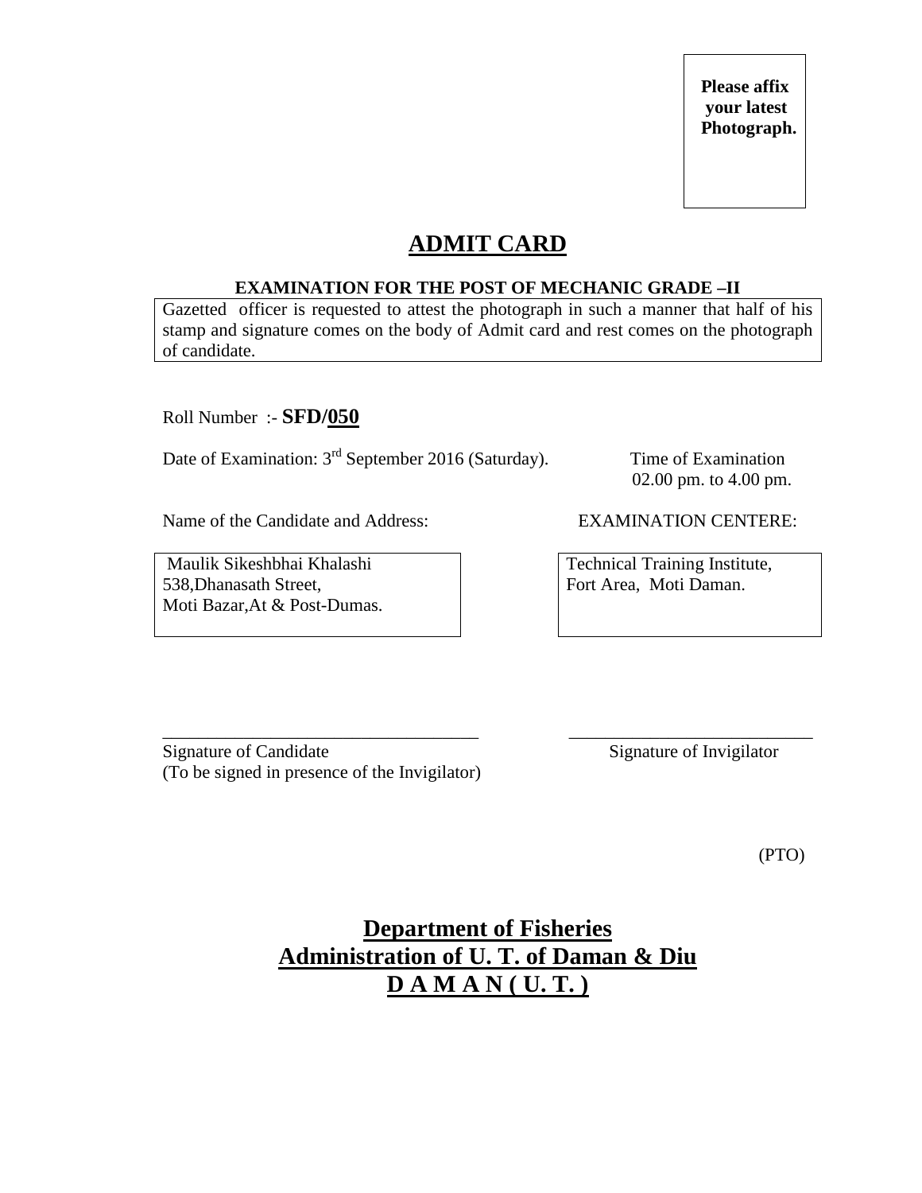**Please affix your latest Photograph.**

# ADMIT CARD

**EXAMINATION FOR THE POST OF MECHANIC GRADE –II**

Gazetted officer is requested to attest the photograph in such a manner that half of his stamp and signature comes on the body of Admit card and rest comes on the photograph of candidate.

Roll Number :- **SFD/050**

Date of Examination: 3rd September 2016 (Saturday).

Time of Examination 02.00 pm. to 4.00 pm.

Name of the Candidate and Address:

Maulik Sikeshbhai Khalashi
538,Dhanasath Street,
Moti Bazar,At & Post-Dumas.

EXAMINATION CENTERE:

Technical Training Institute,
Fort Area, Moti Daman.

\_\_\_\_\_\_\_\_\_\_\_\_\_\_\_\_\_\_\_\_\_\_\_\_\_\_\_\_\_\_\_\_\_\_\_\_
Signature of Candidate
(To be signed in presence of the Invigilator)

\_\_\_\_\_\_\_\_\_\_\_\_\_\_\_\_\_\_\_\_\_\_\_\_\_\_\_\_
Signature of Invigilator

(PTO)

## Department of Fisheries
## Administration of U. T. of Daman & Diu
## D A M A N ( U. T. )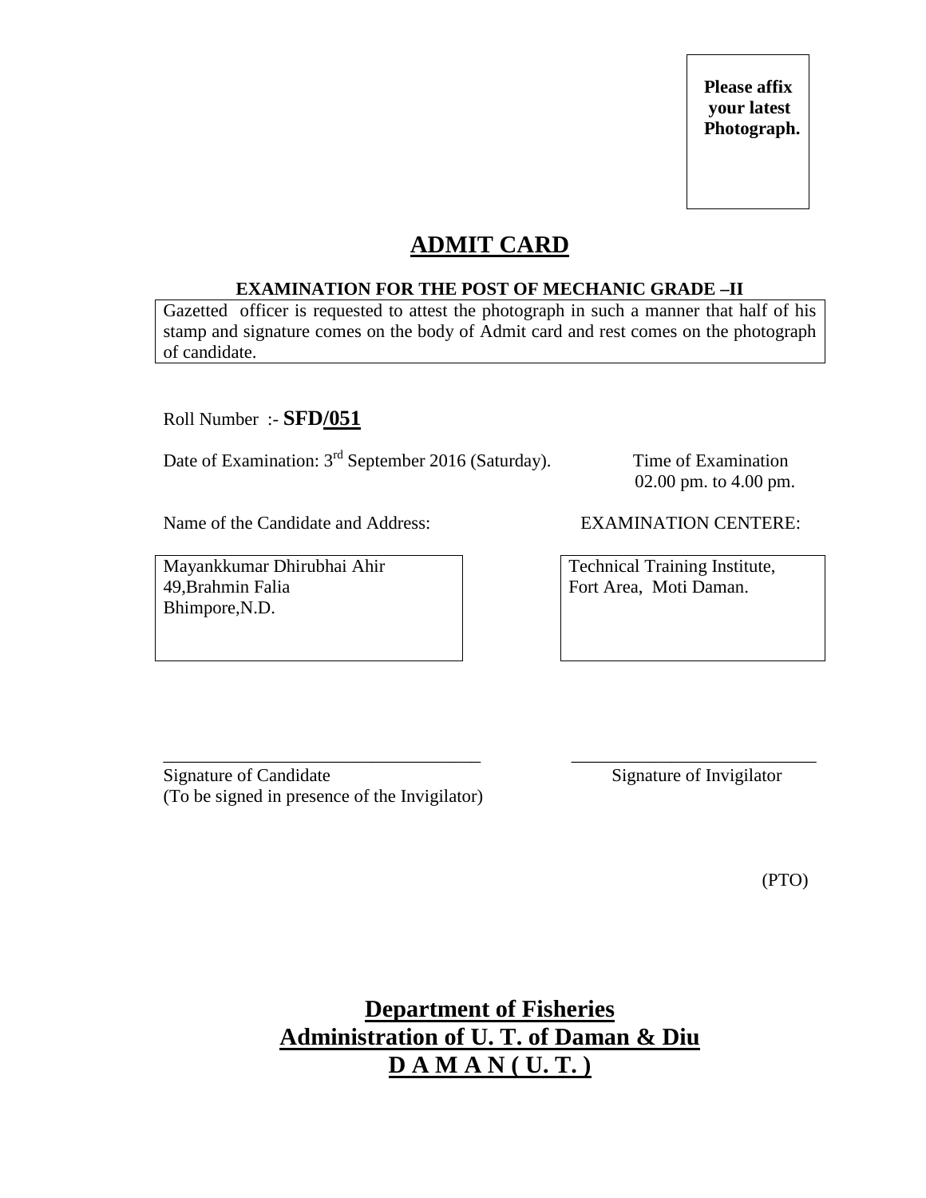**Please affix your latest Photograph.**

# ADMIT CARD

**EXAMINATION FOR THE POST OF MECHANIC GRADE –II**

Gazetted officer is requested to attest the photograph in such a manner that half of his stamp and signature comes on the body of Admit card and rest comes on the photograph of candidate.

Roll Number :- **SFD/051**

Date of Examination: 3rd September 2016 (Saturday).

Time of Examination
02.00 pm. to 4.00 pm.

Name of the Candidate and Address:

Mayankkumar Dhirubhai Ahir
49,Brahmin Falia
Bhimpore,N.D.

EXAMINATION CENTERE:

Technical Training Institute,
Fort Area, Moti Daman.

\_\_\_\_\_\_\_\_\_\_\_\_\_\_\_\_\_\_\_\_\_\_\_\_\_\_\_\_\_\_\_\_\_\_\_
Signature of Candidate
(To be signed in presence of the Invigilator)

\_\_\_\_\_\_\_\_\_\_\_\_\_\_\_\_\_\_\_\_\_\_\_\_\_\_\_
Signature of Invigilator

(PTO)

**Department of Fisheries**
**Administration of U. T. of Daman & Diu**
**D A M A N ( U. T. )**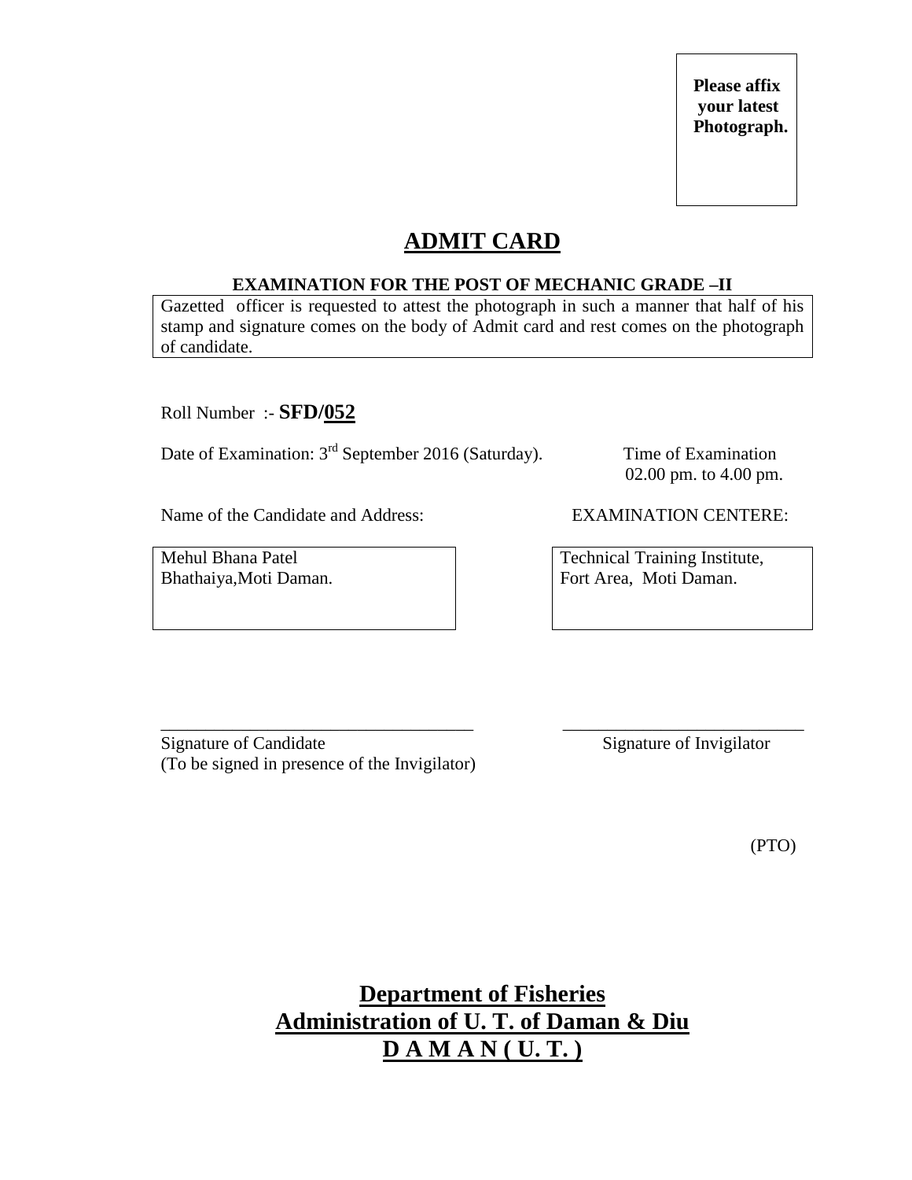Please affix your latest Photograph.

# ADMIT CARD

**EXAMINATION FOR THE POST OF MECHANIC GRADE –II**

Gazetted officer is requested to attest the photograph in such a manner that half of his stamp and signature comes on the body of Admit card and rest comes on the photograph of candidate.

Roll Number :- **SFD/052**

Date of Examination: 3rd September 2016 (Saturday).

Time of Examination 02.00 pm. to 4.00 pm.

| Name of the Candidate and Address: | EXAMINATION CENTERE: |
|---|---|
| Mehul Bhana Patel<br>Bhathaiya,Moti Daman. | Technical Training Institute,<br>Fort Area, Moti Daman. |

\_\_\_\_\_\_\_\_\_\_\_\_\_\_\_\_\_\_\_\_\_\_\_\_\_\_\_\_\_\_\_\_\_\_\_\_
Signature of Candidate
(To be signed in presence of the Invigilator)

\_\_\_\_\_\_\_\_\_\_\_\_\_\_\_\_\_\_\_\_\_\_\_\_\_\_\_\_
Signature of Invigilator

(PTO)

**Department of Fisheries**
**Administration of U. T. of Daman & Diu**
**D A M A N ( U. T. )**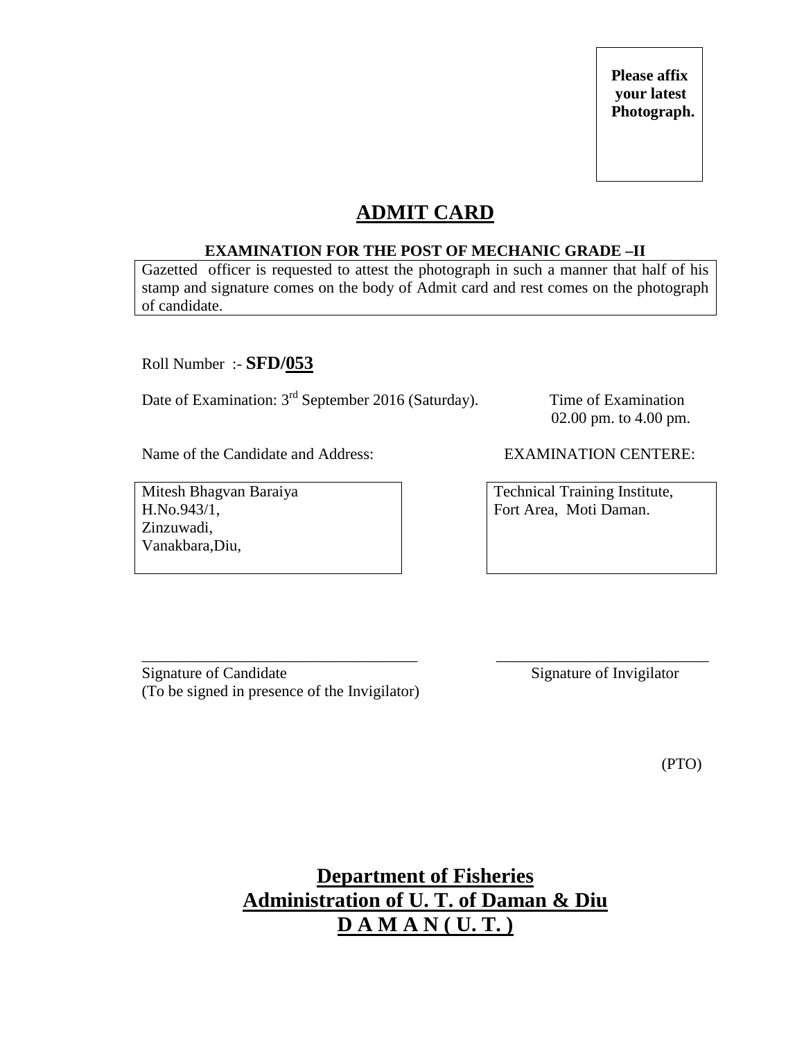**Please affix your latest Photograph.**

# ADMIT CARD

**EXAMINATION FOR THE POST OF MECHANIC GRADE –II**

Gazetted officer is requested to attest the photograph in such a manner that half of his stamp and signature comes on the body of Admit card and rest comes on the photograph of candidate.

Roll Number :- **SFD/053**

Date of Examination: 3rd September 2016 (Saturday).

Time of Examination
02.00 pm. to 4.00 pm.

Name of the Candidate and Address:

Mitesh Bhagvan Baraiya
H.No.943/1,
Zinzuwadi,
Vanakbara,Diu,

EXAMINATION CENTERE:

Technical Training Institute,
Fort Area, Moti Daman.

\_\_\_\_\_\_\_\_\_\_\_\_\_\_\_\_\_\_\_\_\_\_\_\_\_\_\_\_\_\_\_\_\_\_\_
Signature of Candidate
(To be signed in presence of the Invigilator)

\_\_\_\_\_\_\_\_\_\_\_\_\_\_\_\_\_\_\_\_\_\_\_\_\_\_\_
Signature of Invigilator

(PTO)

## Department of Fisheries
## Administration of U. T. of Daman & Diu
## D A M A N ( U. T. )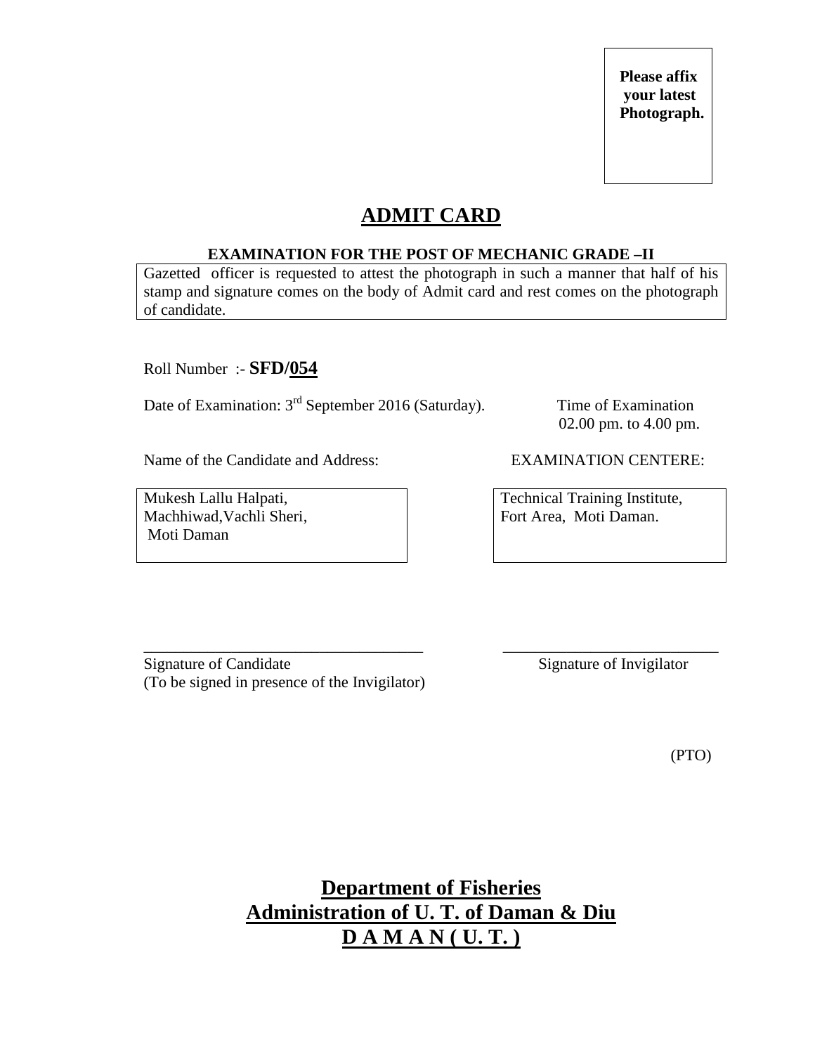**Please affix your latest Photograph.**

# ADMIT CARD

**EXAMINATION FOR THE POST OF MECHANIC GRADE –II**

Gazetted officer is requested to attest the photograph in such a manner that half of his stamp and signature comes on the body of Admit card and rest comes on the photograph of candidate.

Roll Number :- **SFD/054**

Date of Examination: 3rd September 2016 (Saturday).

Time of Examination 02.00 pm. to 4.00 pm.

Name of the Candidate and Address:

Mukesh Lallu Halpati,
Machhiwad,Vachli Sheri,
Moti Daman

EXAMINATION CENTERE:

Technical Training Institute,
Fort Area, Moti Daman.

\_\_\_\_\_\_\_\_\_\_\_\_\_\_\_\_\_\_\_\_\_\_\_\_\_\_\_\_\_\_\_\_\_\_\_
Signature of Candidate
(To be signed in presence of the Invigilator)

\_\_\_\_\_\_\_\_\_\_\_\_\_\_\_\_\_\_\_\_\_\_\_\_\_\_\_
Signature of Invigilator

(PTO)

## Department of Fisheries
## Administration of U. T. of Daman & Diu
## D A M A N ( U. T. )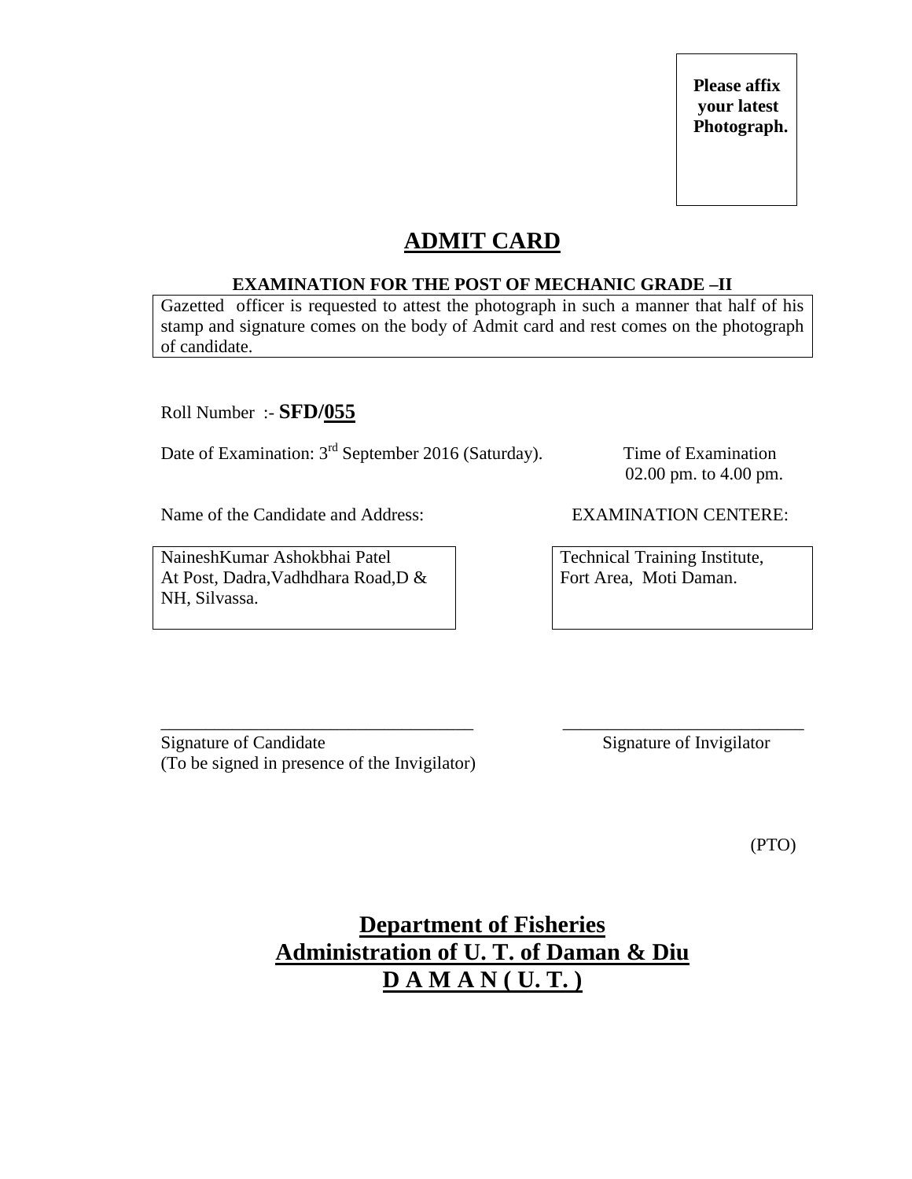**Please affix your latest Photograph.**

# ADMIT CARD

**EXAMINATION FOR THE POST OF MECHANIC GRADE –II**

Gazetted officer is requested to attest the photograph in such a manner that half of his stamp and signature comes on the body of Admit card and rest comes on the photograph of candidate.

Roll Number :- **SFD/055**

Date of Examination: 3rd September 2016 (Saturday).

Time of Examination
02.00 pm. to 4.00 pm.

Name of the Candidate and Address:

NaineshKumar Ashokbhai Patel
At Post, Dadra,Vadhdhara Road,D & NH, Silvassa.

EXAMINATION CENTERE:

Technical Training Institute,
Fort Area, Moti Daman.

\_\_\_\_\_\_\_\_\_\_\_\_\_\_\_\_\_\_\_\_\_\_\_\_\_\_\_\_\_\_\_\_\_\_\_\_
Signature of Candidate
(To be signed in presence of the Invigilator)

\_\_\_\_\_\_\_\_\_\_\_\_\_\_\_\_\_\_\_\_\_\_\_\_\_\_\_\_
Signature of Invigilator

(PTO)

## Department of Fisheries
## Administration of U. T. of Daman & Diu
## D A M A N ( U. T. )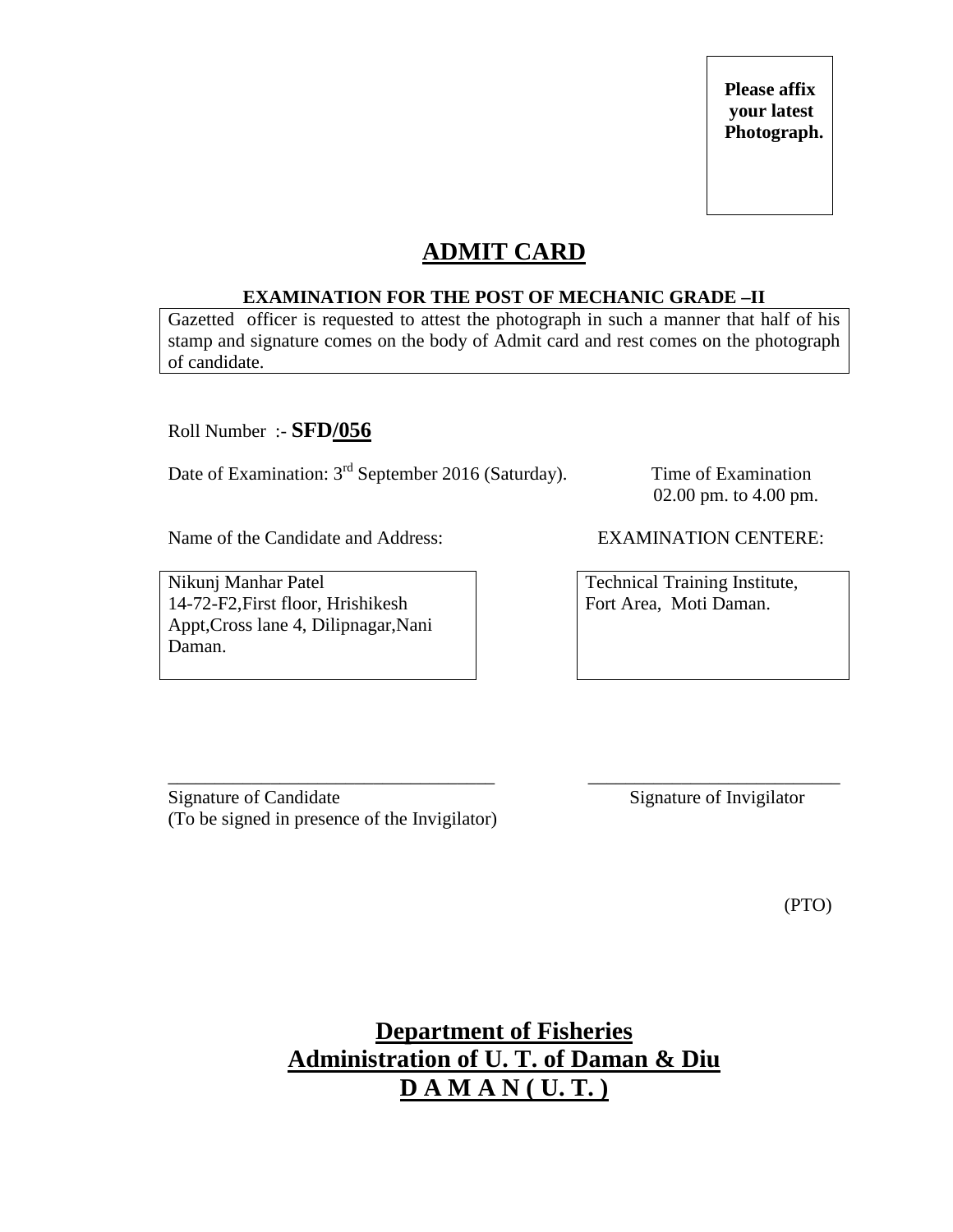**Please affix your latest Photograph.**

# ADMIT CARD

**EXAMINATION FOR THE POST OF MECHANIC GRADE –II**

Gazetted officer is requested to attest the photograph in such a manner that half of his stamp and signature comes on the body of Admit card and rest comes on the photograph of candidate.

Roll Number :- **SFD/056**

Date of Examination: 3rd September 2016 (Saturday).

Time of Examination
02.00 pm. to 4.00 pm.

Name of the Candidate and Address:

Nikunj Manhar Patel
14-72-F2,First floor, Hrishikesh Appt,Cross lane 4, Dilipnagar,Nani Daman.

EXAMINATION CENTERE:

Technical Training Institute,
Fort Area, Moti Daman.

___________________________________
Signature of Candidate
(To be signed in presence of the Invigilator)

___________________________
Signature of Invigilator

(PTO)

## Department of Fisheries
## Administration of U. T. of Daman & Diu
## D A M A N ( U. T. )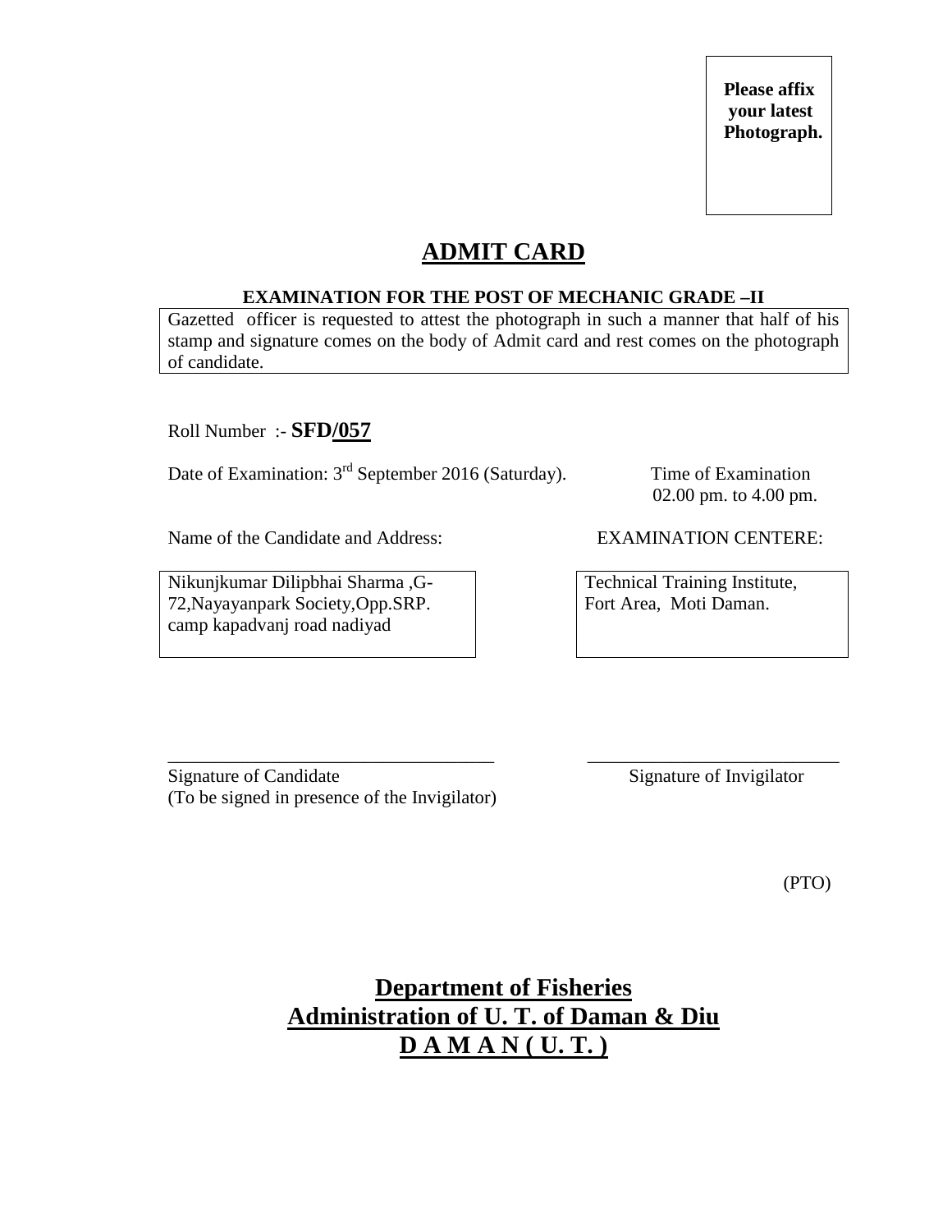**Please affix your latest Photograph.**

# ADMIT CARD

### EXAMINATION FOR THE POST OF MECHANIC GRADE –II

Gazetted officer is requested to attest the photograph in such a manner that half of his stamp and signature comes on the body of Admit card and rest comes on the photograph of candidate.

Roll Number :- **SFD/057**

Date of Examination: 3rd September 2016 (Saturday).

Time of Examination 02.00 pm. to 4.00 pm.

Name of the Candidate and Address:

Nikunjkumar Dilipbhai Sharma ,G-72,Nayayanpark Society,Opp.SRP. camp kapadvanj road nadiyad

EXAMINATION CENTERE:

Technical Training Institute, Fort Area, Moti Daman.

\_\_\_\_\_\_\_\_\_\_\_\_\_\_\_\_\_\_\_\_\_\_\_\_\_\_\_\_\_\_\_\_\_\_\_\_
Signature of Candidate
(To be signed in presence of the Invigilator)

\_\_\_\_\_\_\_\_\_\_\_\_\_\_\_\_\_\_\_\_\_\_\_\_\_\_\_\_
Signature of Invigilator

(PTO)

## Department of Fisheries
## Administration of U. T. of Daman & Diu
## D A M A N ( U. T. )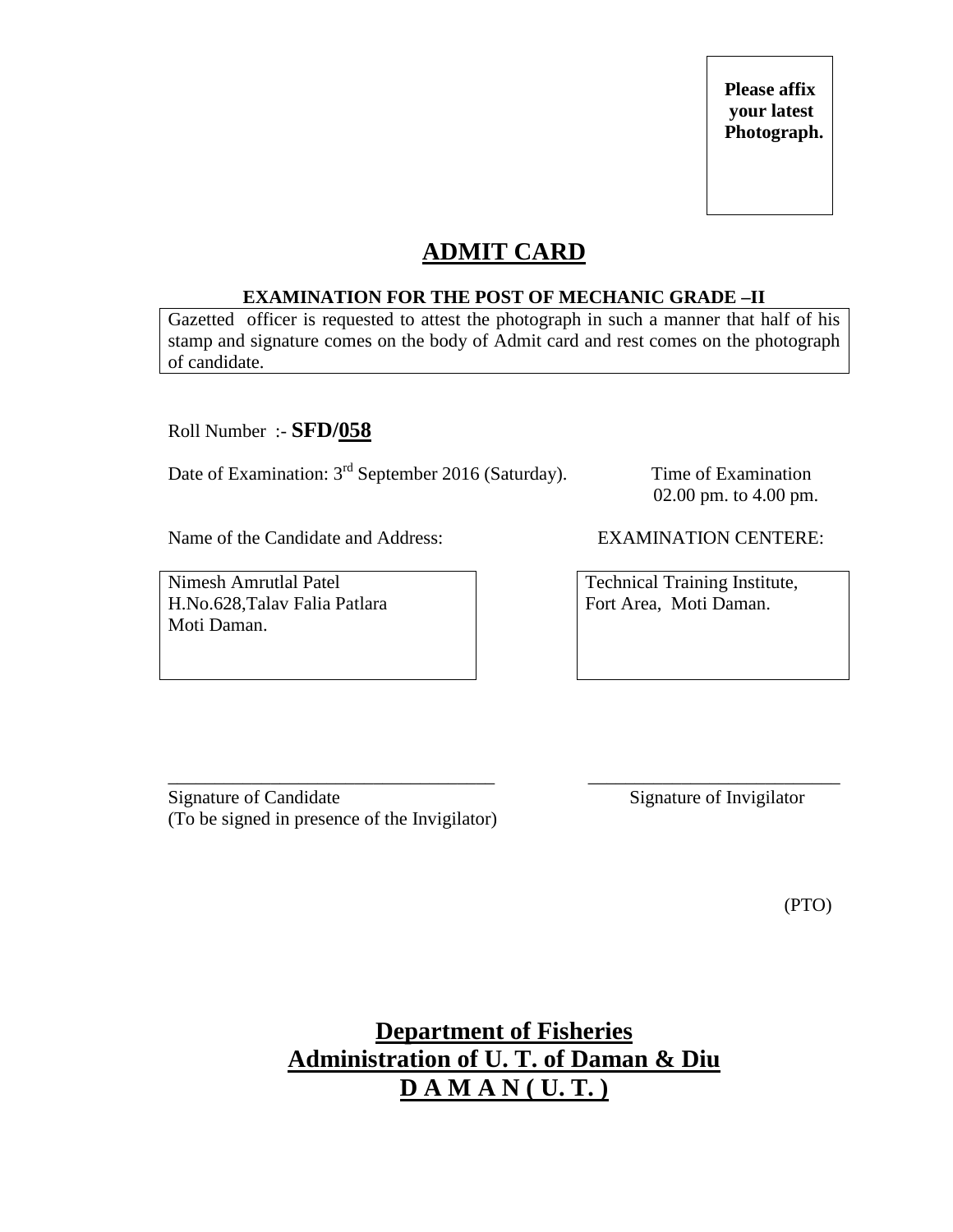**Please affix your latest Photograph.**

# ADMIT CARD

**EXAMINATION FOR THE POST OF MECHANIC GRADE –II**

Gazetted officer is requested to attest the photograph in such a manner that half of his stamp and signature comes on the body of Admit card and rest comes on the photograph of candidate.

Roll Number :- **SFD/058**

Date of Examination: 3rd September 2016 (Saturday).

Time of Examination 02.00 pm. to 4.00 pm.

| Name of the Candidate and Address: | EXAMINATION CENTERE: |
|---|---|
| Nimesh Amrutlal Patel<br>H.No.628,Talav Falia Patlara<br>Moti Daman. | Technical Training Institute,<br>Fort Area, Moti Daman. |

\_\_\_\_\_\_\_\_\_\_\_\_\_\_\_\_\_\_\_\_\_\_\_\_\_\_\_\_\_\_\_\_\_\_\_
Signature of Candidate
(To be signed in presence of the Invigilator)

\_\_\_\_\_\_\_\_\_\_\_\_\_\_\_\_\_\_\_\_\_\_\_\_\_\_\_
Signature of Invigilator

(PTO)

## Department of Fisheries
## Administration of U. T. of Daman & Diu
## D A M A N ( U. T. )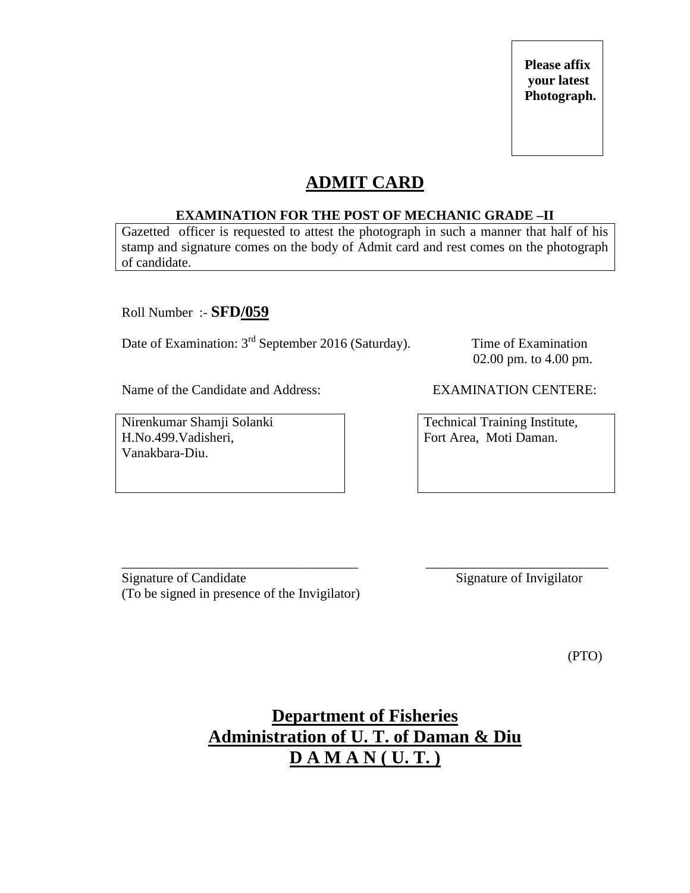**Please affix your latest Photograph.**

# ADMIT CARD

**EXAMINATION FOR THE POST OF MECHANIC GRADE –II**

Gazetted officer is requested to attest the photograph in such a manner that half of his stamp and signature comes on the body of Admit card and rest comes on the photograph of candidate.

Roll Number :- **SFD/059**

Date of Examination: 3rd September 2016 (Saturday).

Time of Examination
02.00 pm. to 4.00 pm.

| Name of the Candidate and Address: | EXAMINATION CENTERE: |
|---|---|
| Nirenkumar Shamji Solanki<br>H.No.499.Vadisheri,<br>Vanakbara-Diu. | Technical Training Institute,<br>Fort Area, Moti Daman. |

___________________________________
Signature of Candidate
(To be signed in presence of the Invigilator)

___________________________
Signature of Invigilator

(PTO)

## Department of Fisheries
## Administration of U. T. of Daman & Diu
## D A M A N ( U. T. )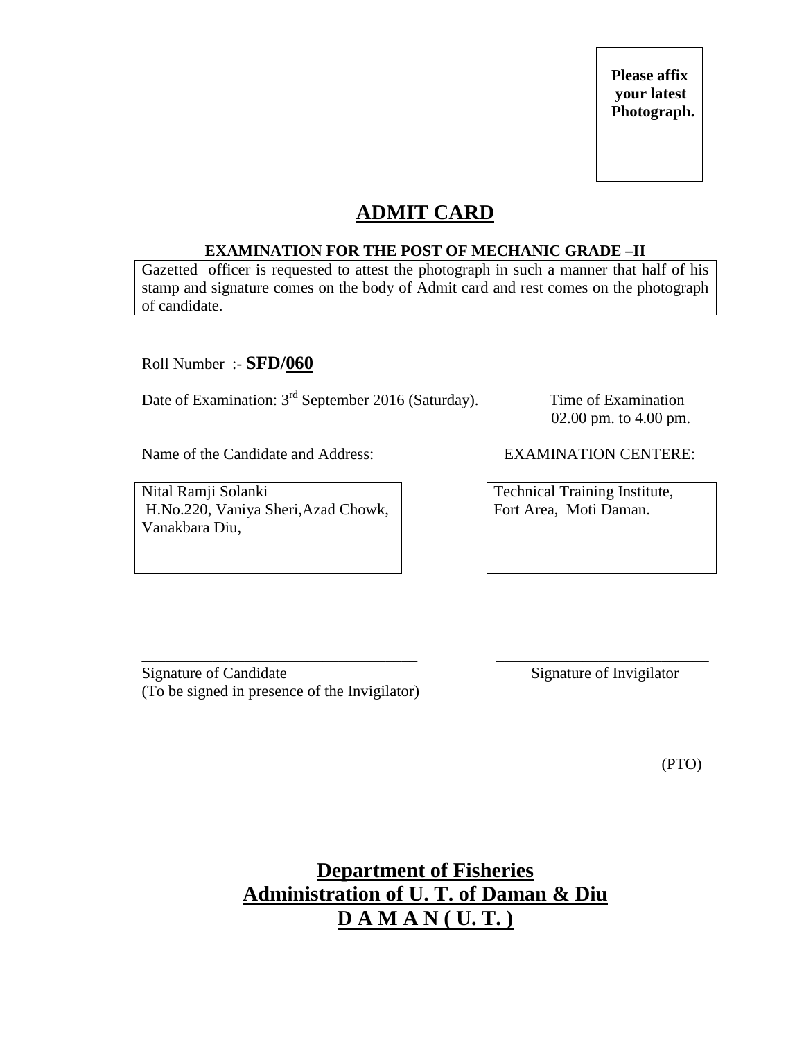Please affix your latest Photograph.

# ADMIT CARD

**EXAMINATION FOR THE POST OF MECHANIC GRADE –II**

Gazetted officer is requested to attest the photograph in such a manner that half of his stamp and signature comes on the body of Admit card and rest comes on the photograph of candidate.

Roll Number :- **SFD/060**

Date of Examination: 3rd September 2016 (Saturday).

Time of Examination
02.00 pm. to 4.00 pm.

Name of the Candidate and Address:

Nital Ramji Solanki
H.No.220, Vaniya Sheri,Azad Chowk,
Vanakbara Diu,

EXAMINATION CENTERE:

Technical Training Institute,
Fort Area, Moti Daman.

\_\_\_\_\_\_\_\_\_\_\_\_\_\_\_\_\_\_\_\_\_\_\_\_\_\_\_\_\_\_\_\_\_\_\_
Signature of Candidate
(To be signed in presence of the Invigilator)

\_\_\_\_\_\_\_\_\_\_\_\_\_\_\_\_\_\_\_\_\_\_\_\_\_\_\_\_\_\_
Signature of Invigilator

(PTO)

## Department of Fisheries
## Administration of U. T. of Daman & Diu
## D A M A N ( U. T. )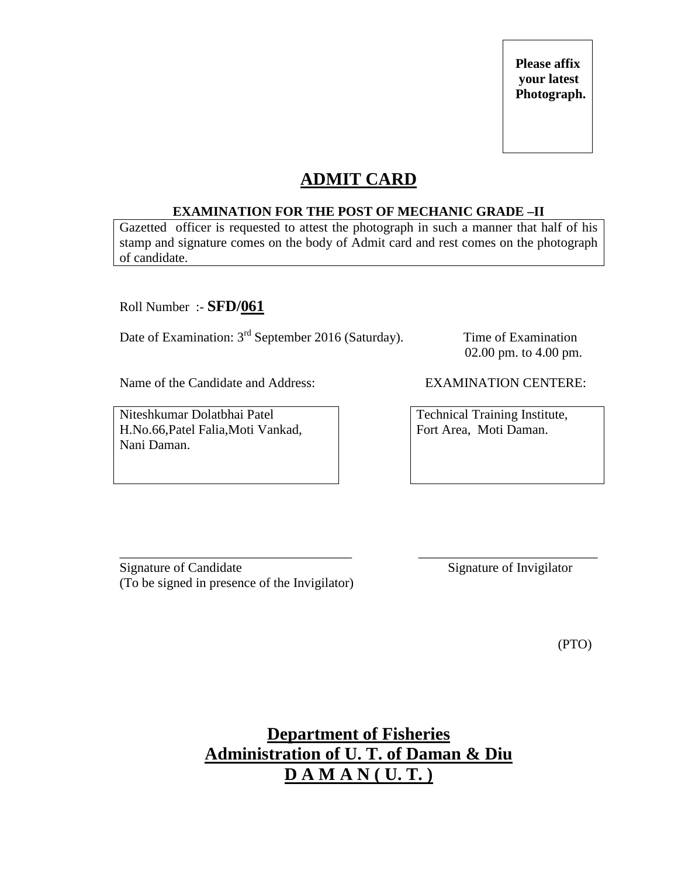**Please affix your latest Photograph.**

# ADMIT CARD

**EXAMINATION FOR THE POST OF MECHANIC GRADE –II**

Gazetted officer is requested to attest the photograph in such a manner that half of his stamp and signature comes on the body of Admit card and rest comes on the photograph of candidate.

Roll Number :- **SFD/061**

Date of Examination: 3rd September 2016 (Saturday).

Time of Examination 02.00 pm. to 4.00 pm.

Name of the Candidate and Address:

Niteshkumar Dolatbhai Patel
H.No.66,Patel Falia,Moti Vankad,
Nani Daman.

EXAMINATION CENTERE:

Technical Training Institute,
Fort Area, Moti Daman.

Signature of Candidate
(To be signed in presence of the Invigilator)

Signature of Invigilator

(PTO)

## Department of Fisheries
## Administration of U. T. of Daman & Diu
## D A M A N ( U. T. )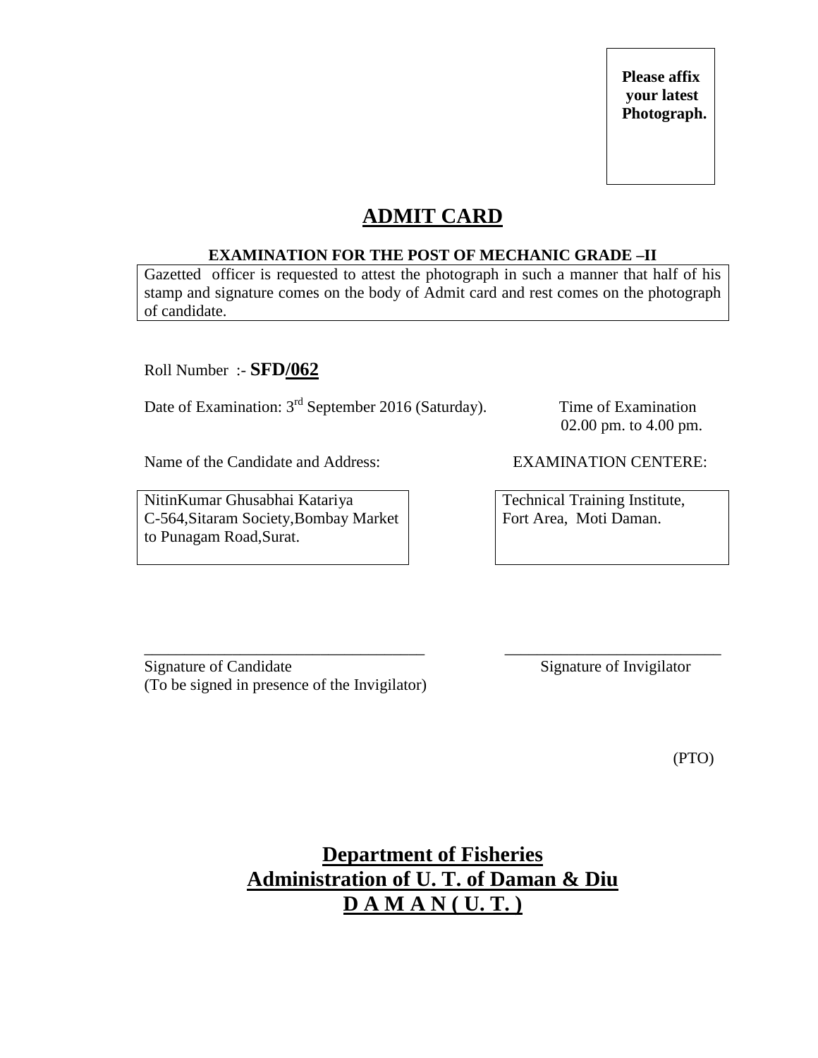**Please affix your latest Photograph.**

# ADMIT CARD

**EXAMINATION FOR THE POST OF MECHANIC GRADE –II**

Gazetted officer is requested to attest the photograph in such a manner that half of his stamp and signature comes on the body of Admit card and rest comes on the photograph of candidate.

Roll Number :- **SFD/062**

Date of Examination: 3rd September 2016 (Saturday).

Time of Examination 02.00 pm. to 4.00 pm.

Name of the Candidate and Address:

NitinKumar Ghusabhai Katariya
C-564,Sitaram Society,Bombay Market to Punagam Road,Surat.

EXAMINATION CENTERE:

Technical Training Institute,
Fort Area, Moti Daman.

\_\_\_\_\_\_\_\_\_\_\_\_\_\_\_\_\_\_\_\_\_\_\_\_\_\_\_\_\_\_\_\_\_\_\_\_
Signature of Candidate
(To be signed in presence of the Invigilator)

\_\_\_\_\_\_\_\_\_\_\_\_\_\_\_\_\_\_\_\_\_\_\_\_\_\_\_\_
Signature of Invigilator

(PTO)

**Department of Fisheries**
**Administration of U. T. of Daman & Diu**
**D A M A N ( U. T. )**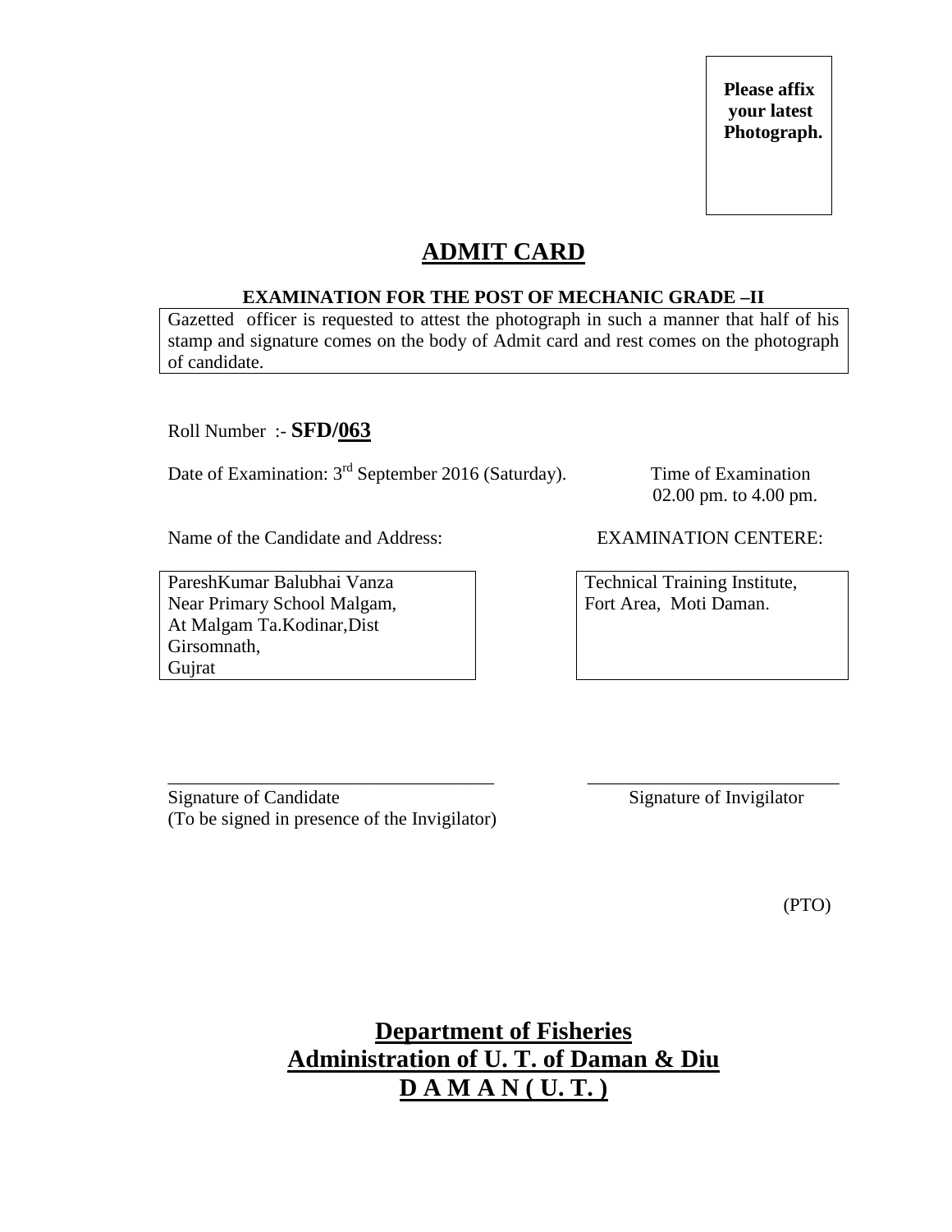**Please affix your latest Photograph.**

# ADMIT CARD

**EXAMINATION FOR THE POST OF MECHANIC GRADE –II**

Gazetted officer is requested to attest the photograph in such a manner that half of his stamp and signature comes on the body of Admit card and rest comes on the photograph of candidate.

Roll Number :- **SFD/063**

Date of Examination: 3rd September 2016 (Saturday).

Time of Examination 02.00 pm. to 4.00 pm.

Name of the Candidate and Address:

PareshKumar Balubhai Vanza
Near Primary School Malgam,
At Malgam Ta.Kodinar,Dist
Girsomnath,
Gujrat

EXAMINATION CENTERE:

Technical Training Institute,
Fort Area, Moti Daman.

___________________________________
Signature of Candidate
(To be signed in presence of the Invigilator)

___________________________
Signature of Invigilator

(PTO)

## Department of Fisheries
## Administration of U. T. of Daman & Diu
## D A M A N ( U. T. )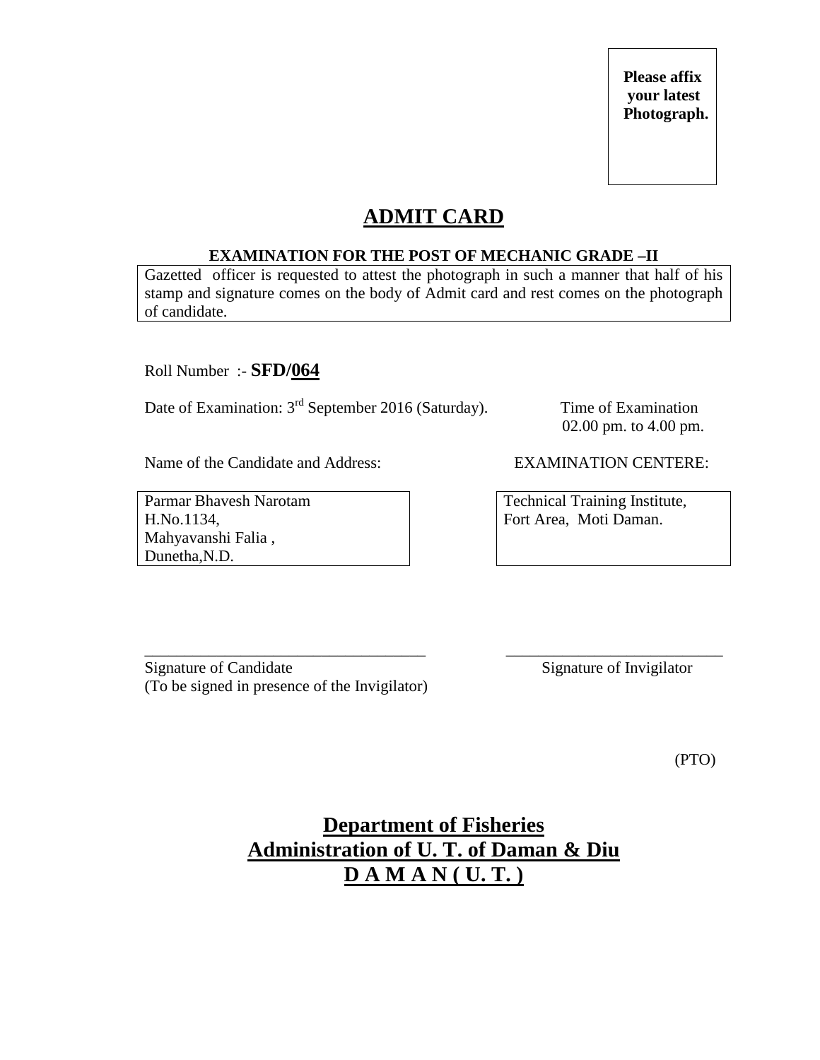**Please affix your latest Photograph.**

# ADMIT CARD

**EXAMINATION FOR THE POST OF MECHANIC GRADE –II**

Gazetted officer is requested to attest the photograph in such a manner that half of his stamp and signature comes on the body of Admit card and rest comes on the photograph of candidate.

Roll Number :- **SFD/064**

Date of Examination: 3rd September 2016 (Saturday).

Time of Examination 02.00 pm. to 4.00 pm.

Name of the Candidate and Address:

Parmar Bhavesh Narotam  
H.No.1134,  
Mahyavanshi Falia ,  
Dunetha,N.D.

EXAMINATION CENTERE:

Technical Training Institute,  
Fort Area, Moti Daman.

\_\_\_\_\_\_\_\_\_\_\_\_\_\_\_\_\_\_\_\_\_\_\_\_\_\_\_\_\_\_\_\_\_\_\_\_  
Signature of Candidate  
(To be signed in presence of the Invigilator)

\_\_\_\_\_\_\_\_\_\_\_\_\_\_\_\_\_\_\_\_\_\_\_\_\_\_\_\_  
Signature of Invigilator

(PTO)

## Department of Fisheries
## Administration of U. T. of Daman & Diu
## D A M A N ( U. T. )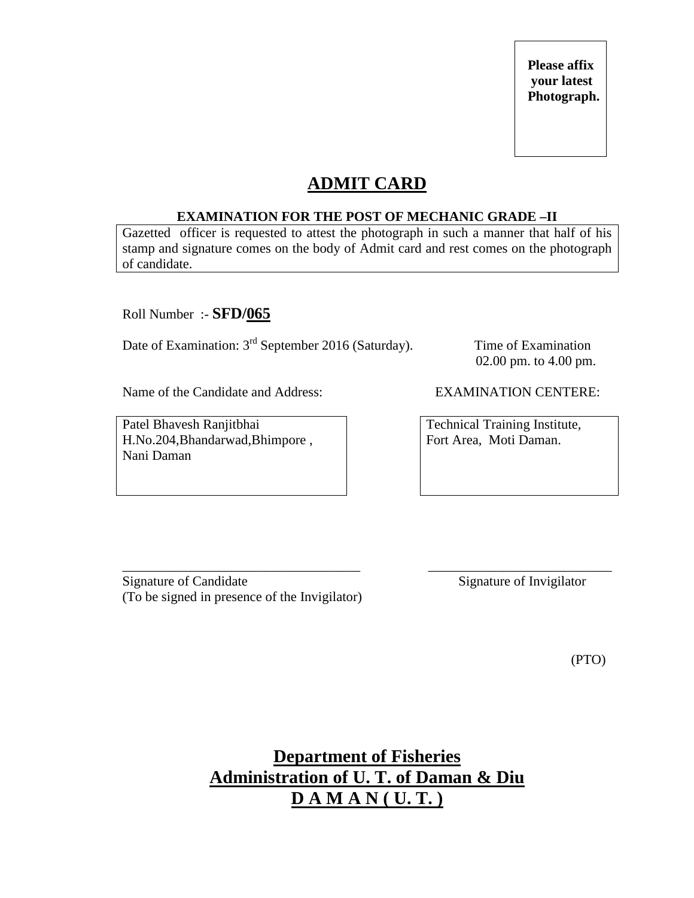**Please affix your latest Photograph.**

# ADMIT CARD

**EXAMINATION FOR THE POST OF MECHANIC GRADE –II**

Gazetted officer is requested to attest the photograph in such a manner that half of his stamp and signature comes on the body of Admit card and rest comes on the photograph of candidate.

Roll Number :- **SFD/065**

Date of Examination: 3rd September 2016 (Saturday).

Time of Examination 02.00 pm. to 4.00 pm.

Name of the Candidate and Address:

Patel Bhavesh Ranjitbhai
H.No.204,Bhandarwad,Bhimpore ,
Nani Daman

EXAMINATION CENTERE:

Technical Training Institute,
Fort Area, Moti Daman.

\_\_\_\_\_\_\_\_\_\_\_\_\_\_\_\_\_\_\_\_\_\_\_\_\_\_\_\_\_\_\_\_\_\_\_\_
Signature of Candidate
(To be signed in presence of the Invigilator)

\_\_\_\_\_\_\_\_\_\_\_\_\_\_\_\_\_\_\_\_\_\_\_\_\_\_\_\_
Signature of Invigilator

(PTO)

## Department of Fisheries
## Administration of U. T. of Daman & Diu
## D A M A N ( U. T. )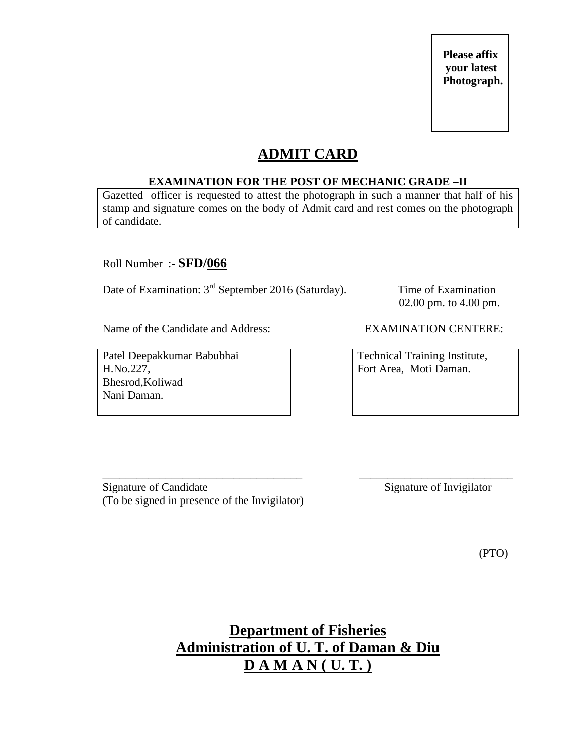**Please affix your latest Photograph.**

# ADMIT CARD

**EXAMINATION FOR THE POST OF MECHANIC GRADE –II**

Gazetted officer is requested to attest the photograph in such a manner that half of his stamp and signature comes on the body of Admit card and rest comes on the photograph of candidate.

Roll Number :- **SFD/066**

Date of Examination: 3rd September 2016 (Saturday).

Time of Examination
02.00 pm. to 4.00 pm.

Name of the Candidate and Address:

Patel Deepakkumar Babubhai
H.No.227,
Bhesrod,Koliwad
Nani Daman.

EXAMINATION CENTERE:

Technical Training Institute,
Fort Area, Moti Daman.

\_\_\_\_\_\_\_\_\_\_\_\_\_\_\_\_\_\_\_\_\_\_\_\_\_\_\_\_\_\_\_\_\_\_\_
Signature of Candidate
(To be signed in presence of the Invigilator)

\_\_\_\_\_\_\_\_\_\_\_\_\_\_\_\_\_\_\_\_\_\_\_\_\_\_\_
Signature of Invigilator

(PTO)

## Department of Fisheries
## Administration of U. T. of Daman & Diu
## D A M A N ( U. T. )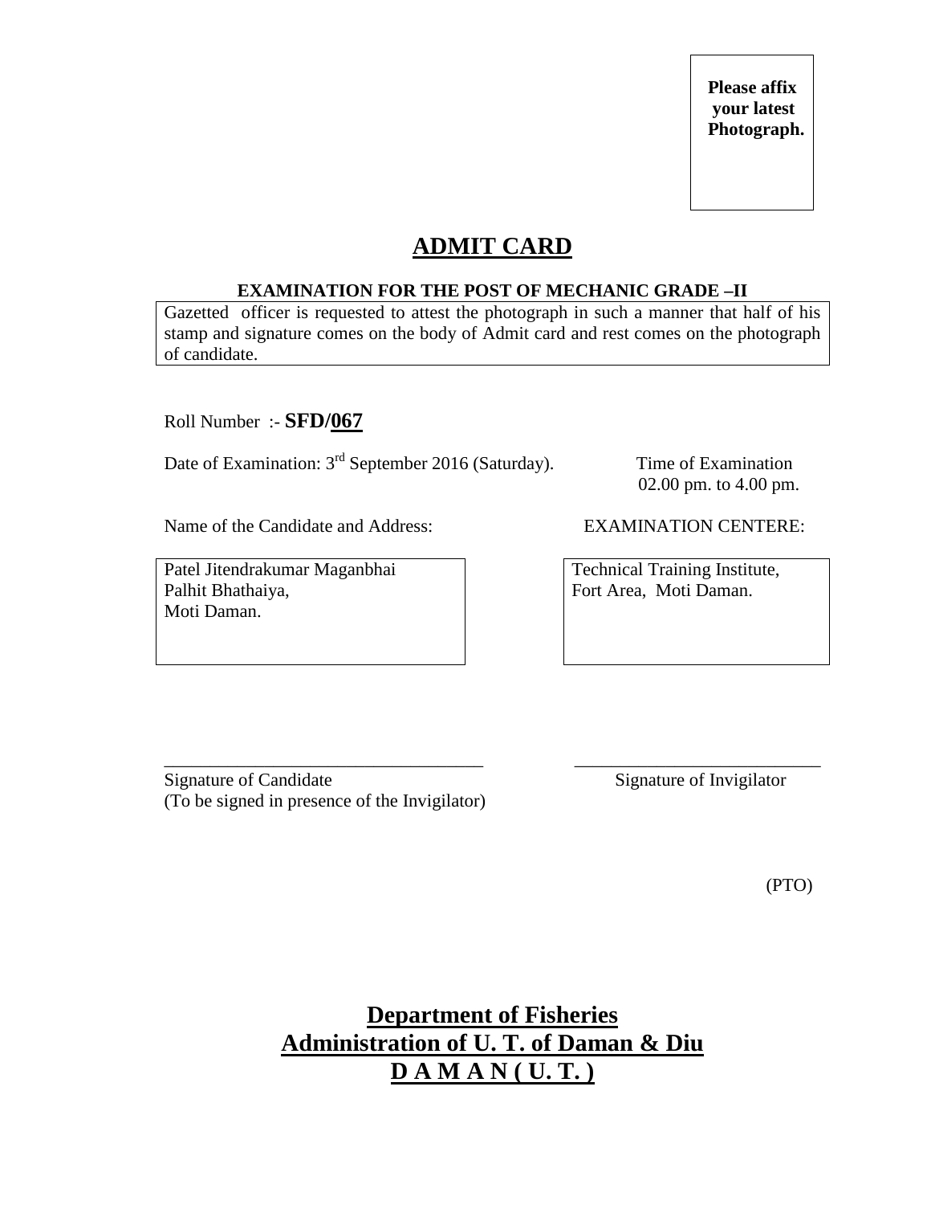**Please affix your latest Photograph.**

# ADMIT CARD

**EXAMINATION FOR THE POST OF MECHANIC GRADE –II**

Gazetted officer is requested to attest the photograph in such a manner that half of his stamp and signature comes on the body of Admit card and rest comes on the photograph of candidate.

Roll Number :- **SFD/067**

Date of Examination: 3rd September 2016 (Saturday).

Time of Examination 02.00 pm. to 4.00 pm.

Name of the Candidate and Address:

Patel Jitendrakumar Maganbhai
Palhit Bhathaiya,
Moti Daman.

EXAMINATION CENTERE:

Technical Training Institute,
Fort Area, Moti Daman.

___________________________________
Signature of Candidate
(To be signed in presence of the Invigilator)

___________________________
Signature of Invigilator

(PTO)

## Department of Fisheries
## Administration of U. T. of Daman & Diu
## D A M A N ( U. T. )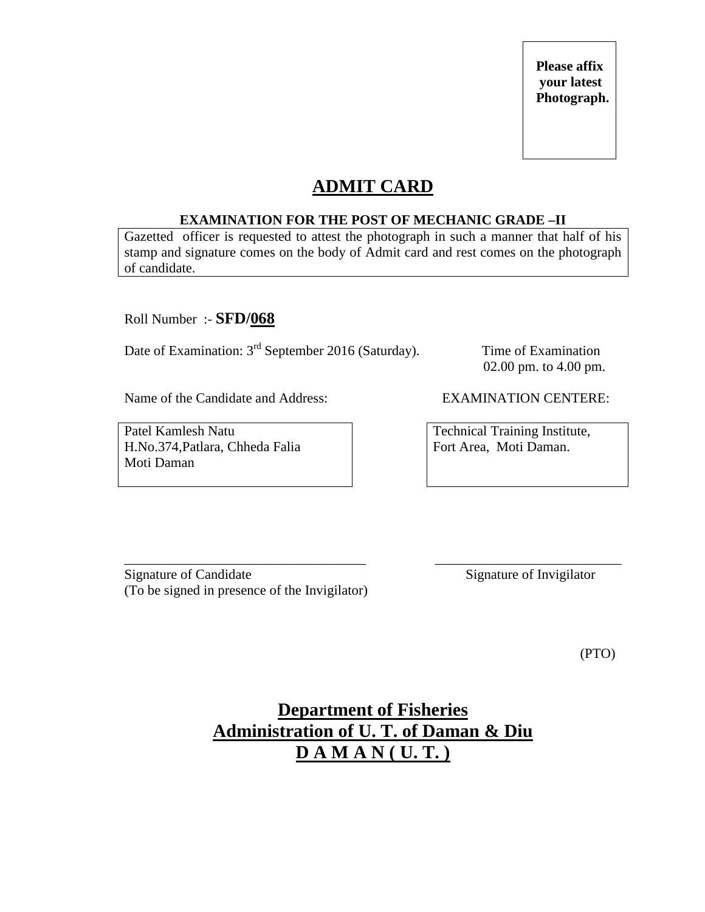**Please affix your latest Photograph.**

# ADMIT CARD

**EXAMINATION FOR THE POST OF MECHANIC GRADE –II**

Gazetted officer is requested to attest the photograph in such a manner that half of his stamp and signature comes on the body of Admit card and rest comes on the photograph of candidate.

Roll Number :- **SFD/068**

Date of Examination: 3rd September 2016 (Saturday).

Time of Examination 02.00 pm. to 4.00 pm.

Name of the Candidate and Address:

Patel Kamlesh Natu
H.No.374,Patlara, Chheda Falia
Moti Daman

EXAMINATION CENTERE:

Technical Training Institute,
Fort Area, Moti Daman.

\_\_\_\_\_\_\_\_\_\_\_\_\_\_\_\_\_\_\_\_\_\_\_\_\_\_\_\_\_\_\_\_\_\_\_\_
Signature of Candidate
(To be signed in presence of the Invigilator)

\_\_\_\_\_\_\_\_\_\_\_\_\_\_\_\_\_\_\_\_\_\_\_\_\_\_\_\_
Signature of Invigilator

(PTO)

## Department of Fisheries
## Administration of U. T. of Daman & Diu
## D A M A N ( U. T. )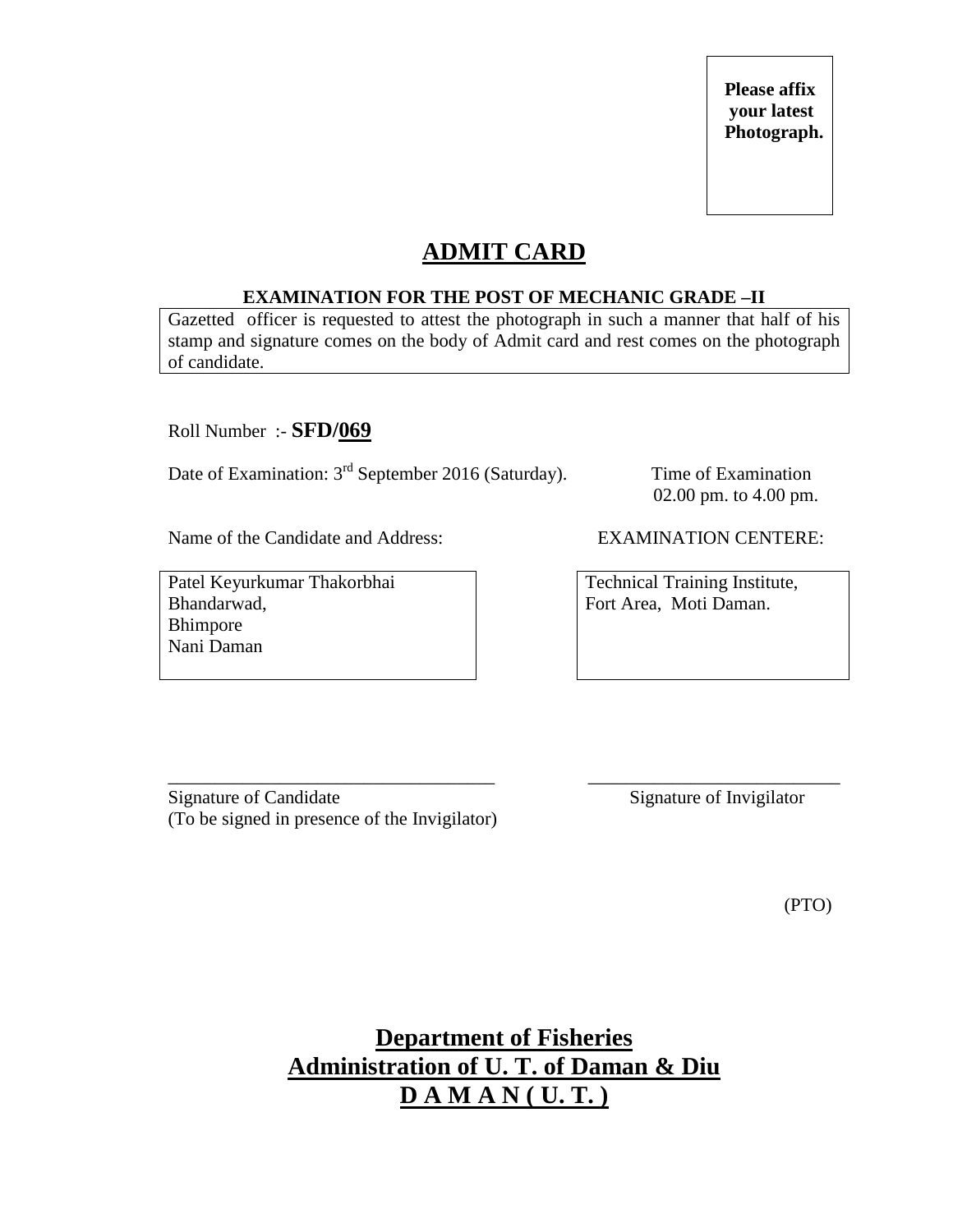Please affix your latest Photograph.

# ADMIT CARD

**EXAMINATION FOR THE POST OF MECHANIC GRADE –II**

Gazetted officer is requested to attest the photograph in such a manner that half of his stamp and signature comes on the body of Admit card and rest comes on the photograph of candidate.

Roll Number :- **SFD/069**

Date of Examination: 3rd September 2016 (Saturday).

Time of Examination 02.00 pm. to 4.00 pm.

Name of the Candidate and Address:

Patel Keyurkumar Thakorbhai
Bhandarwad,
Bhimpore
Nani Daman

EXAMINATION CENTERE:

Technical Training Institute,
Fort Area, Moti Daman.

___________________________________
Signature of Candidate
(To be signed in presence of the Invigilator)

___________________________
Signature of Invigilator

(PTO)

**Department of Fisheries**
**Administration of U. T. of Daman & Diu**
**D A M A N ( U. T. )**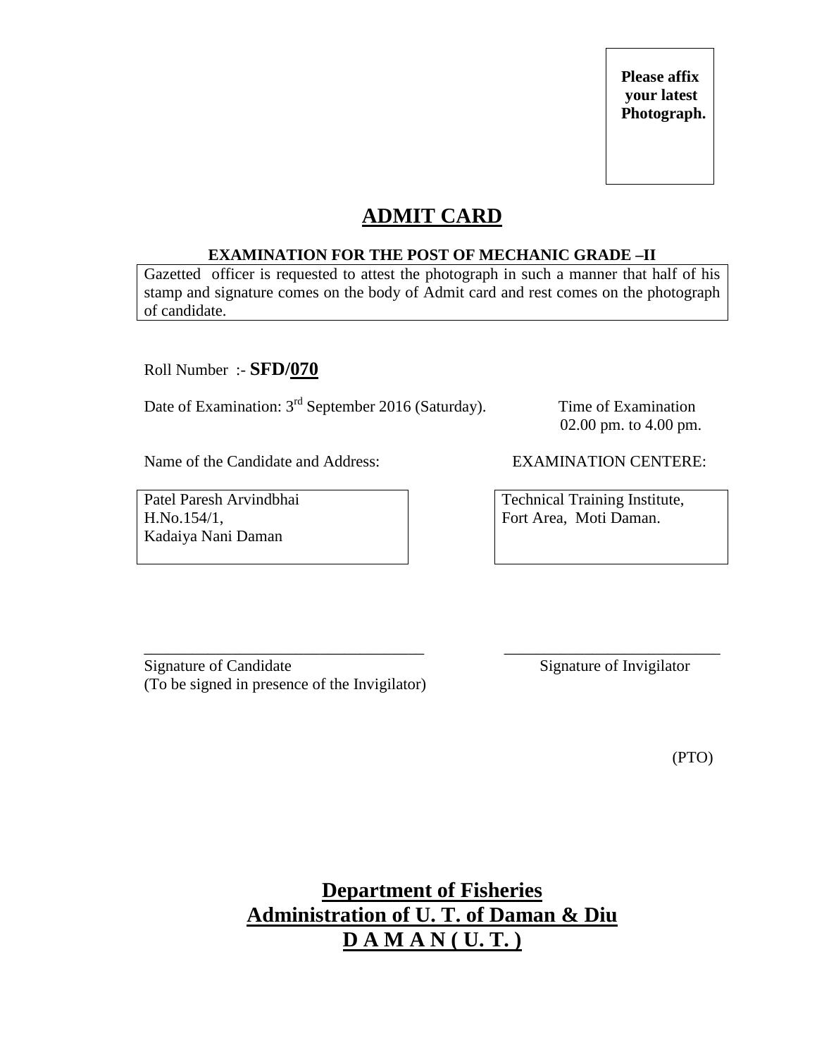**Please affix your latest Photograph.**

# ADMIT CARD

**EXAMINATION FOR THE POST OF MECHANIC GRADE –II**

Gazetted officer is requested to attest the photograph in such a manner that half of his stamp and signature comes on the body of Admit card and rest comes on the photograph of candidate.

Roll Number :- **SFD/070**

Date of Examination: 3rd September 2016 (Saturday).

Time of Examination 02.00 pm. to 4.00 pm.

Name of the Candidate and Address:

Patel Paresh Arvindbhai
H.No.154/1,
Kadaiya Nani Daman

EXAMINATION CENTERE:

Technical Training Institute,
Fort Area, Moti Daman.

\_\_\_\_\_\_\_\_\_\_\_\_\_\_\_\_\_\_\_\_\_\_\_\_\_\_\_\_\_\_\_\_\_\_\_
Signature of Candidate
(To be signed in presence of the Invigilator)

\_\_\_\_\_\_\_\_\_\_\_\_\_\_\_\_\_\_\_\_\_\_\_\_\_\_\_
Signature of Invigilator

(PTO)

**Department of Fisheries**
**Administration of U. T. of Daman & Diu**
**D A M A N ( U. T. )**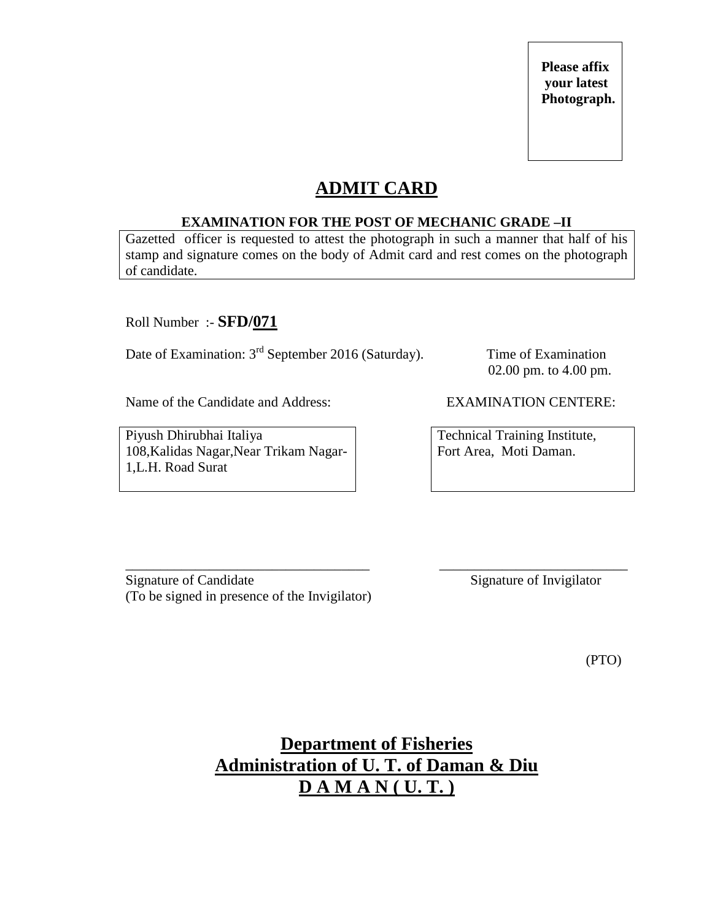Please affix your latest Photograph.

# ADMIT CARD

**EXAMINATION FOR THE POST OF MECHANIC GRADE –II**

Gazetted officer is requested to attest the photograph in such a manner that half of his stamp and signature comes on the body of Admit card and rest comes on the photograph of candidate.

Roll Number :- **SFD/071**

Date of Examination: 3rd September 2016 (Saturday).

Time of Examination 02.00 pm. to 4.00 pm.

Name of the Candidate and Address:

Piyush Dhirubhai Italiya
108,Kalidas Nagar,Near Trikam Nagar-1,L.H. Road Surat

EXAMINATION CENTERE:

Technical Training Institute,
Fort Area, Moti Daman.

\_\_\_\_\_\_\_\_\_\_\_\_\_\_\_\_\_\_\_\_\_\_\_\_\_\_\_\_\_\_\_\_\_\_\_\_
Signature of Candidate
(To be signed in presence of the Invigilator)

\_\_\_\_\_\_\_\_\_\_\_\_\_\_\_\_\_\_\_\_\_\_\_\_\_\_\_\_
Signature of Invigilator

(PTO)

**Department of Fisheries**
**Administration of U. T. of Daman & Diu**
**D A M A N ( U. T. )**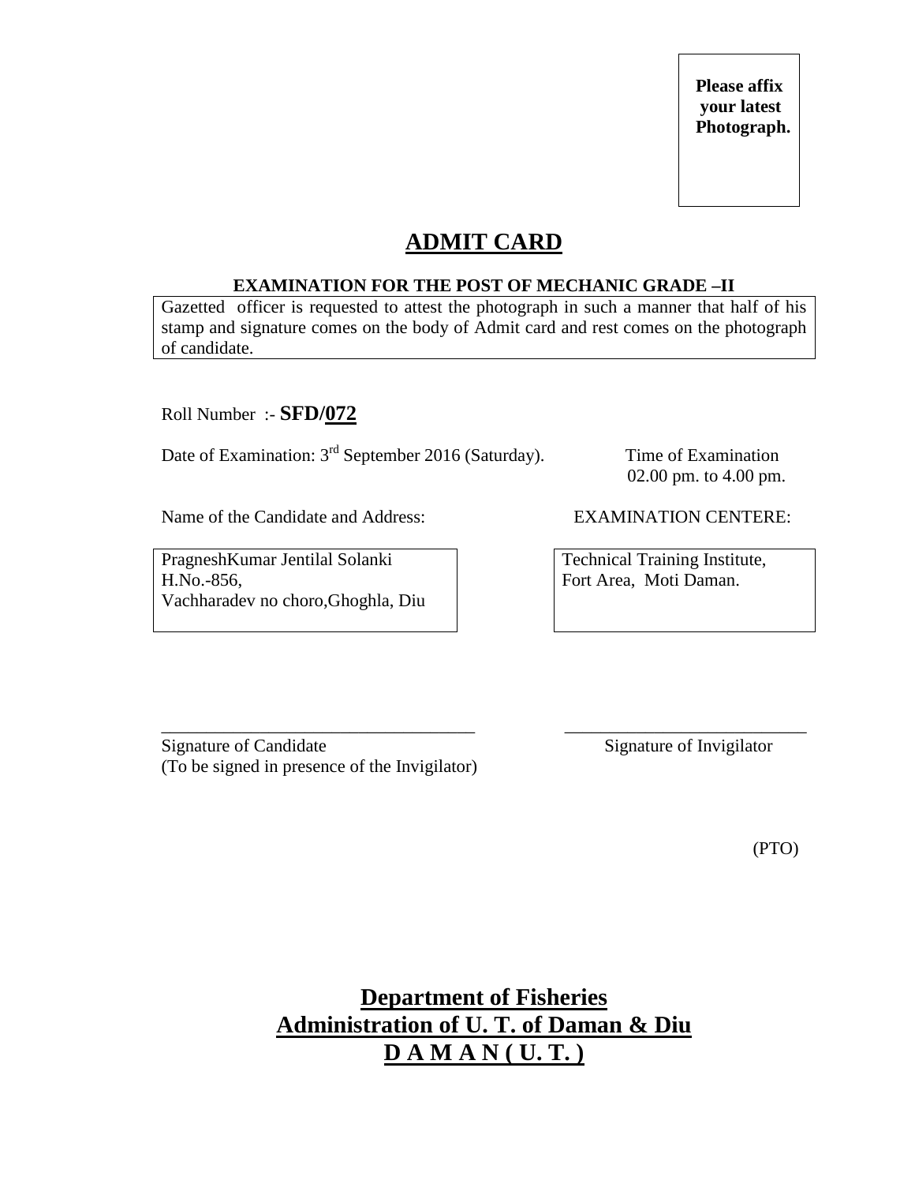**Please affix your latest Photograph.**

# ADMIT CARD

**EXAMINATION FOR THE POST OF MECHANIC GRADE –II**

Gazetted officer is requested to attest the photograph in such a manner that half of his stamp and signature comes on the body of Admit card and rest comes on the photograph of candidate.

Roll Number :- **SFD/072**

Date of Examination: 3rd September 2016 (Saturday).

Time of Examination
02.00 pm. to 4.00 pm.

Name of the Candidate and Address:

PragneshKumar Jentilal Solanki
H.No.-856,
Vachharadev no choro,Ghoghla, Diu

EXAMINATION CENTERE:

Technical Training Institute,
Fort Area, Moti Daman.

___________________________________
Signature of Candidate
(To be signed in presence of the Invigilator)

___________________________
Signature of Invigilator

(PTO)

**Department of Fisheries**
**Administration of U. T. of Daman & Diu**
**D A M A N ( U. T. )**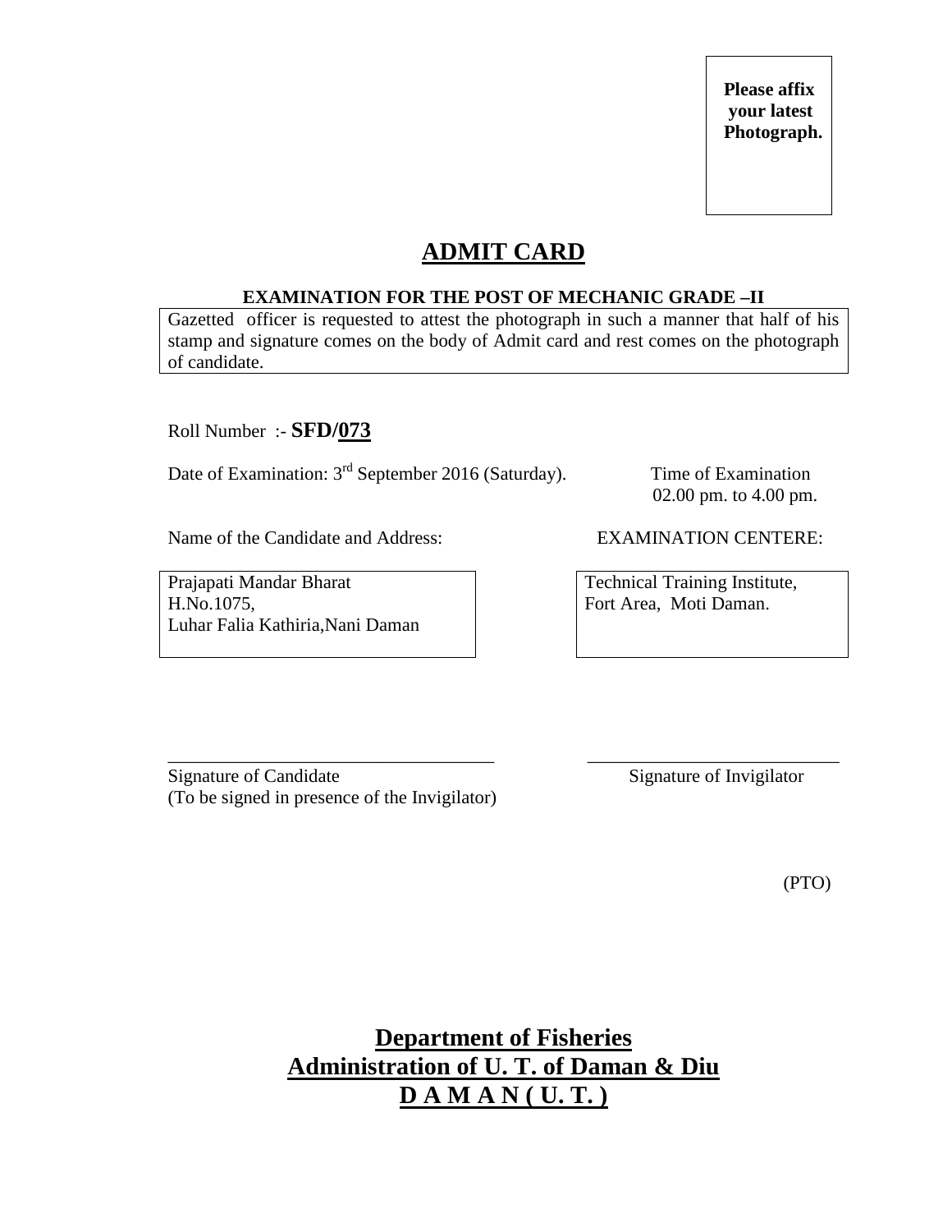**Please affix your latest Photograph.**

# ADMIT CARD

**EXAMINATION FOR THE POST OF MECHANIC GRADE –II**

Gazetted officer is requested to attest the photograph in such a manner that half of his stamp and signature comes on the body of Admit card and rest comes on the photograph of candidate.

Roll Number :- **SFD/073**

Date of Examination: 3rd September 2016 (Saturday).

Time of Examination
02.00 pm. to 4.00 pm.

Name of the Candidate and Address:

Prajapati Mandar Bharat
H.No.1075,
Luhar Falia Kathiria,Nani Daman

EXAMINATION CENTERE:

Technical Training Institute,
Fort Area, Moti Daman.

\_\_\_\_\_\_\_\_\_\_\_\_\_\_\_\_\_\_\_\_\_\_\_\_\_\_\_\_\_\_\_\_\_\_\_
Signature of Candidate
(To be signed in presence of the Invigilator)

\_\_\_\_\_\_\_\_\_\_\_\_\_\_\_\_\_\_\_\_\_\_\_\_\_\_\_
Signature of Invigilator

(PTO)

## Department of Fisheries
## Administration of U. T. of Daman & Diu
## D A M A N ( U. T. )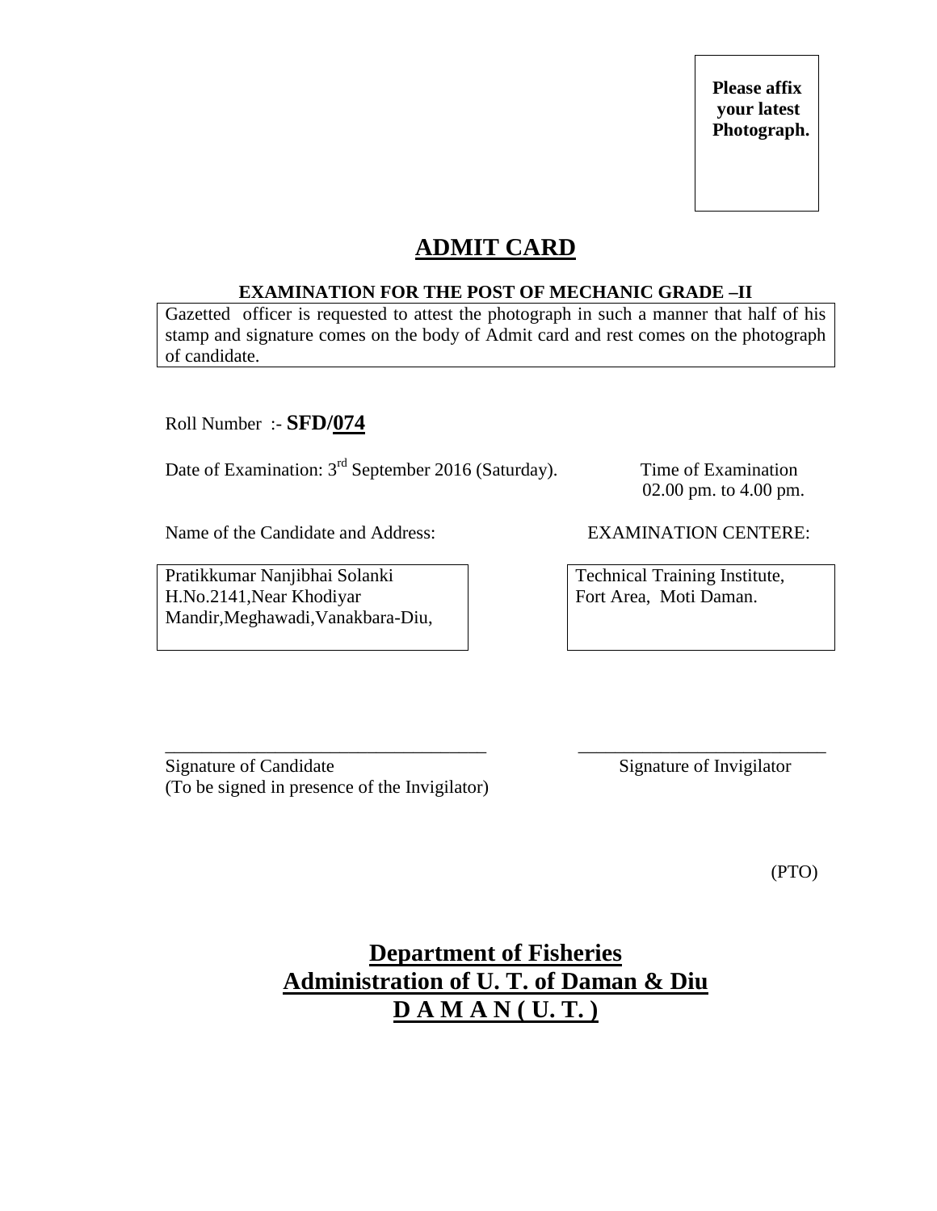**Please affix your latest Photograph.**

# ADMIT CARD

**EXAMINATION FOR THE POST OF MECHANIC GRADE –II**

Gazetted officer is requested to attest the photograph in such a manner that half of his stamp and signature comes on the body of Admit card and rest comes on the photograph of candidate.

Roll Number :- **SFD/074**

Date of Examination: 3rd September 2016 (Saturday).

Time of Examination
02.00 pm. to 4.00 pm.

Name of the Candidate and Address:

Pratikkumar Nanjibhai Solanki
H.No.2141,Near Khodiyar Mandir,Meghawadi,Vanakbara-Diu,

EXAMINATION CENTERE:

Technical Training Institute,
Fort Area, Moti Daman.

\_\_\_\_\_\_\_\_\_\_\_\_\_\_\_\_\_\_\_\_\_\_\_\_\_\_\_\_\_\_\_\_\_\_\_\_
Signature of Candidate
(To be signed in presence of the Invigilator)

\_\_\_\_\_\_\_\_\_\_\_\_\_\_\_\_\_\_\_\_\_\_\_\_\_\_\_\_
Signature of Invigilator

(PTO)

## Department of Fisheries
## Administration of U. T. of Daman & Diu
## D A M A N ( U. T. )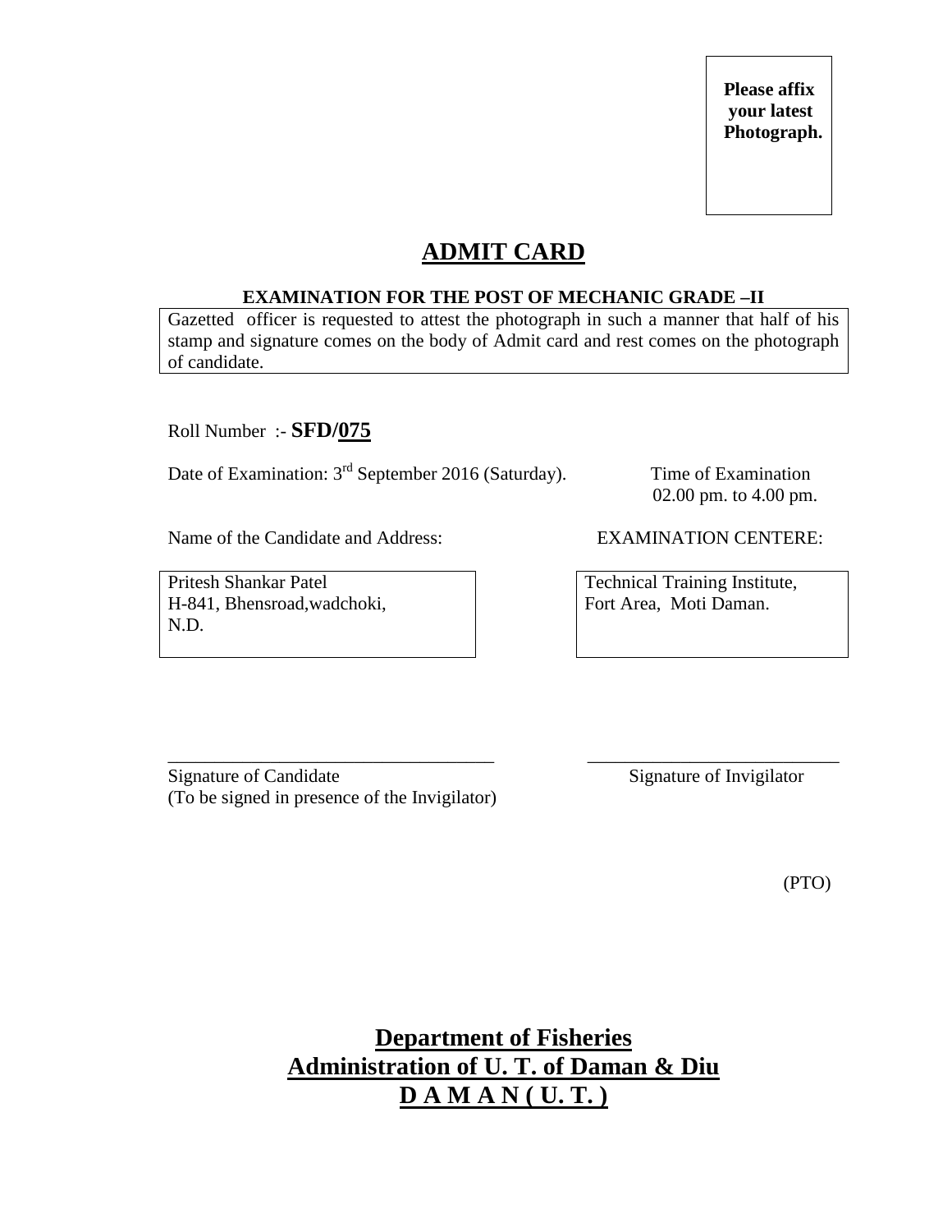**Please affix your latest Photograph.**

# ADMIT CARD

**EXAMINATION FOR THE POST OF MECHANIC GRADE –II**

Gazetted officer is requested to attest the photograph in such a manner that half of his stamp and signature comes on the body of Admit card and rest comes on the photograph of candidate.

Roll Number :- **SFD/075**

Date of Examination: 3rd September 2016 (Saturday).

Time of Examination 02.00 pm. to 4.00 pm.

Name of the Candidate and Address:

Pritesh Shankar Patel
H-841, Bhensroad,wadchoki,
N.D.

EXAMINATION CENTERE:

Technical Training Institute,
Fort Area, Moti Daman.

___________________________________

Signature of Candidate
(To be signed in presence of the Invigilator)

___________________________

Signature of Invigilator

(PTO)

**Department of Fisheries**
**Administration of U. T. of Daman & Diu**
**D A M A N ( U. T. )**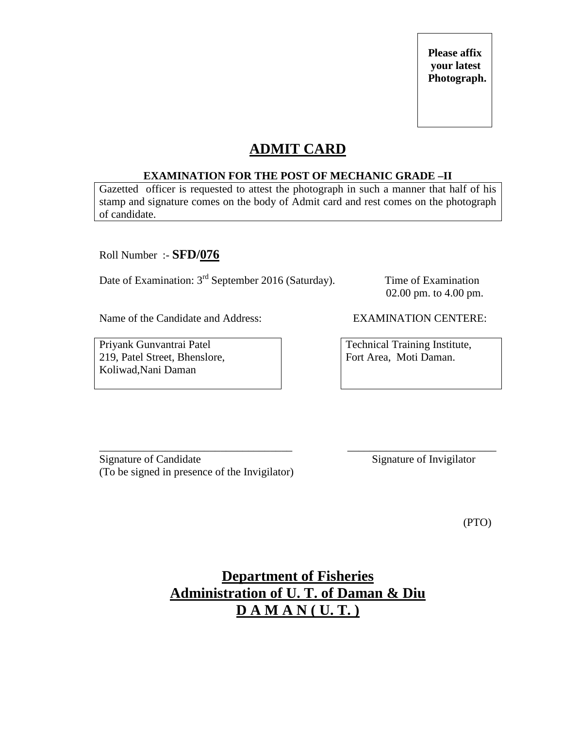**Please affix your latest Photograph.**

# ADMIT CARD

**EXAMINATION FOR THE POST OF MECHANIC GRADE –II**

Gazetted officer is requested to attest the photograph in such a manner that half of his stamp and signature comes on the body of Admit card and rest comes on the photograph of candidate.

Roll Number :- **SFD/076**

Date of Examination: 3rd September 2016 (Saturday).

Time of Examination 02.00 pm. to 4.00 pm.

Name of the Candidate and Address:

Priyank Gunvantrai Patel
219, Patel Street, Bhenslore,
Koliwad,Nani Daman

EXAMINATION CENTERE:

Technical Training Institute,
Fort Area, Moti Daman.

___________________________________
Signature of Candidate
(To be signed in presence of the Invigilator)

___________________________
Signature of Invigilator

(PTO)

## Department of Fisheries
## Administration of U. T. of Daman & Diu
## D A M A N ( U. T. )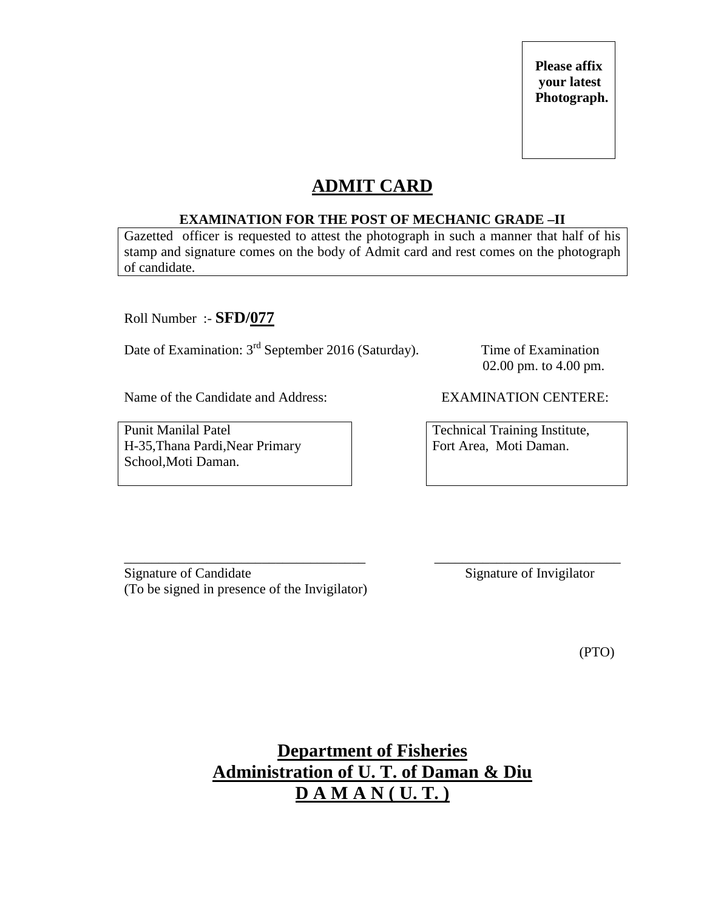Please affix your latest Photograph.

# ADMIT CARD

**EXAMINATION FOR THE POST OF MECHANIC GRADE –II**

Gazetted officer is requested to attest the photograph in such a manner that half of his stamp and signature comes on the body of Admit card and rest comes on the photograph of candidate.

Roll Number :- **SFD/077**

Date of Examination: 3rd September 2016 (Saturday).

Time of Examination
02.00 pm. to 4.00 pm.

Name of the Candidate and Address:

Punit Manilal Patel
H-35,Thana Pardi,Near Primary School,Moti Daman.

EXAMINATION CENTERE:

Technical Training Institute,
Fort Area, Moti Daman.

___________________________________
Signature of Candidate
(To be signed in presence of the Invigilator)

___________________________
Signature of Invigilator

(PTO)

## Department of Fisheries
## Administration of U. T. of Daman & Diu
## D A M A N ( U. T. )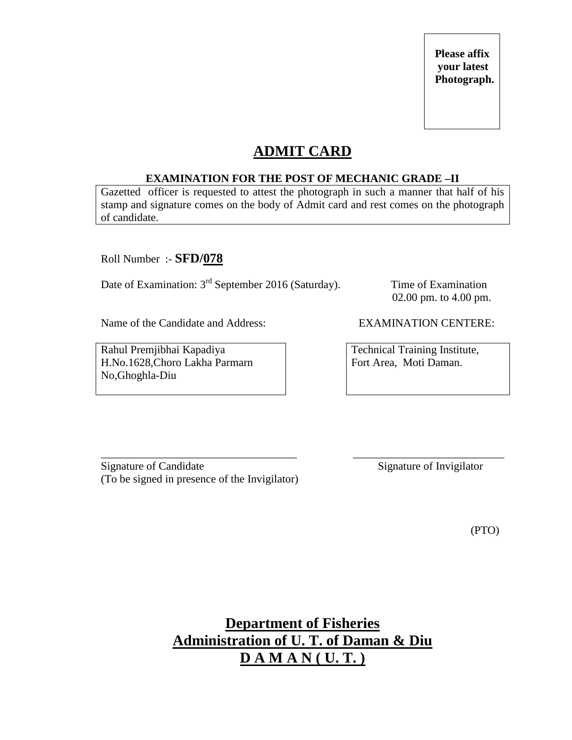**Please affix your latest Photograph.**

# ADMIT CARD

**EXAMINATION FOR THE POST OF MECHANIC GRADE –II**

Gazetted officer is requested to attest the photograph in such a manner that half of his stamp and signature comes on the body of Admit card and rest comes on the photograph of candidate.

Roll Number :- **SFD/078**

Date of Examination: 3rd September 2016 (Saturday).

Time of Examination 02.00 pm. to 4.00 pm.

Name of the Candidate and Address:

Rahul Premjibhai Kapadiya
H.No.1628,Choro Lakha Parmarn
No,Ghoghla-Diu

EXAMINATION CENTERE:

Technical Training Institute,
Fort Area, Moti Daman.

___________________________________
Signature of Candidate
(To be signed in presence of the Invigilator)

___________________________
Signature of Invigilator

(PTO)

**Department of Fisheries**
**Administration of U. T. of Daman & Diu**
**D A M A N ( U. T. )**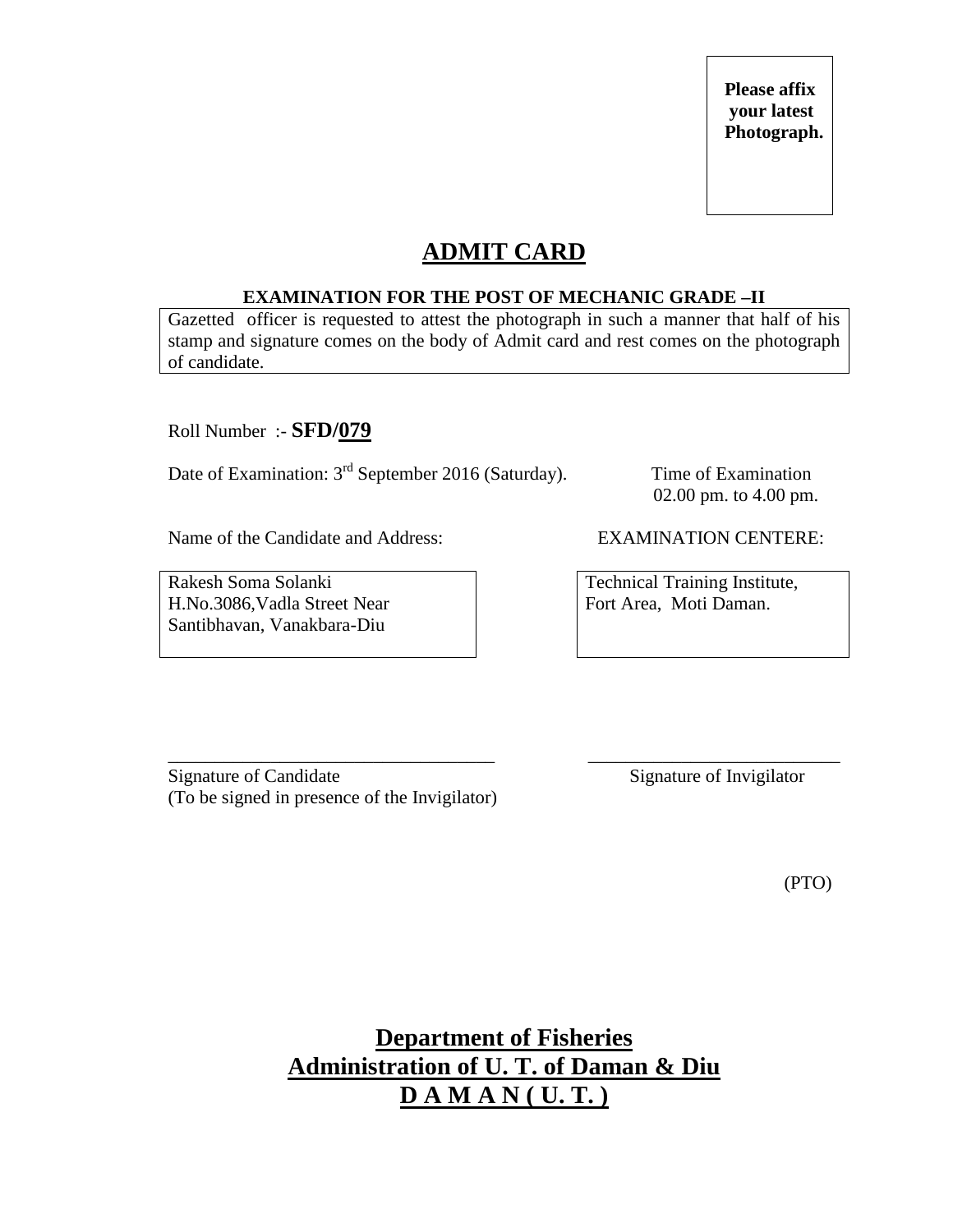**Please affix your latest Photograph.**

# ADMIT CARD

**EXAMINATION FOR THE POST OF MECHANIC GRADE –II**

Gazetted officer is requested to attest the photograph in such a manner that half of his stamp and signature comes on the body of Admit card and rest comes on the photograph of candidate.

Roll Number :- **SFD/079**

Date of Examination: 3rd September 2016 (Saturday).

Time of Examination 02.00 pm. to 4.00 pm.

Name of the Candidate and Address:

Rakesh Soma Solanki
H.No.3086,Vadla Street Near
Santibhavan, Vanakbara-Diu

EXAMINATION CENTERE:

Technical Training Institute,
Fort Area, Moti Daman.

\_\_\_\_\_\_\_\_\_\_\_\_\_\_\_\_\_\_\_\_\_\_\_\_\_\_\_\_\_\_\_\_\_\_\_\_
Signature of Candidate
(To be signed in presence of the Invigilator)

\_\_\_\_\_\_\_\_\_\_\_\_\_\_\_\_\_\_\_\_\_\_\_\_\_\_\_\_
Signature of Invigilator

(PTO)

## Department of Fisheries
## Administration of U. T. of Daman & Diu
## D A M A N ( U. T. )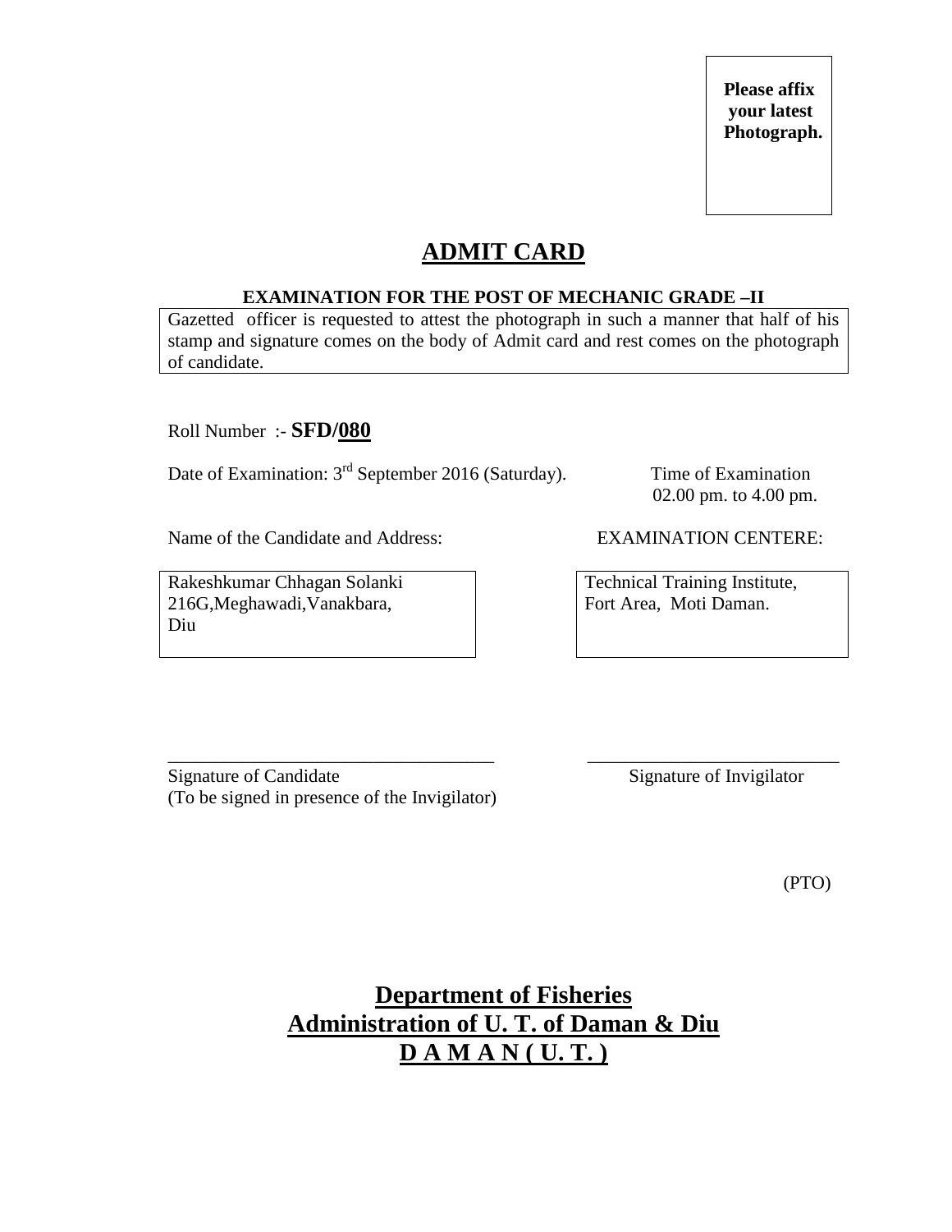**Please affix your latest Photograph.**

# ADMIT CARD

**EXAMINATION FOR THE POST OF MECHANIC GRADE –II**

Gazetted officer is requested to attest the photograph in such a manner that half of his stamp and signature comes on the body of Admit card and rest comes on the photograph of candidate.

Roll Number :- **SFD/080**

Date of Examination: 3rd September 2016 (Saturday).

Time of Examination 02.00 pm. to 4.00 pm.

Name of the Candidate and Address:

Rakeshkumar Chhagan Solanki
216G,Meghawadi,Vanakbara,
Diu

EXAMINATION CENTERE:

Technical Training Institute,
Fort Area, Moti Daman.

\_\_\_\_\_\_\_\_\_\_\_\_\_\_\_\_\_\_\_\_\_\_\_\_\_\_\_\_\_\_\_\_\_\_\_\_
Signature of Candidate
(To be signed in presence of the Invigilator)

\_\_\_\_\_\_\_\_\_\_\_\_\_\_\_\_\_\_\_\_\_\_\_\_\_\_\_\_
Signature of Invigilator

(PTO)

**Department of Fisheries**
**Administration of U. T. of Daman & Diu**
**D A M A N ( U. T. )**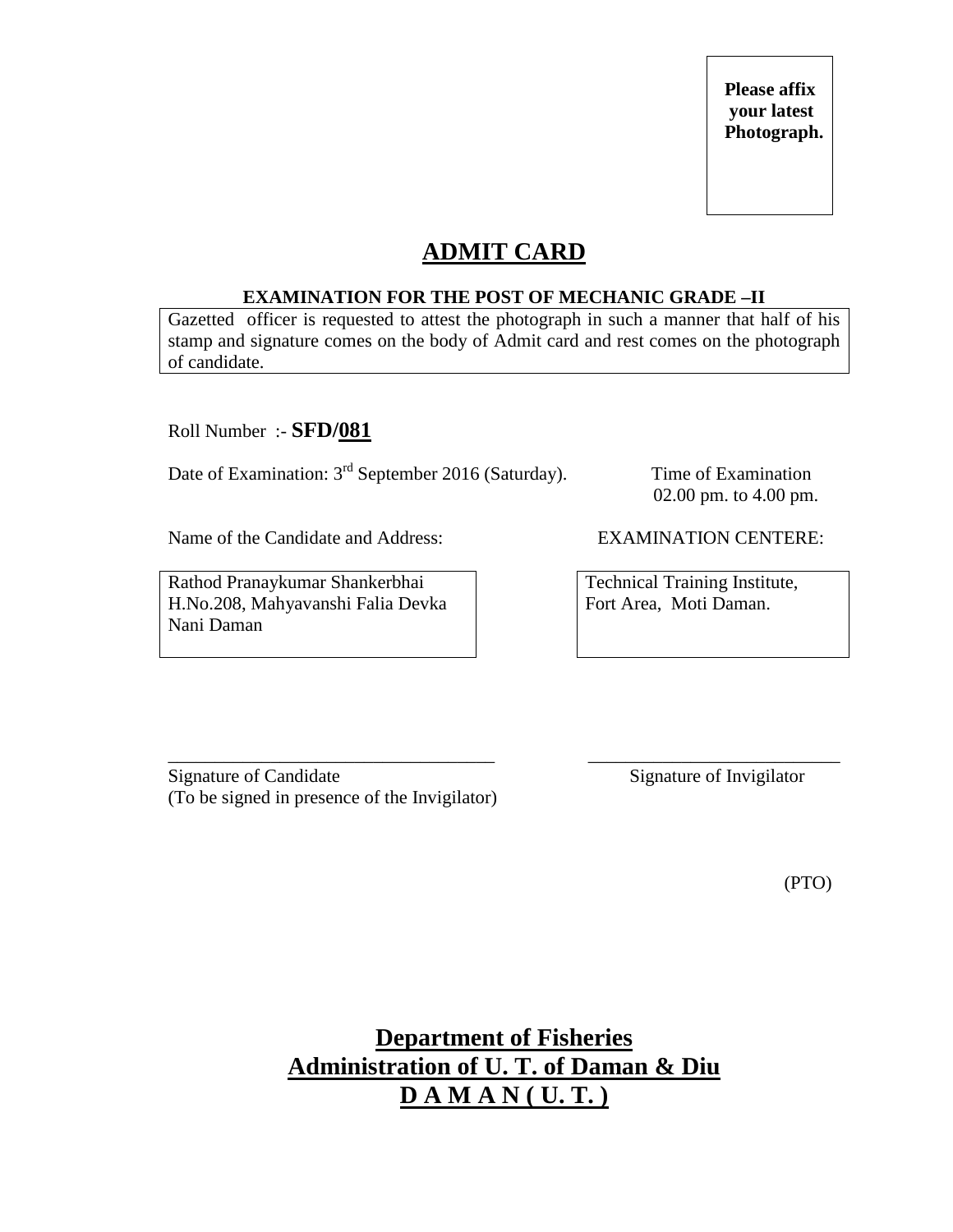**Please affix your latest Photograph.**

# ADMIT CARD

**EXAMINATION FOR THE POST OF MECHANIC GRADE –II**

Gazetted officer is requested to attest the photograph in such a manner that half of his stamp and signature comes on the body of Admit card and rest comes on the photograph of candidate.

Roll Number :- **SFD/081**

Date of Examination: 3rd September 2016 (Saturday).

Time of Examination
02.00 pm. to 4.00 pm.

| Name of the Candidate and Address: | EXAMINATION CENTERE: |
|---|---|
| Rathod Pranaykumar Shankerbhai<br>H.No.208, Mahyavanshi Falia Devka<br>Nani Daman | Technical Training Institute,<br>Fort Area, Moti Daman. |

\_\_\_\_\_\_\_\_\_\_\_\_\_\_\_\_\_\_\_\_\_\_\_\_\_\_\_\_\_\_\_\_\_\_\_\_
Signature of Candidate
(To be signed in presence of the Invigilator)

\_\_\_\_\_\_\_\_\_\_\_\_\_\_\_\_\_\_\_\_\_\_\_\_\_\_\_\_
Signature of Invigilator

(PTO)

**Department of Fisheries**
**Administration of U. T. of Daman & Diu**
**D A M A N ( U. T. )**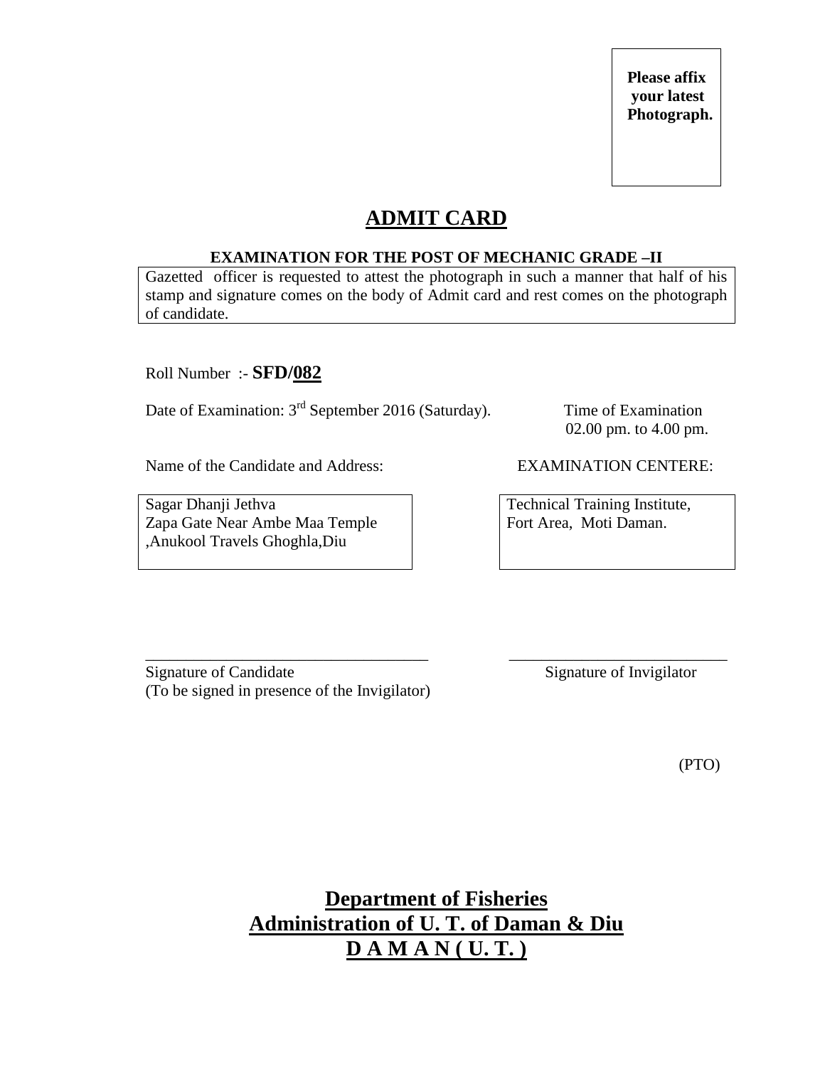**Please affix your latest Photograph.**

# ADMIT CARD

**EXAMINATION FOR THE POST OF MECHANIC GRADE –II**

Gazetted officer is requested to attest the photograph in such a manner that half of his stamp and signature comes on the body of Admit card and rest comes on the photograph of candidate.

Roll Number :- **SFD/082**

Date of Examination: 3rd September 2016 (Saturday).

Time of Examination 02.00 pm. to 4.00 pm.

Name of the Candidate and Address:

Sagar Dhanji Jethva
Zapa Gate Near Ambe Maa Temple
,Anukool Travels Ghoghla,Diu

EXAMINATION CENTERE:

Technical Training Institute,
Fort Area, Moti Daman.

\_\_\_\_\_\_\_\_\_\_\_\_\_\_\_\_\_\_\_\_\_\_\_\_\_\_\_\_\_\_\_\_\_\_\_
Signature of Candidate
(To be signed in presence of the Invigilator)

\_\_\_\_\_\_\_\_\_\_\_\_\_\_\_\_\_\_\_\_\_\_\_\_\_\_\_
Signature of Invigilator

(PTO)

**Department of Fisheries**
**Administration of U. T. of Daman & Diu**
**D A M A N ( U. T. )**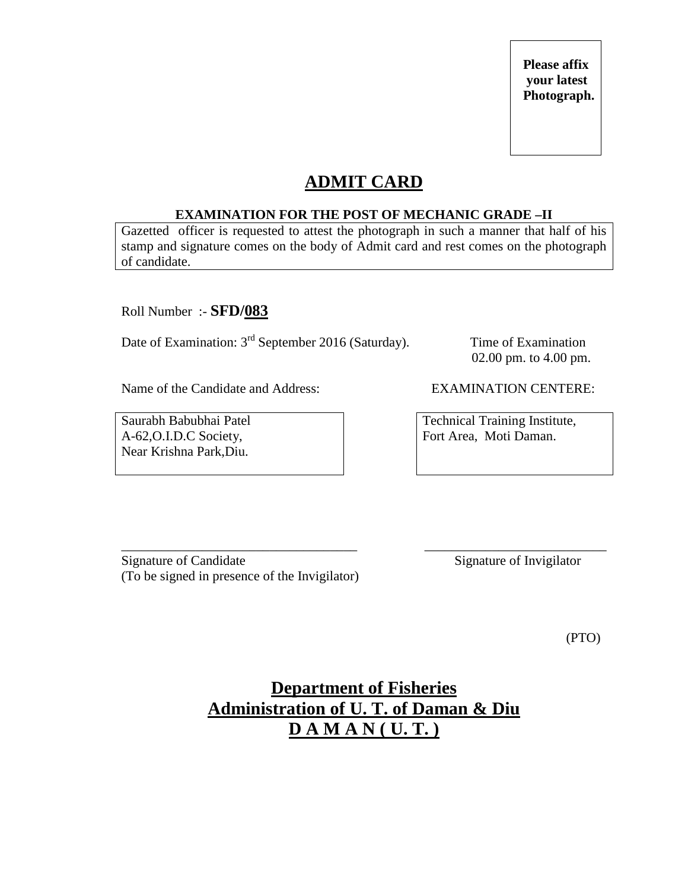**Please affix your latest Photograph.**

# ADMIT CARD

**EXAMINATION FOR THE POST OF MECHANIC GRADE –II**

Gazetted officer is requested to attest the photograph in such a manner that half of his stamp and signature comes on the body of Admit card and rest comes on the photograph of candidate.

Roll Number :- **SFD/083**

Date of Examination: 3rd September 2016 (Saturday).

Time of Examination
02.00 pm. to 4.00 pm.

Name of the Candidate and Address:

Saurabh Babubhai Patel
A-62,O.I.D.C Society,
Near Krishna Park,Diu.

EXAMINATION CENTERE:

Technical Training Institute,
Fort Area, Moti Daman.

___________________________________
Signature of Candidate
(To be signed in presence of the Invigilator)

___________________________
Signature of Invigilator

(PTO)

## Department of Fisheries
## Administration of U. T. of Daman & Diu
## D A M A N ( U. T. )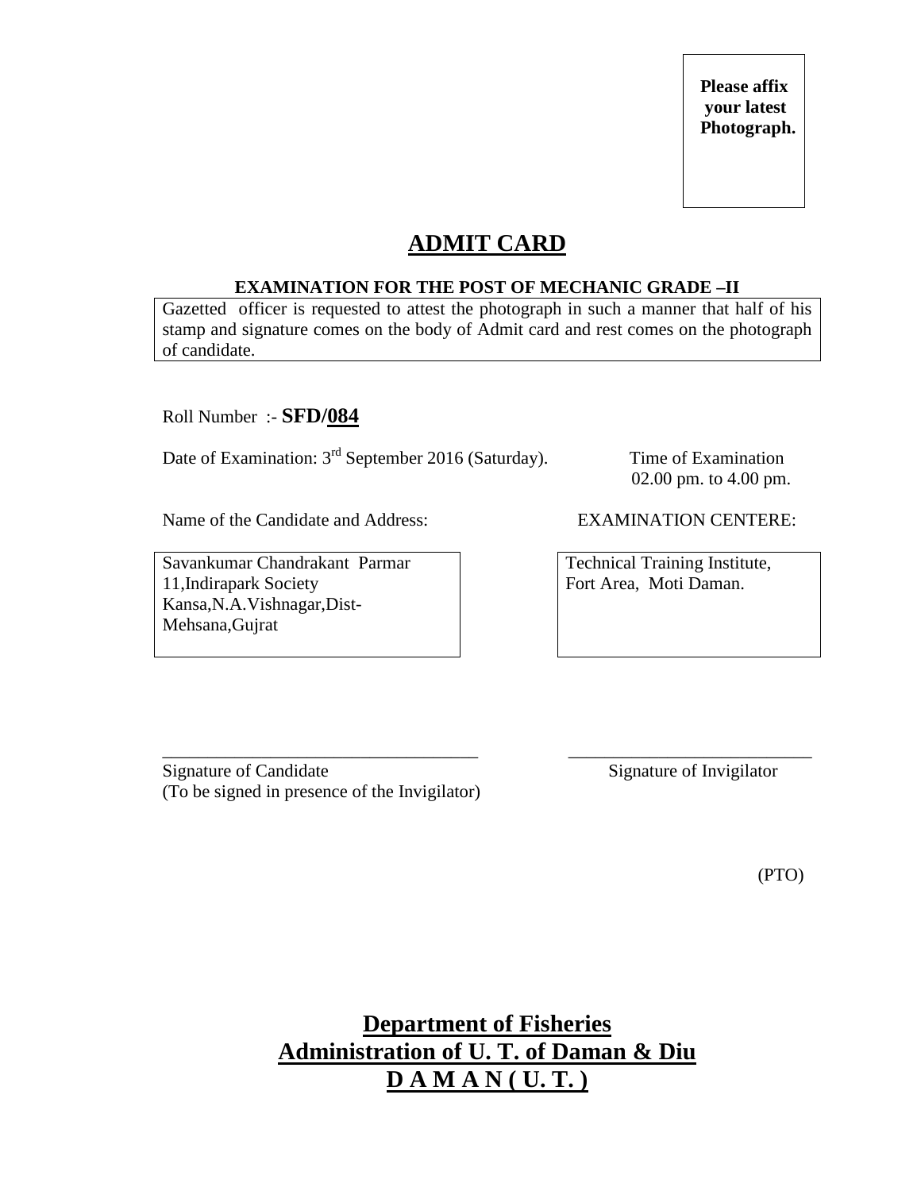**Please affix your latest Photograph.**

# ADMIT CARD

**EXAMINATION FOR THE POST OF MECHANIC GRADE –II**

Gazetted officer is requested to attest the photograph in such a manner that half of his stamp and signature comes on the body of Admit card and rest comes on the photograph of candidate.

Roll Number :- **SFD/084**

Date of Examination: 3rd September 2016 (Saturday).

Time of Examination
02.00 pm. to 4.00 pm.

| Name of the Candidate and Address: | EXAMINATION CENTERE: |
| --- | --- |
| Savankumar Chandrakant Parmar<br>11,Indirapark Society<br>Kansa,N.A.Vishnagar,Dist-Mehsana,Gujrat | Technical Training Institute,<br>Fort Area, Moti Daman. |

\_\_\_\_\_\_\_\_\_\_\_\_\_\_\_\_\_\_\_\_\_\_\_\_\_\_\_\_\_\_\_\_\_\_\_\_ \_\_\_\_\_\_\_\_\_\_\_\_\_\_\_\_\_\_\_\_\_\_\_\_\_\_\_\_

Signature of Candidate
(To be signed in presence of the Invigilator)

Signature of Invigilator

(PTO)

## Department of Fisheries
## Administration of U. T. of Daman & Diu
## D A M A N ( U. T. )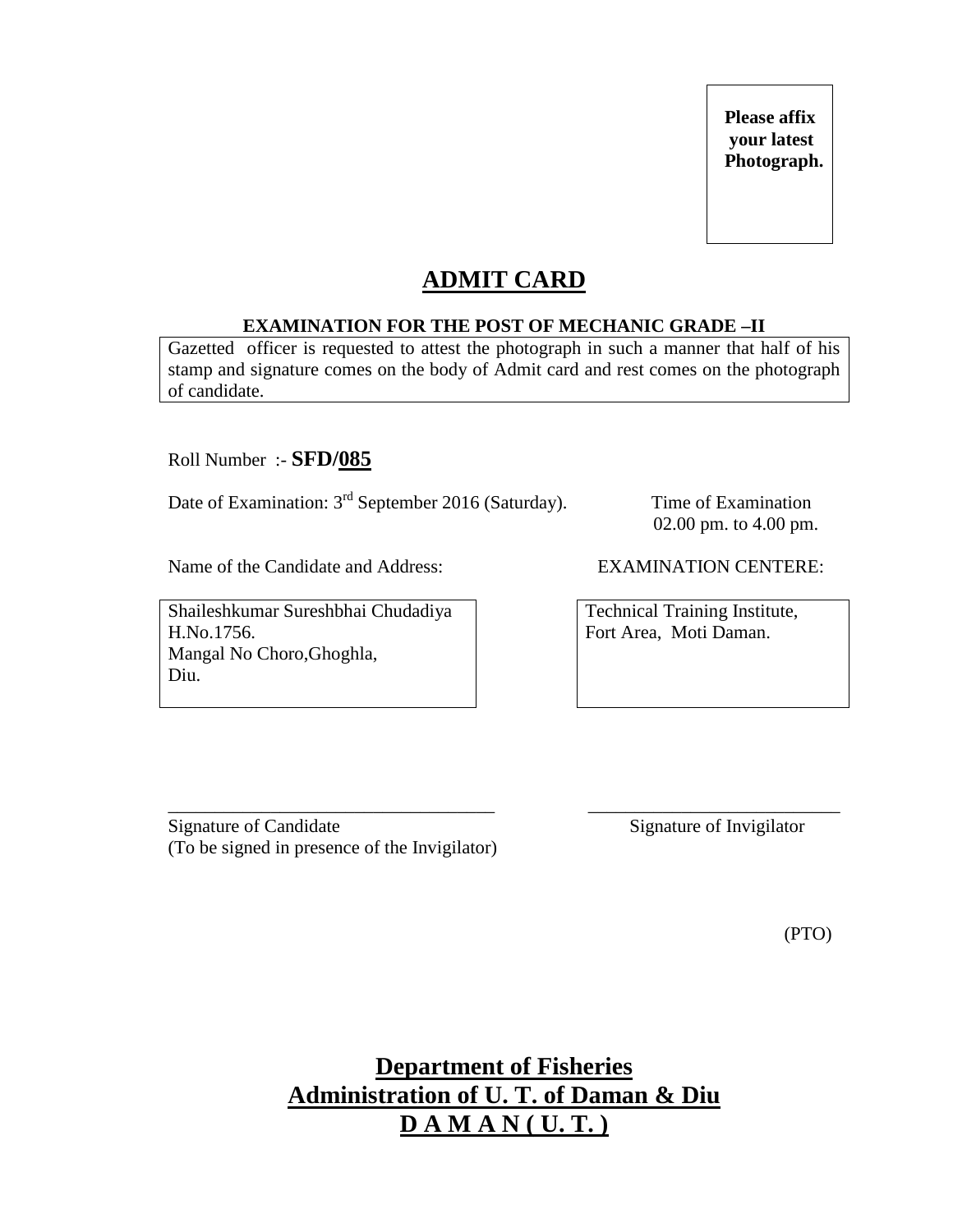**Please affix your latest Photograph.**

# ADMIT CARD

**EXAMINATION FOR THE POST OF MECHANIC GRADE –II**

Gazetted officer is requested to attest the photograph in such a manner that half of his stamp and signature comes on the body of Admit card and rest comes on the photograph of candidate.

Roll Number :- **SFD/085**

Date of Examination: 3rd September 2016 (Saturday).

Time of Examination
02.00 pm. to 4.00 pm.

Name of the Candidate and Address:

Shaileshkumar Sureshbhai Chudadiya
H.No.1756.
Mangal No Choro,Ghoghla,
Diu.

EXAMINATION CENTERE:

Technical Training Institute,
Fort Area, Moti Daman.

___________________________________
Signature of Candidate
(To be signed in presence of the Invigilator)

___________________________
Signature of Invigilator

(PTO)

## Department of Fisheries
## Administration of U. T. of Daman & Diu
## D A M A N ( U. T. )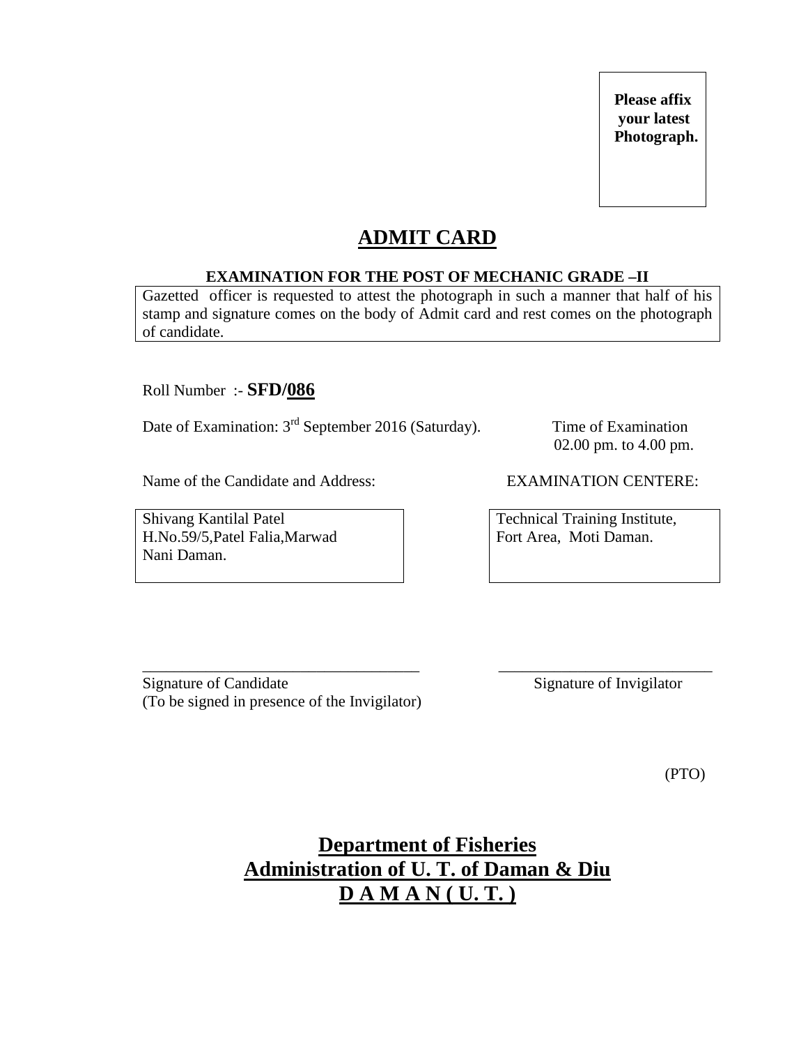**Please affix your latest Photograph.**

# ADMIT CARD

### EXAMINATION FOR THE POST OF MECHANIC GRADE –II

Gazetted officer is requested to attest the photograph in such a manner that half of his stamp and signature comes on the body of Admit card and rest comes on the photograph of candidate.

Roll Number :- **SFD/086**

Date of Examination: 3rd September 2016 (Saturday).

Time of Examination
02.00 pm. to 4.00 pm.

Name of the Candidate and Address:

Shivang Kantilal Patel
H.No.59/5,Patel Falia,Marwad
Nani Daman.

EXAMINATION CENTERE:

Technical Training Institute,
Fort Area, Moti Daman.

\_\_\_\_\_\_\_\_\_\_\_\_\_\_\_\_\_\_\_\_\_\_\_\_\_\_\_\_\_\_\_\_\_\_\_
Signature of Candidate
(To be signed in presence of the Invigilator)

\_\_\_\_\_\_\_\_\_\_\_\_\_\_\_\_\_\_\_\_\_\_\_\_\_\_\_\_\_
Signature of Invigilator

(PTO)

## Department of Fisheries
## Administration of U. T. of Daman & Diu
## D A M A N ( U. T. )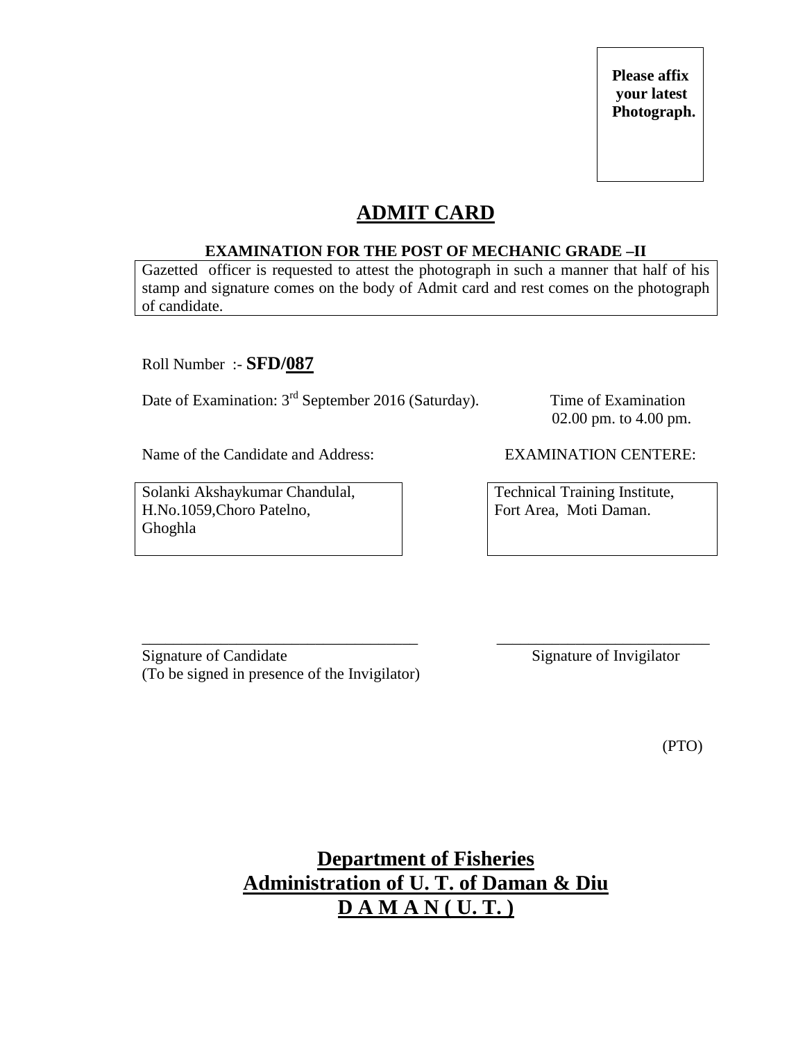**Please affix your latest Photograph.**

# ADMIT CARD

**EXAMINATION FOR THE POST OF MECHANIC GRADE –II**

Gazetted officer is requested to attest the photograph in such a manner that half of his stamp and signature comes on the body of Admit card and rest comes on the photograph of candidate.

Roll Number :- **SFD/087**

Date of Examination: 3rd September 2016 (Saturday).

Time of Examination 02.00 pm. to 4.00 pm.

| Name of the Candidate and Address: | EXAMINATION CENTERE: |
|---|---|
| Solanki Akshaykumar Chandulal, H.No.1059,Choro Patelno, Ghoghla | Technical Training Institute, Fort Area, Moti Daman. |

\_\_\_\_\_\_\_\_\_\_\_\_\_\_\_\_\_\_\_\_\_\_\_\_\_\_\_\_\_\_\_\_\_\_\_\_
Signature of Candidate
(To be signed in presence of the Invigilator)

\_\_\_\_\_\_\_\_\_\_\_\_\_\_\_\_\_\_\_\_\_\_\_\_\_\_\_\_
Signature of Invigilator

(PTO)

## Department of Fisheries
## Administration of U. T. of Daman & Diu
## D A M A N ( U. T. )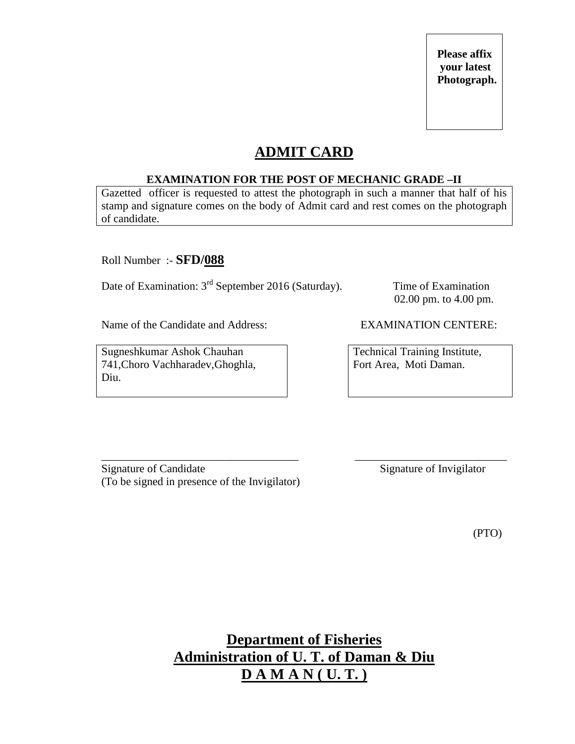**Please affix your latest Photograph.**

# ADMIT CARD

**EXAMINATION FOR THE POST OF MECHANIC GRADE –II**

Gazetted officer is requested to attest the photograph in such a manner that half of his stamp and signature comes on the body of Admit card and rest comes on the photograph of candidate.

Roll Number :- **SFD/088**

Date of Examination: 3rd September 2016 (Saturday).

Time of Examination
02.00 pm. to 4.00 pm.

Name of the Candidate and Address:

Sugneshkumar Ashok Chauhan
741,Choro Vachharadev,Ghoghla,
Diu.

EXAMINATION CENTERE:

Technical Training Institute,
Fort Area, Moti Daman.

___________________________________
Signature of Candidate
(To be signed in presence of the Invigilator)

___________________________
Signature of Invigilator

(PTO)

**Department of Fisheries**
**Administration of U. T. of Daman & Diu**
**D A M A N ( U. T. )**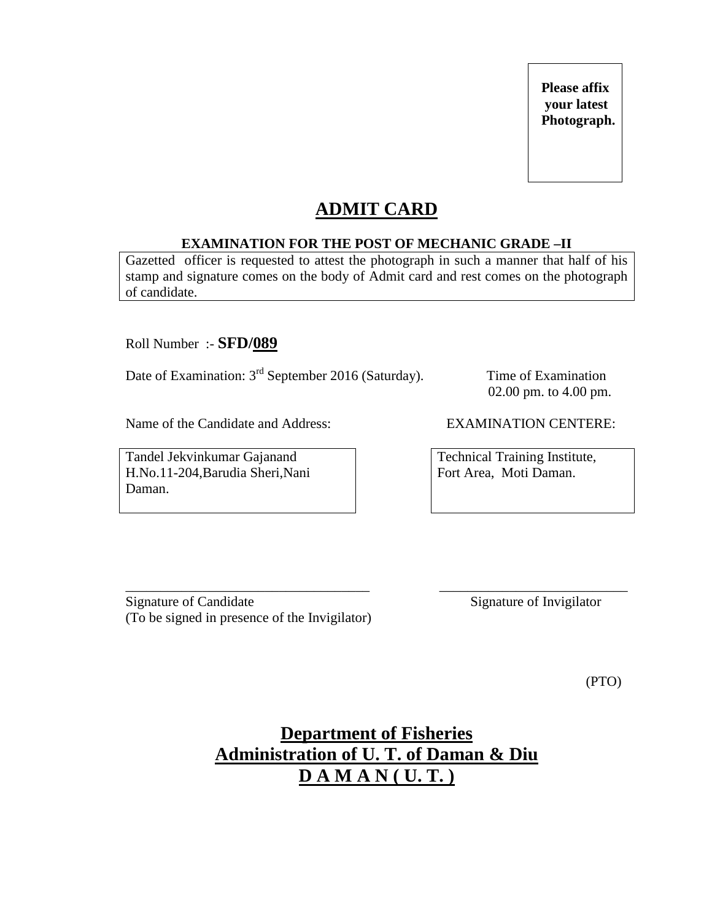**Please affix your latest Photograph.**

# ADMIT CARD

**EXAMINATION FOR THE POST OF MECHANIC GRADE –II**

Gazetted officer is requested to attest the photograph in such a manner that half of his stamp and signature comes on the body of Admit card and rest comes on the photograph of candidate.

Roll Number :- **SFD/089**

Date of Examination: 3rd September 2016 (Saturday).

Time of Examination 02.00 pm. to 4.00 pm.

Name of the Candidate and Address:

Tandel Jekvinkumar Gajanand
H.No.11-204,Barudia Sheri,Nani Daman.

EXAMINATION CENTERE:

Technical Training Institute,
Fort Area, Moti Daman.

___________________________________
Signature of Candidate
(To be signed in presence of the Invigilator)

___________________________
Signature of Invigilator

(PTO)

## Department of Fisheries
## Administration of U. T. of Daman & Diu
## D A M A N ( U. T. )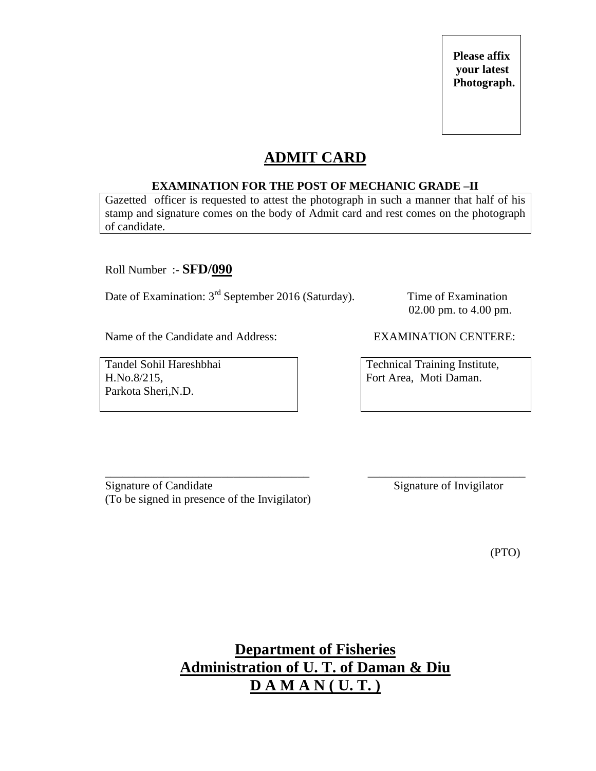Please affix
your latest
Photograph.

# ADMIT CARD

**EXAMINATION FOR THE POST OF MECHANIC GRADE –II**

Gazetted officer is requested to attest the photograph in such a manner that half of his stamp and signature comes on the body of Admit card and rest comes on the photograph of candidate.

Roll Number :- **SFD/090**

Date of Examination: 3rd September 2016 (Saturday).

Time of Examination
02.00 pm. to 4.00 pm.

Name of the Candidate and Address:

Tandel Sohil Hareshbhai
H.No.8/215,
Parkota Sheri,N.D.

EXAMINATION CENTERE:

Technical Training Institute,
Fort Area, Moti Daman.

\_\_\_\_\_\_\_\_\_\_\_\_\_\_\_\_\_\_\_\_\_\_\_\_\_\_\_\_\_\_\_\_\_\_\_
Signature of Candidate
(To be signed in presence of the Invigilator)

\_\_\_\_\_\_\_\_\_\_\_\_\_\_\_\_\_\_\_\_\_\_\_\_\_\_\_\_
Signature of Invigilator

(PTO)

**Department of Fisheries**
**Administration of U. T. of Daman & Diu**
**D A M A N ( U. T. )**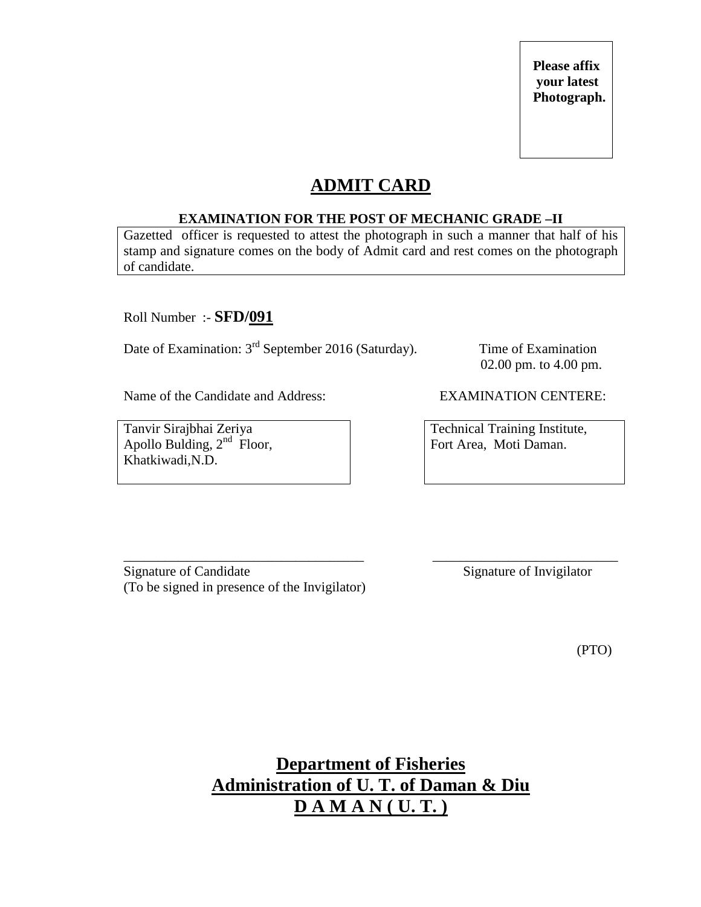**Please affix your latest Photograph.**

# ADMIT CARD

### EXAMINATION FOR THE POST OF MECHANIC GRADE –II

Gazetted officer is requested to attest the photograph in such a manner that half of his stamp and signature comes on the body of Admit card and rest comes on the photograph of candidate.

Roll Number :- **SFD/091**

Date of Examination: 3rd September 2016 (Saturday).

Time of Examination
02.00 pm. to 4.00 pm.

Name of the Candidate and Address:

Tanvir Sirajbhai Zeriya
Apollo Bulding, 2nd Floor,
Khatkiwadi,N.D.

EXAMINATION CENTERE:

Technical Training Institute,
Fort Area, Moti Daman.

\_\_\_\_\_\_\_\_\_\_\_\_\_\_\_\_\_\_\_\_\_\_\_\_\_\_\_\_\_\_\_\_\_\_\_
Signature of Candidate
(To be signed in presence of the Invigilator)

\_\_\_\_\_\_\_\_\_\_\_\_\_\_\_\_\_\_\_\_\_\_\_\_\_\_\_
Signature of Invigilator

(PTO)

**Department of Fisheries**
**Administration of U. T. of Daman & Diu**
**D A M A N ( U. T. )**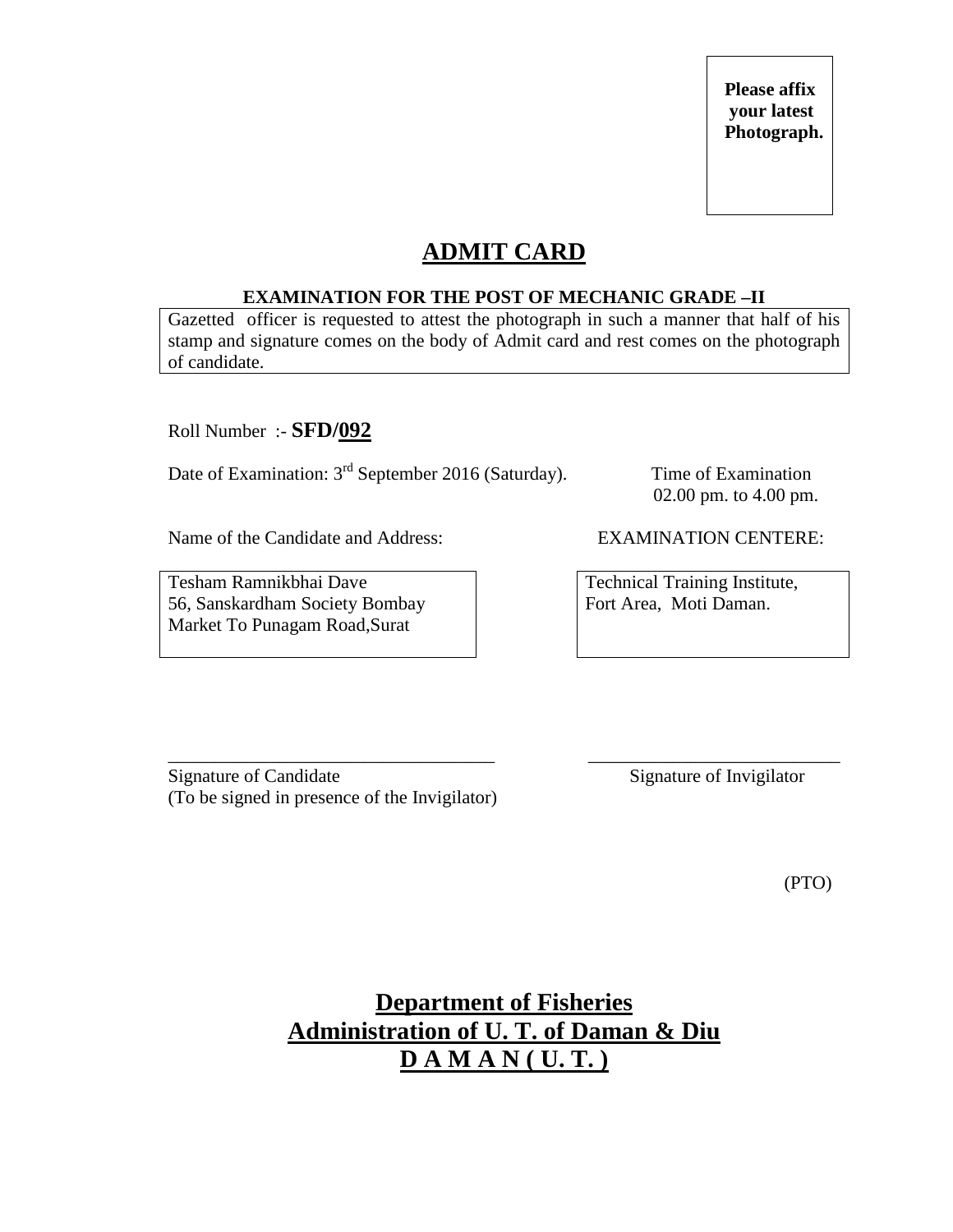**Please affix your latest Photograph.**

# ADMIT CARD

**EXAMINATION FOR THE POST OF MECHANIC GRADE –II**

Gazetted officer is requested to attest the photograph in such a manner that half of his stamp and signature comes on the body of Admit card and rest comes on the photograph of candidate.

Roll Number :- **SFD/092**

Date of Examination: 3rd September 2016 (Saturday).

Time of Examination 02.00 pm. to 4.00 pm.

Name of the Candidate and Address:

Tesham Ramnikbhai Dave
56, Sanskardham Society Bombay Market To Punagam Road,Surat

EXAMINATION CENTERE:

Technical Training Institute,
Fort Area, Moti Daman.

Signature of Candidate
(To be signed in presence of the Invigilator)

Signature of Invigilator

(PTO)

**Department of Fisheries**
**Administration of U. T. of Daman & Diu**
**D A M A N ( U. T. )**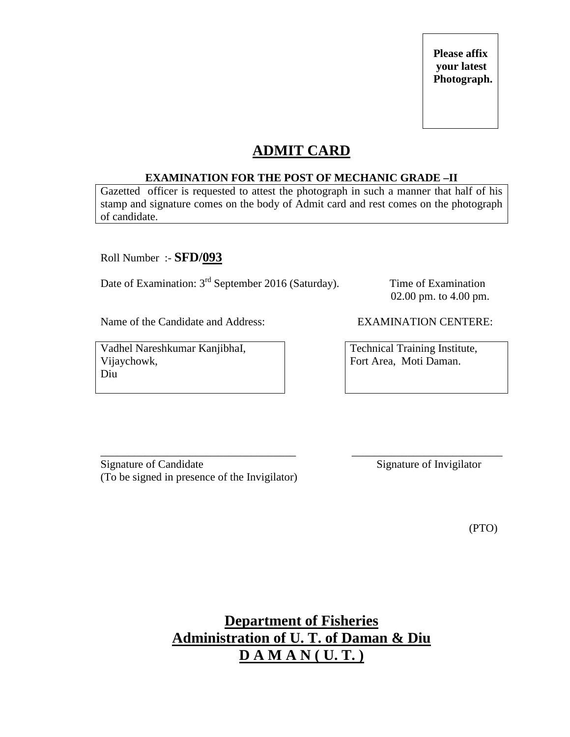**Please affix your latest Photograph.**

# ADMIT CARD

**EXAMINATION FOR THE POST OF MECHANIC GRADE –II**

Gazetted officer is requested to attest the photograph in such a manner that half of his stamp and signature comes on the body of Admit card and rest comes on the photograph of candidate.

Roll Number :- **SFD/093**

Date of Examination: 3rd September 2016 (Saturday).

Time of Examination 02.00 pm. to 4.00 pm.

Name of the Candidate and Address:

Vadhel Nareshkumar KanjibhaI,
Vijaychowk,
Diu

EXAMINATION CENTERE:

Technical Training Institute,
Fort Area, Moti Daman.

___________________________________
Signature of Candidate
(To be signed in presence of the Invigilator)

___________________________
Signature of Invigilator

(PTO)

**Department of Fisheries**
**Administration of U. T. of Daman & Diu**
**D A M A N ( U. T. )**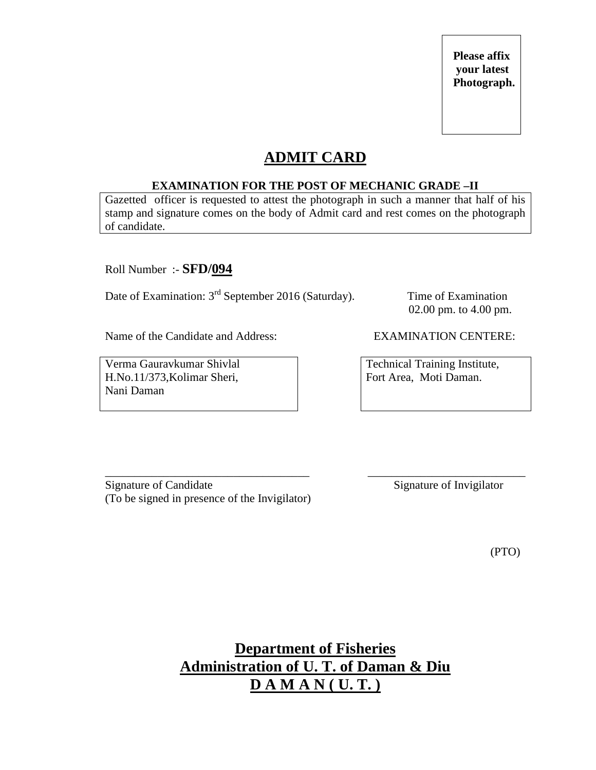**Please affix your latest Photograph.**

# ADMIT CARD

**EXAMINATION FOR THE POST OF MECHANIC GRADE –II**

Gazetted officer is requested to attest the photograph in such a manner that half of his stamp and signature comes on the body of Admit card and rest comes on the photograph of candidate.

Roll Number :- **SFD/094**

Date of Examination: 3rd September 2016 (Saturday).

Time of Examination 02.00 pm. to 4.00 pm.

| Name of the Candidate and Address: | EXAMINATION CENTERE: |
|---|---|
| Verma Gauravkumar Shivlal<br>H.No.11/373,Kolimar Sheri,<br>Nani Daman | Technical Training Institute,<br>Fort Area, Moti Daman. |

___________________________________
Signature of Candidate
(To be signed in presence of the Invigilator)

___________________________
Signature of Invigilator

(PTO)

**Department of Fisheries**
**Administration of U. T. of Daman & Diu**
**D A M A N ( U. T. )**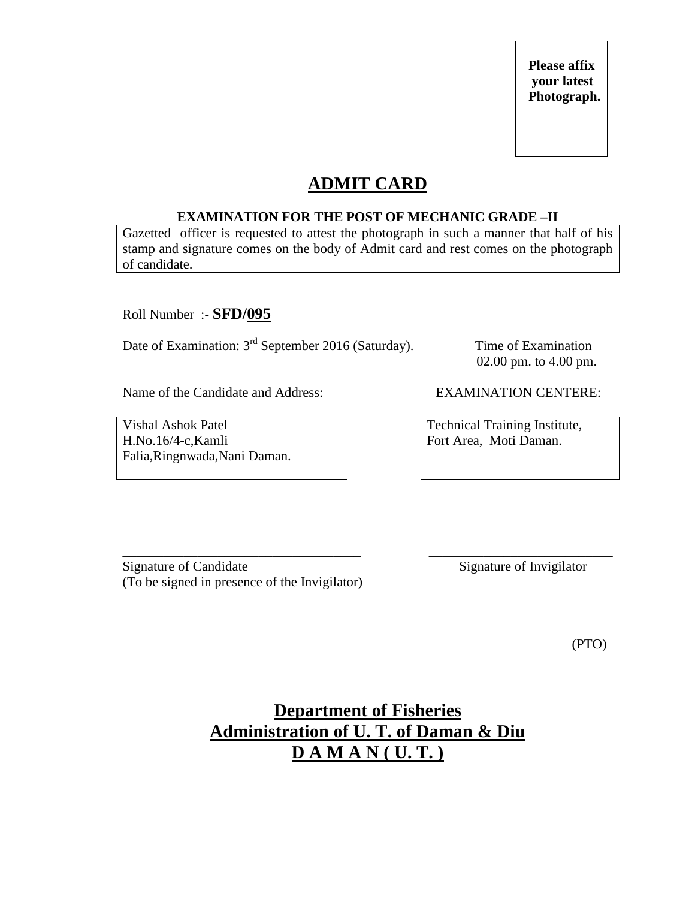**Please affix your latest Photograph.**

# ADMIT CARD

**EXAMINATION FOR THE POST OF MECHANIC GRADE –II**

Gazetted officer is requested to attest the photograph in such a manner that half of his stamp and signature comes on the body of Admit card and rest comes on the photograph of candidate.

Roll Number :- **SFD/095**

Date of Examination: 3rd September 2016 (Saturday).

Time of Examination 02.00 pm. to 4.00 pm.

Name of the Candidate and Address:

Vishal Ashok Patel
H.No.16/4-c,Kamli Falia,Ringnwada,Nani Daman.

EXAMINATION CENTERE:

Technical Training Institute,
Fort Area, Moti Daman.

\_\_\_\_\_\_\_\_\_\_\_\_\_\_\_\_\_\_\_\_\_\_\_\_\_\_\_\_\_\_\_\_\_\_\_
Signature of Candidate
(To be signed in presence of the Invigilator)

\_\_\_\_\_\_\_\_\_\_\_\_\_\_\_\_\_\_\_\_\_\_\_\_\_\_\_
Signature of Invigilator

(PTO)

## Department of Fisheries
## Administration of U. T. of Daman & Diu
## D A M A N ( U. T. )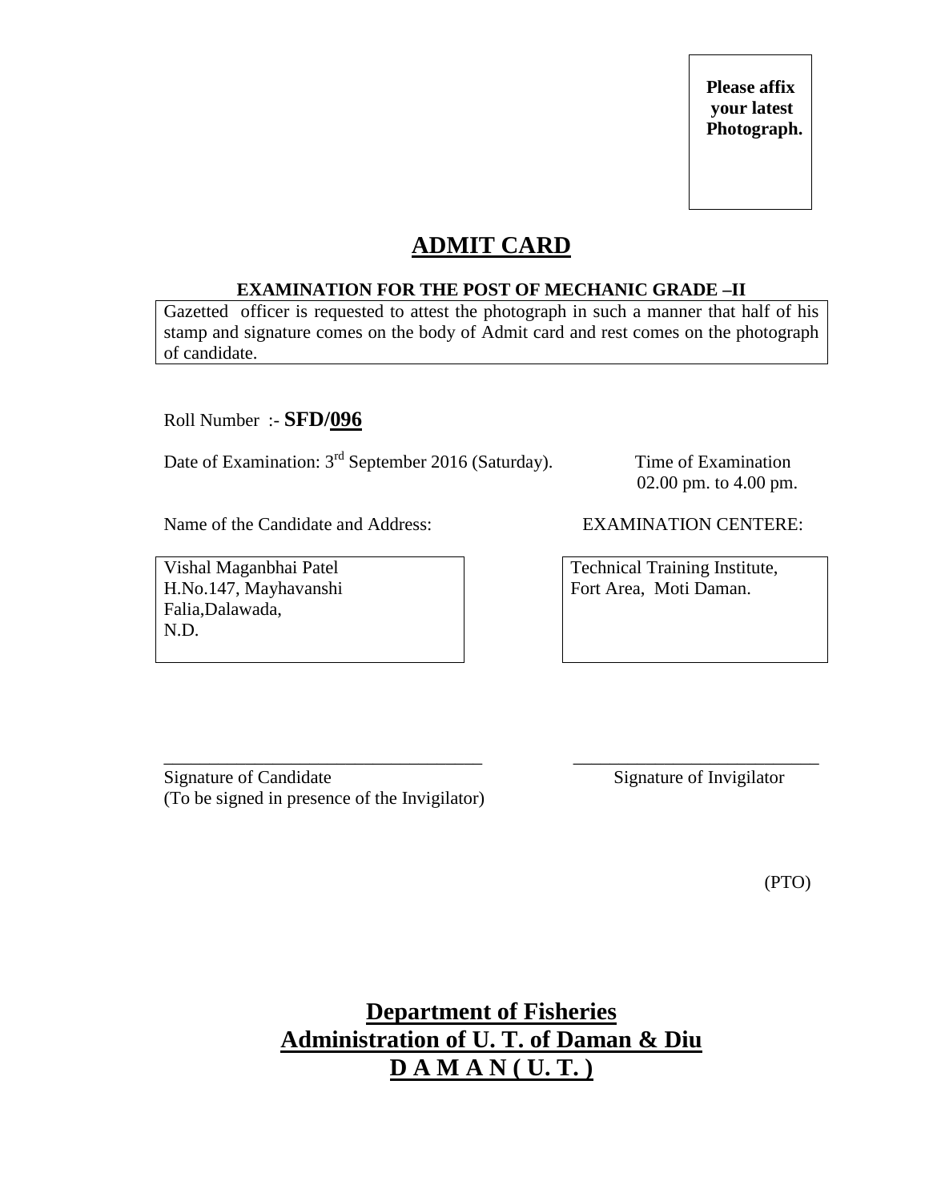**Please affix your latest Photograph.**

# ADMIT CARD

**EXAMINATION FOR THE POST OF MECHANIC GRADE –II**

Gazetted officer is requested to attest the photograph in such a manner that half of his stamp and signature comes on the body of Admit card and rest comes on the photograph of candidate.

Roll Number :- **SFD/096**

Date of Examination: 3rd September 2016 (Saturday).

Time of Examination
02.00 pm. to 4.00 pm.

Name of the Candidate and Address:

Vishal Maganbhai Patel
H.No.147, Mayhavanshi
Falia,Dalawada,
N.D.

EXAMINATION CENTERE:

Technical Training Institute,
Fort Area, Moti Daman.

\_\_\_\_\_\_\_\_\_\_\_\_\_\_\_\_\_\_\_\_\_\_\_\_\_\_\_\_\_\_\_\_\_\_\_
Signature of Candidate
(To be signed in presence of the Invigilator)

\_\_\_\_\_\_\_\_\_\_\_\_\_\_\_\_\_\_\_\_\_\_\_\_\_\_\_
Signature of Invigilator

(PTO)

## Department of Fisheries
## Administration of U. T. of Daman & Diu
## D A M A N ( U. T. )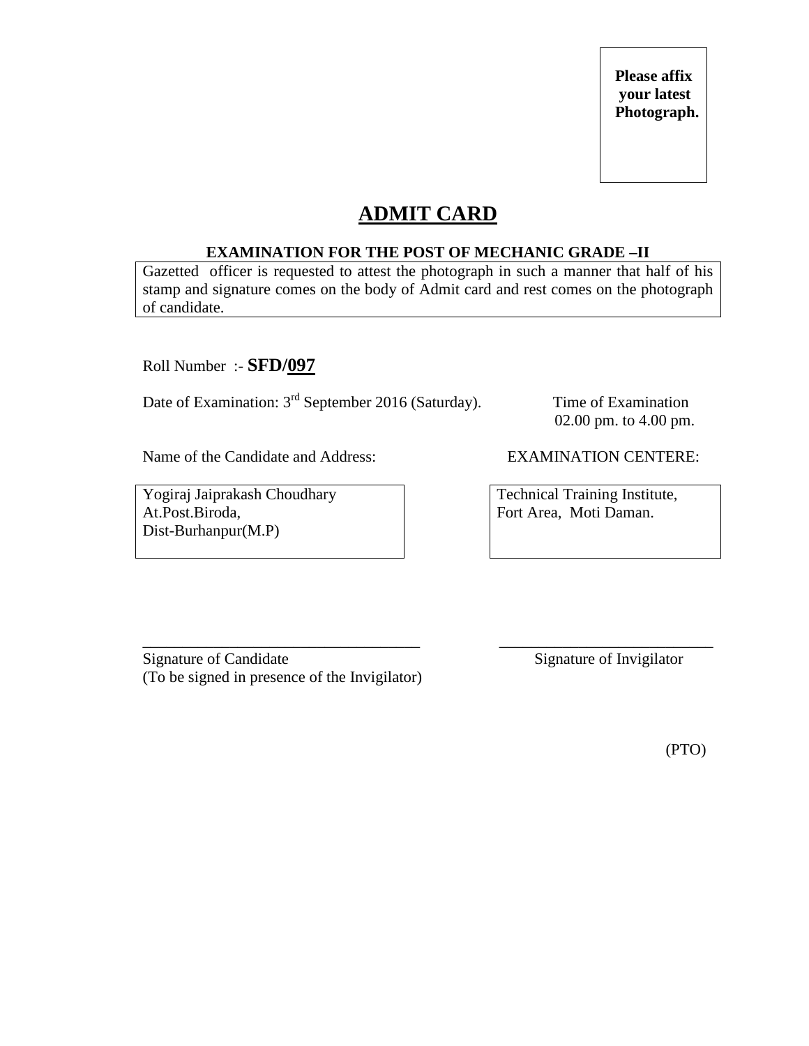**Please affix your latest Photograph.**

# ADMIT CARD

**EXAMINATION FOR THE POST OF MECHANIC GRADE –II**

Gazetted officer is requested to attest the photograph in such a manner that half of his stamp and signature comes on the body of Admit card and rest comes on the photograph of candidate.

Roll Number :- **SFD/097**

Date of Examination: 3rd September 2016 (Saturday).

Time of Examination
02.00 pm. to 4.00 pm.

| Name of the Candidate and Address: | EXAMINATION CENTERE: |
|---|---|
| Yogiraj Jaiprakash Choudhary<br>At.Post.Biroda,<br>Dist-Burhanpur(M.P) | Technical Training Institute,<br>Fort Area, Moti Daman. |

\_\_\_\_\_\_\_\_\_\_\_\_\_\_\_\_\_\_\_\_\_\_\_\_\_\_\_\_\_\_\_\_\_\_\_\_
Signature of Candidate
(To be signed in presence of the Invigilator)

\_\_\_\_\_\_\_\_\_\_\_\_\_\_\_\_\_\_\_\_\_\_\_\_\_\_\_\_
Signature of Invigilator

(PTO)